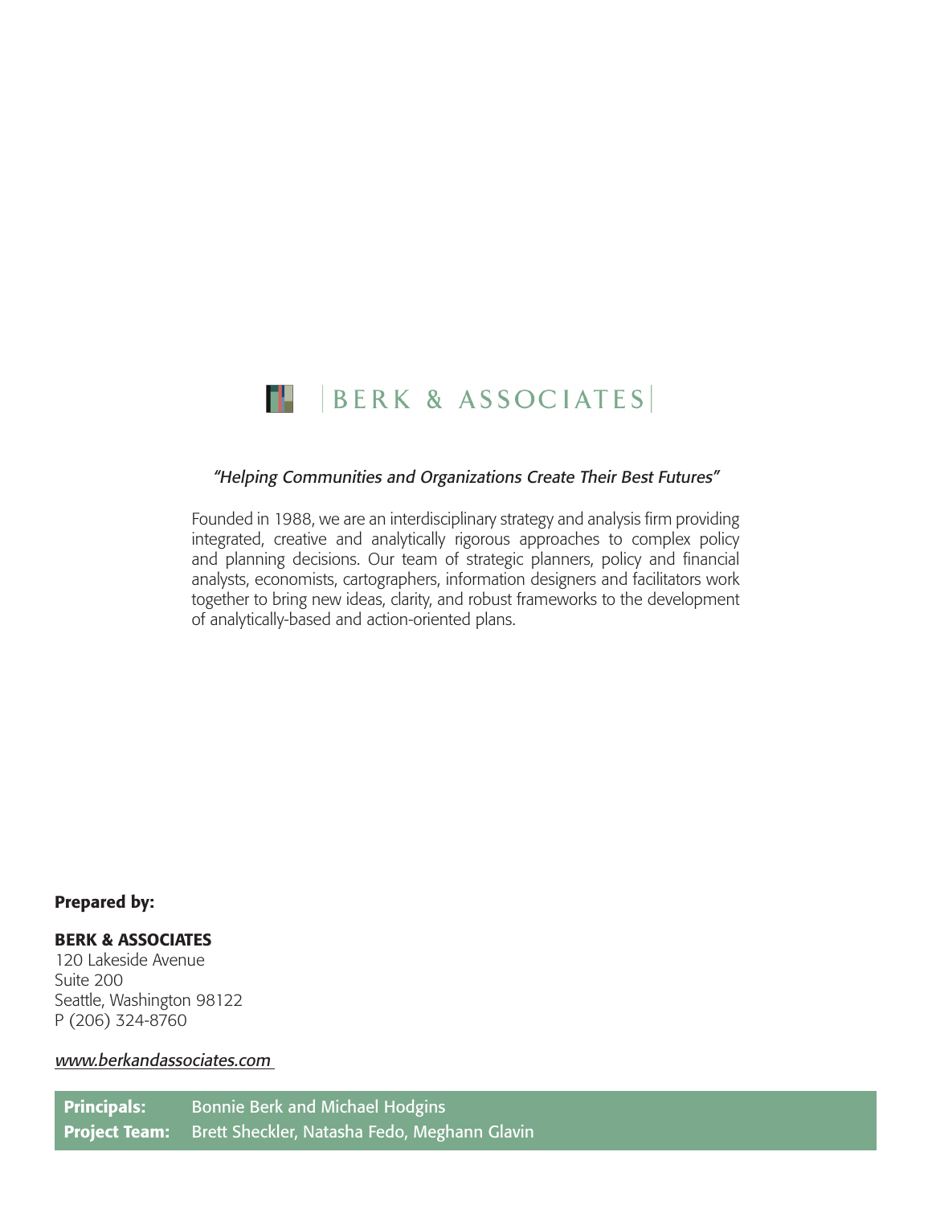# BERK & ASSOCIATES

*"Helping Communities and Organizations Create Their Best Futures"*

Founded in 1988, we are an interdisciplinary strategy and analysis firm providing integrated, creative and analytically rigorous approaches to complex policy and planning decisions. Our team of strategic planners, policy and financial analysts, economists, cartographers, information designers and facilitators work together to bring new ideas, clarity, and robust frameworks to the development of analytically-based and action-oriented plans.

**Prepared by:**

**BERK & ASSOCIATES**
120 Lakeside Avenue
Suite 200
Seattle, Washington 98122
P (206) 324-8760

*www.berkandassociates.com*

**Principals:** Bonnie Berk and Michael Hodgins
**Project Team:** Brett Sheckler, Natasha Fedo, Meghann Glavin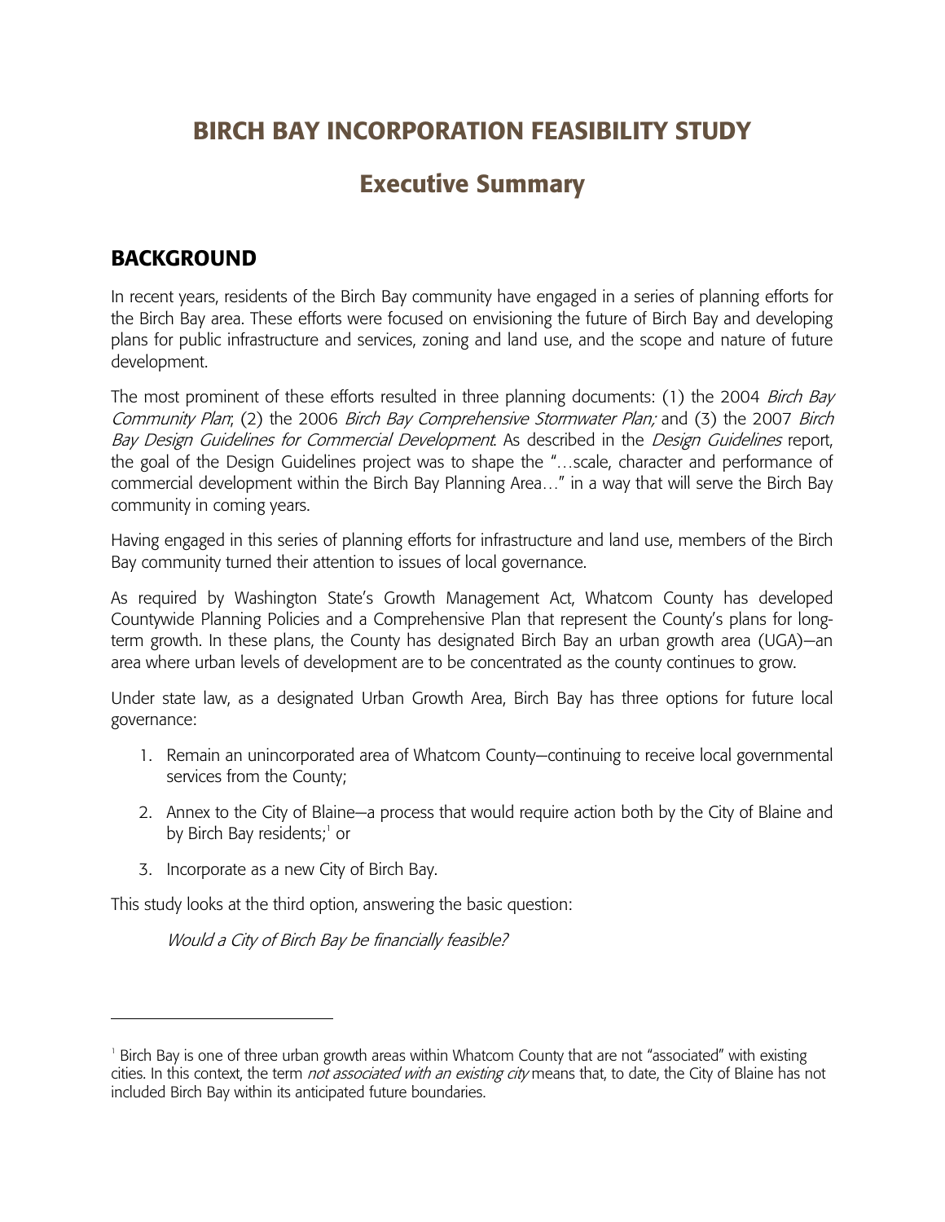# BIRCH BAY INCORPORATION FEASIBILITY STUDY

## Executive Summary

### BACKGROUND

In recent years, residents of the Birch Bay community have engaged in a series of planning efforts for the Birch Bay area. These efforts were focused on envisioning the future of Birch Bay and developing plans for public infrastructure and services, zoning and land use, and the scope and nature of future development.

The most prominent of these efforts resulted in three planning documents: (1) the 2004 *Birch Bay Community Plan*; (2) the 2006 *Birch Bay Comprehensive Stormwater Plan;* and (3) the 2007 *Birch Bay Design Guidelines for Commercial Development*. As described in the *Design Guidelines* report, the goal of the Design Guidelines project was to shape the "…scale, character and performance of commercial development within the Birch Bay Planning Area…" in a way that will serve the Birch Bay community in coming years.

Having engaged in this series of planning efforts for infrastructure and land use, members of the Birch Bay community turned their attention to issues of local governance.

As required by Washington State's Growth Management Act, Whatcom County has developed Countywide Planning Policies and a Comprehensive Plan that represent the County's plans for long-term growth. In these plans, the County has designated Birch Bay an urban growth area (UGA)—an area where urban levels of development are to be concentrated as the county continues to grow.

Under state law, as a designated Urban Growth Area, Birch Bay has three options for future local governance:

1. Remain an unincorporated area of Whatcom County—continuing to receive local governmental services from the County;
2. Annex to the City of Blaine—a process that would require action both by the City of Blaine and by Birch Bay residents;[1] or
3. Incorporate as a new City of Birch Bay.

This study looks at the third option, answering the basic question:

*Would a City of Birch Bay be financially feasible?*

---

[1] Birch Bay is one of three urban growth areas within Whatcom County that are not "associated" with existing cities. In this context, the term *not associated with an existing city* means that, to date, the City of Blaine has not included Birch Bay within its anticipated future boundaries.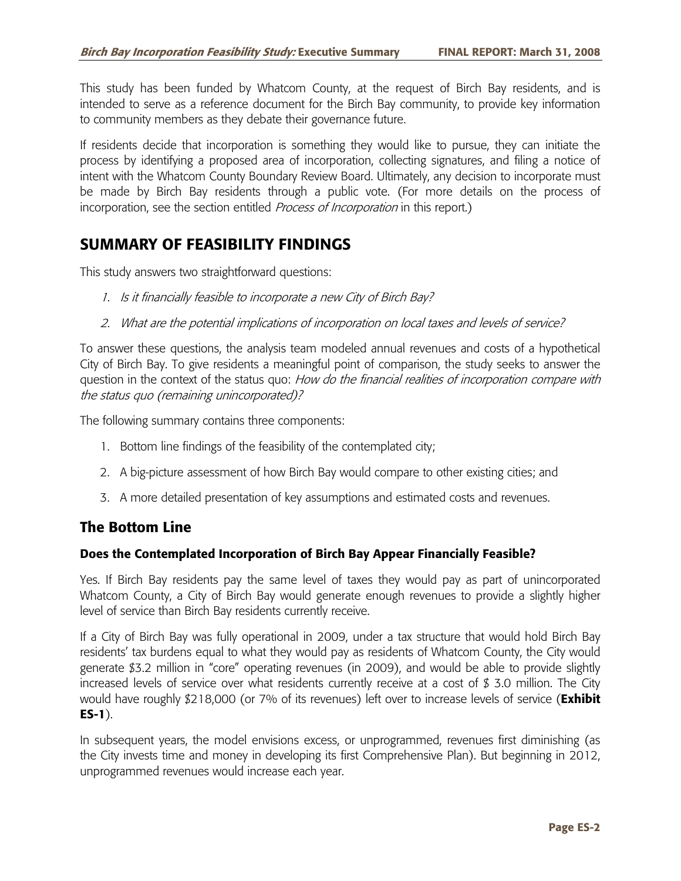This study has been funded by Whatcom County, at the request of Birch Bay residents, and is intended to serve as a reference document for the Birch Bay community, to provide key information to community members as they debate their governance future.

If residents decide that incorporation is something they would like to pursue, they can initiate the process by identifying a proposed area of incorporation, collecting signatures, and filing a notice of intent with the Whatcom County Boundary Review Board. Ultimately, any decision to incorporate must be made by Birch Bay residents through a public vote. (For more details on the process of incorporation, see the section entitled *Process of Incorporation* in this report.)

# SUMMARY OF FEASIBILITY FINDINGS

This study answers two straightforward questions:

1. *Is it financially feasible to incorporate a new City of Birch Bay?*
2. *What are the potential implications of incorporation on local taxes and levels of service?*

To answer these questions, the analysis team modeled annual revenues and costs of a hypothetical City of Birch Bay. To give residents a meaningful point of comparison, the study seeks to answer the question in the context of the status quo: *How do the financial realities of incorporation compare with the status quo (remaining unincorporated)?*

The following summary contains three components:

1. Bottom line findings of the feasibility of the contemplated city;
2. A big-picture assessment of how Birch Bay would compare to other existing cities; and
3. A more detailed presentation of key assumptions and estimated costs and revenues.

## The Bottom Line

### Does the Contemplated Incorporation of Birch Bay Appear Financially Feasible?

Yes. If Birch Bay residents pay the same level of taxes they would pay as part of unincorporated Whatcom County, a City of Birch Bay would generate enough revenues to provide a slightly higher level of service than Birch Bay residents currently receive.

If a City of Birch Bay was fully operational in 2009, under a tax structure that would hold Birch Bay residents' tax burdens equal to what they would pay as residents of Whatcom County, the City would generate $3.2 million in "core" operating revenues (in 2009), and would be able to provide slightly increased levels of service over what residents currently receive at a cost of $ 3.0 million. The City would have roughly $218,000 (or 7% of its revenues) left over to increase levels of service (**Exhibit ES-1**).

In subsequent years, the model envisions excess, or unprogrammed, revenues first diminishing (as the City invests time and money in developing its first Comprehensive Plan). But beginning in 2012, unprogrammed revenues would increase each year.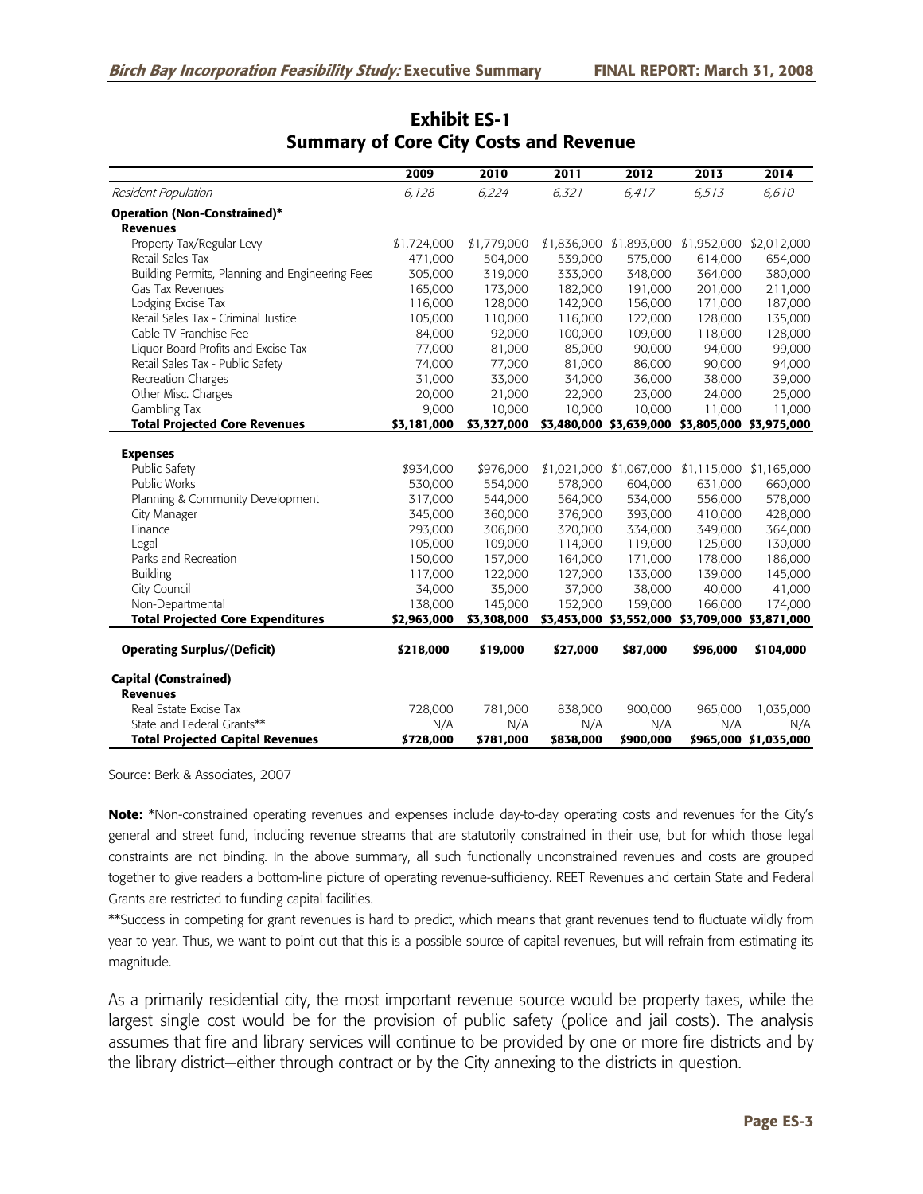## Exhibit ES-1
## Summary of Core City Costs and Revenue

| | 2009 | 2010 | 2011 | 2012 | 2013 | 2014 |
|---|---|---|---|---|---|---|
| *Resident Population* | *6,128* | *6,224* | *6,321* | *6,417* | *6,513* | *6,610* |
| **Operation (Non-Constrained)*** | | | | | | |
| **Revenues** | | | | | | |
| Property Tax/Regular Levy | $1,724,000 | $1,779,000 | $1,836,000 | $1,893,000 | $1,952,000 | $2,012,000 |
| Retail Sales Tax | 471,000 | 504,000 | 539,000 | 575,000 | 614,000 | 654,000 |
| Building Permits, Planning and Engineering Fees | 305,000 | 319,000 | 333,000 | 348,000 | 364,000 | 380,000 |
| Gas Tax Revenues | 165,000 | 173,000 | 182,000 | 191,000 | 201,000 | 211,000 |
| Lodging Excise Tax | 116,000 | 128,000 | 142,000 | 156,000 | 171,000 | 187,000 |
| Retail Sales Tax - Criminal Justice | 105,000 | 110,000 | 116,000 | 122,000 | 128,000 | 135,000 |
| Cable TV Franchise Fee | 84,000 | 92,000 | 100,000 | 109,000 | 118,000 | 128,000 |
| Liquor Board Profits and Excise Tax | 77,000 | 81,000 | 85,000 | 90,000 | 94,000 | 99,000 |
| Retail Sales Tax - Public Safety | 74,000 | 77,000 | 81,000 | 86,000 | 90,000 | 94,000 |
| Recreation Charges | 31,000 | 33,000 | 34,000 | 36,000 | 38,000 | 39,000 |
| Other Misc. Charges | 20,000 | 21,000 | 22,000 | 23,000 | 24,000 | 25,000 |
| Gambling Tax | 9,000 | 10,000 | 10,000 | 10,000 | 11,000 | 11,000 |
| **Total Projected Core Revenues** | **$3,181,000** | **$3,327,000** | **$3,480,000** | **$3,639,000** | **$3,805,000** | **$3,975,000** |
| **Expenses** | | | | | | |
| Public Safety | $934,000 | $976,000 | $1,021,000 | $1,067,000 | $1,115,000 | $1,165,000 |
| Public Works | 530,000 | 554,000 | 578,000 | 604,000 | 631,000 | 660,000 |
| Planning & Community Development | 317,000 | 544,000 | 564,000 | 534,000 | 556,000 | 578,000 |
| City Manager | 345,000 | 360,000 | 376,000 | 393,000 | 410,000 | 428,000 |
| Finance | 293,000 | 306,000 | 320,000 | 334,000 | 349,000 | 364,000 |
| Legal | 105,000 | 109,000 | 114,000 | 119,000 | 125,000 | 130,000 |
| Parks and Recreation | 150,000 | 157,000 | 164,000 | 171,000 | 178,000 | 186,000 |
| Building | 117,000 | 122,000 | 127,000 | 133,000 | 139,000 | 145,000 |
| City Council | 34,000 | 35,000 | 37,000 | 38,000 | 40,000 | 41,000 |
| Non-Departmental | 138,000 | 145,000 | 152,000 | 159,000 | 166,000 | 174,000 |
| **Total Projected Core Expenditures** | **$2,963,000** | **$3,308,000** | **$3,453,000** | **$3,552,000** | **$3,709,000** | **$3,871,000** |
| **Operating Surplus/(Deficit)** | **$218,000** | **$19,000** | **$27,000** | **$87,000** | **$96,000** | **$104,000** |
| **Capital (Constrained)** | | | | | | |
| **Revenues** | | | | | | |
| Real Estate Excise Tax | 728,000 | 781,000 | 838,000 | 900,000 | 965,000 | 1,035,000 |
| State and Federal Grants** | N/A | N/A | N/A | N/A | N/A | N/A |
| **Total Projected Capital Revenues** | **$728,000** | **$781,000** | **$838,000** | **$900,000** | **$965,000** | **$1,035,000** |

Source: Berk & Associates, 2007

**Note:** *Non-constrained operating revenues and expenses include day-to-day operating costs and revenues for the City's general and street fund, including revenue streams that are statutorily constrained in their use, but for which those legal constraints are not binding. In the above summary, all such functionally unconstrained revenues and costs are grouped together to give readers a bottom-line picture of operating revenue-sufficiency. REET Revenues and certain State and Federal Grants are restricted to funding capital facilities.

**Success in competing for grant revenues is hard to predict, which means that grant revenues tend to fluctuate wildly from year to year. Thus, we want to point out that this is a possible source of capital revenues, but will refrain from estimating its magnitude.

As a primarily residential city, the most important revenue source would be property taxes, while the largest single cost would be for the provision of public safety (police and jail costs). The analysis assumes that fire and library services will continue to be provided by one or more fire districts and by the library district—either through contract or by the City annexing to the districts in question.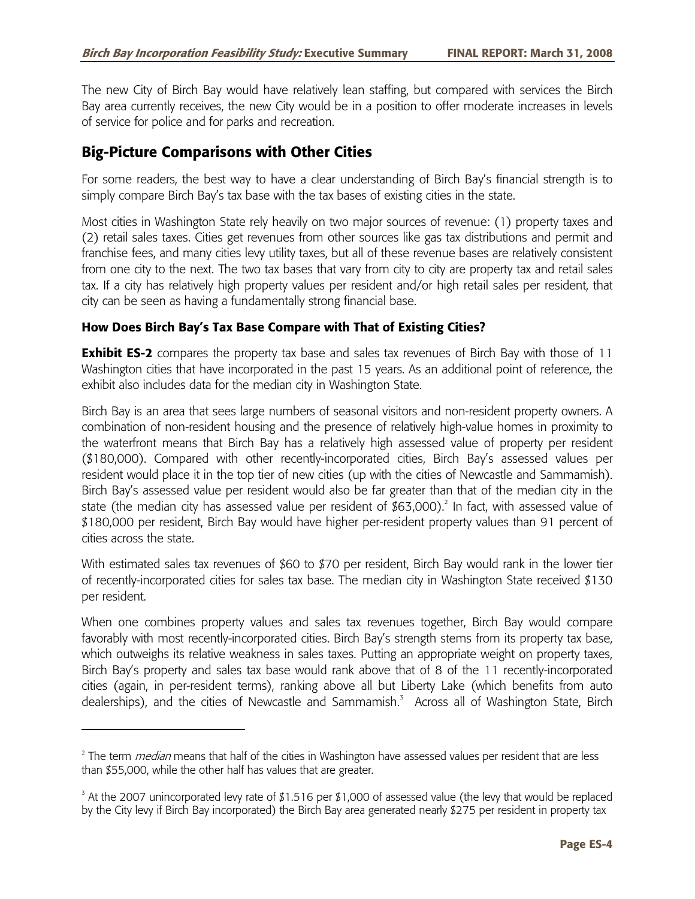The new City of Birch Bay would have relatively lean staffing, but compared with services the Birch Bay area currently receives, the new City would be in a position to offer moderate increases in levels of service for police and for parks and recreation.

## Big-Picture Comparisons with Other Cities

For some readers, the best way to have a clear understanding of Birch Bay's financial strength is to simply compare Birch Bay's tax base with the tax bases of existing cities in the state.

Most cities in Washington State rely heavily on two major sources of revenue: (1) property taxes and (2) retail sales taxes. Cities get revenues from other sources like gas tax distributions and permit and franchise fees, and many cities levy utility taxes, but all of these revenue bases are relatively consistent from one city to the next. The two tax bases that vary from city to city are property tax and retail sales tax. If a city has relatively high property values per resident and/or high retail sales per resident, that city can be seen as having a fundamentally strong financial base.

### How Does Birch Bay's Tax Base Compare with That of Existing Cities?

**Exhibit ES-2** compares the property tax base and sales tax revenues of Birch Bay with those of 11 Washington cities that have incorporated in the past 15 years. As an additional point of reference, the exhibit also includes data for the median city in Washington State.

Birch Bay is an area that sees large numbers of seasonal visitors and non-resident property owners. A combination of non-resident housing and the presence of relatively high-value homes in proximity to the waterfront means that Birch Bay has a relatively high assessed value of property per resident ($180,000). Compared with other recently-incorporated cities, Birch Bay's assessed values per resident would place it in the top tier of new cities (up with the cities of Newcastle and Sammamish). Birch Bay's assessed value per resident would also be far greater than that of the median city in the state (the median city has assessed value per resident of $63,000).[2] In fact, with assessed value of $180,000 per resident, Birch Bay would have higher per-resident property values than 91 percent of cities across the state.

With estimated sales tax revenues of $60 to $70 per resident, Birch Bay would rank in the lower tier of recently-incorporated cities for sales tax base. The median city in Washington State received $130 per resident.

When one combines property values and sales tax revenues together, Birch Bay would compare favorably with most recently-incorporated cities. Birch Bay's strength stems from its property tax base, which outweighs its relative weakness in sales taxes. Putting an appropriate weight on property taxes, Birch Bay's property and sales tax base would rank above that of 8 of the 11 recently-incorporated cities (again, in per-resident terms), ranking above all but Liberty Lake (which benefits from auto dealerships), and the cities of Newcastle and Sammamish.[3] Across all of Washington State, Birch

---

[2] The term *median* means that half of the cities in Washington have assessed values per resident that are less than $55,000, while the other half has values that are greater.

[3] At the 2007 unincorporated levy rate of $1.516 per $1,000 of assessed value (the levy that would be replaced by the City levy if Birch Bay incorporated) the Birch Bay area generated nearly $275 per resident in property tax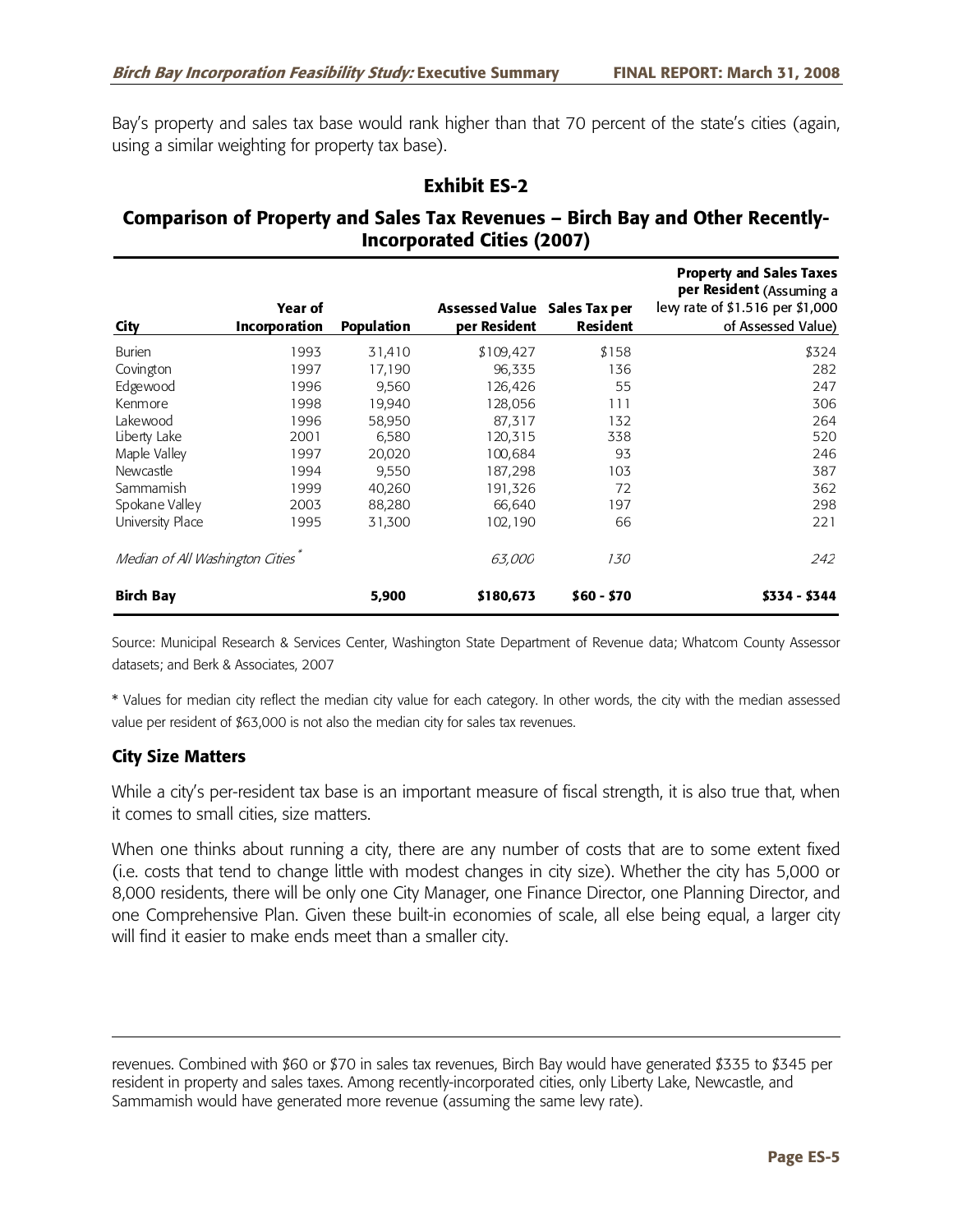Bay's property and sales tax base would rank higher than that 70 percent of the state's cities (again, using a similar weighting for property tax base).

## Exhibit ES-2

## Comparison of Property and Sales Tax Revenues – Birch Bay and Other Recently-Incorporated Cities (2007)

| City | Year of Incorporation | Population | Assessed Value per Resident | Sales Tax per Resident | Property and Sales Taxes per Resident (Assuming a levy rate of $1.516 per $1,000 of Assessed Value) |
|---|---|---|---|---|---|
| Burien | 1993 | 31,410 | $109,427 | $158 | $324 |
| Covington | 1997 | 17,190 | 96,335 | 136 | 282 |
| Edgewood | 1996 | 9,560 | 126,426 | 55 | 247 |
| Kenmore | 1998 | 19,940 | 128,056 | 111 | 306 |
| Lakewood | 1996 | 58,950 | 87,317 | 132 | 264 |
| Liberty Lake | 2001 | 6,580 | 120,315 | 338 | 520 |
| Maple Valley | 1997 | 20,020 | 100,684 | 93 | 246 |
| Newcastle | 1994 | 9,550 | 187,298 | 103 | 387 |
| Sammamish | 1999 | 40,260 | 191,326 | 72 | 362 |
| Spokane Valley | 2003 | 88,280 | 66,640 | 197 | 298 |
| University Place | 1995 | 31,300 | 102,190 | 66 | 221 |
| *Median of All Washington Cities** | | | *63,000* | *130* | *242* |
| **Birch Bay** | | **5,900** | **$180,673** | **$60 - $70** | **$334 - $344** |

Source: Municipal Research & Services Center, Washington State Department of Revenue data; Whatcom County Assessor datasets; and Berk & Associates, 2007

\* Values for median city reflect the median city value for each category. In other words, the city with the median assessed value per resident of $63,000 is not also the median city for sales tax revenues.

### City Size Matters

While a city's per-resident tax base is an important measure of fiscal strength, it is also true that, when it comes to small cities, size matters.

When one thinks about running a city, there are any number of costs that are to some extent fixed (i.e. costs that tend to change little with modest changes in city size). Whether the city has 5,000 or 8,000 residents, there will be only one City Manager, one Finance Director, one Planning Director, and one Comprehensive Plan. Given these built-in economies of scale, all else being equal, a larger city will find it easier to make ends meet than a smaller city.

---

revenues. Combined with $60 or $70 in sales tax revenues, Birch Bay would have generated $335 to $345 per resident in property and sales taxes. Among recently-incorporated cities, only Liberty Lake, Newcastle, and Sammamish would have generated more revenue (assuming the same levy rate).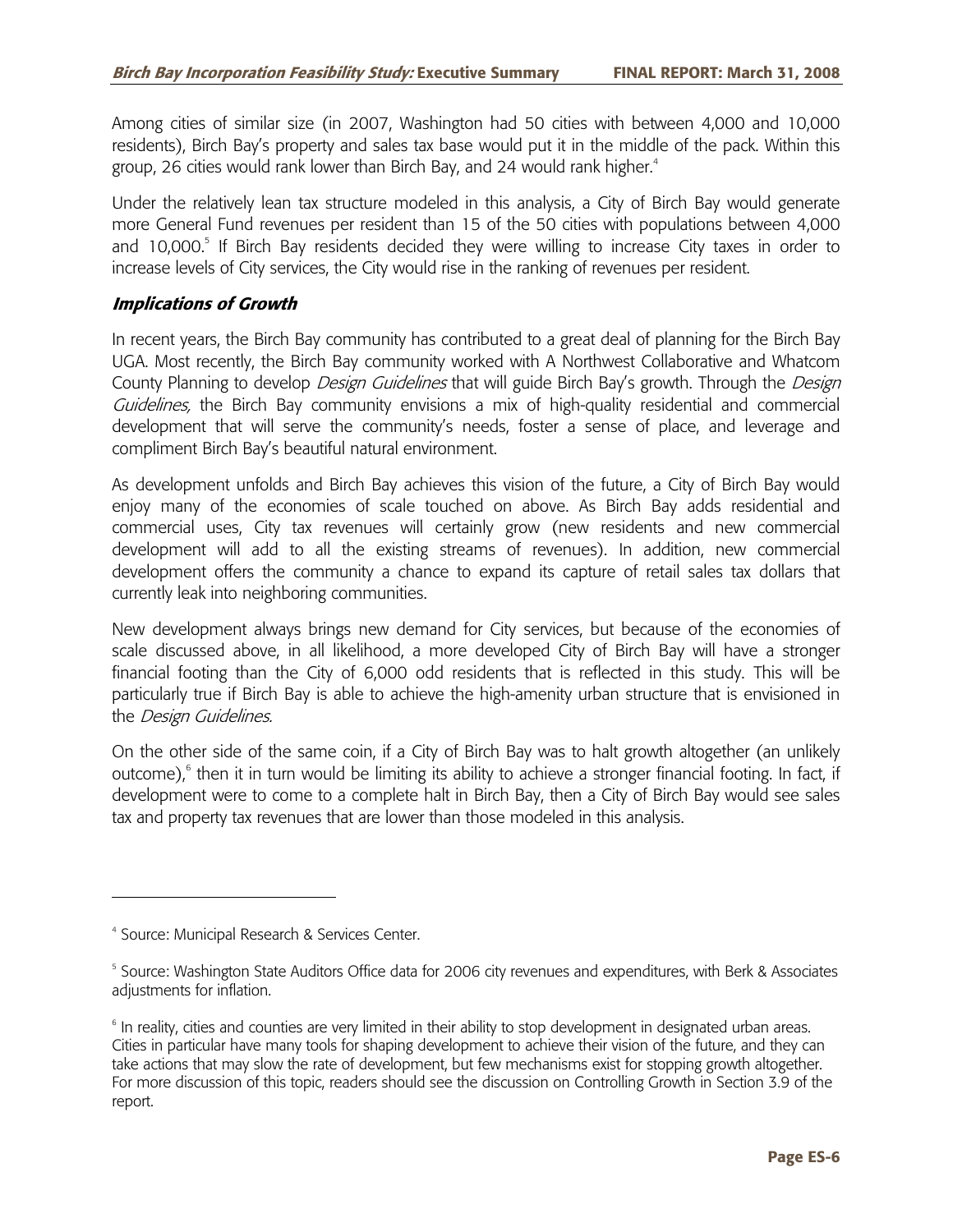Among cities of similar size (in 2007, Washington had 50 cities with between 4,000 and 10,000 residents), Birch Bay's property and sales tax base would put it in the middle of the pack. Within this group, 26 cities would rank lower than Birch Bay, and 24 would rank higher.[4]

Under the relatively lean tax structure modeled in this analysis, a City of Birch Bay would generate more General Fund revenues per resident than 15 of the 50 cities with populations between 4,000 and 10,000.[5] If Birch Bay residents decided they were willing to increase City taxes in order to increase levels of City services, the City would rise in the ranking of revenues per resident.

### *Implications of Growth*

In recent years, the Birch Bay community has contributed to a great deal of planning for the Birch Bay UGA. Most recently, the Birch Bay community worked with A Northwest Collaborative and Whatcom County Planning to develop *Design Guidelines* that will guide Birch Bay's growth. Through the *Design Guidelines,* the Birch Bay community envisions a mix of high-quality residential and commercial development that will serve the community's needs, foster a sense of place, and leverage and compliment Birch Bay's beautiful natural environment.

As development unfolds and Birch Bay achieves this vision of the future, a City of Birch Bay would enjoy many of the economies of scale touched on above. As Birch Bay adds residential and commercial uses, City tax revenues will certainly grow (new residents and new commercial development will add to all the existing streams of revenues). In addition, new commercial development offers the community a chance to expand its capture of retail sales tax dollars that currently leak into neighboring communities.

New development always brings new demand for City services, but because of the economies of scale discussed above, in all likelihood, a more developed City of Birch Bay will have a stronger financial footing than the City of 6,000 odd residents that is reflected in this study. This will be particularly true if Birch Bay is able to achieve the high-amenity urban structure that is envisioned in the *Design Guidelines.*

On the other side of the same coin, if a City of Birch Bay was to halt growth altogether (an unlikely outcome),[6] then it in turn would be limiting its ability to achieve a stronger financial footing. In fact, if development were to come to a complete halt in Birch Bay, then a City of Birch Bay would see sales tax and property tax revenues that are lower than those modeled in this analysis.

---

[4] Source: Municipal Research & Services Center.

[5] Source: Washington State Auditors Office data for 2006 city revenues and expenditures, with Berk & Associates adjustments for inflation.

[6] In reality, cities and counties are very limited in their ability to stop development in designated urban areas. Cities in particular have many tools for shaping development to achieve their vision of the future, and they can take actions that may slow the rate of development, but few mechanisms exist for stopping growth altogether. For more discussion of this topic, readers should see the discussion on Controlling Growth in Section 3.9 of the report.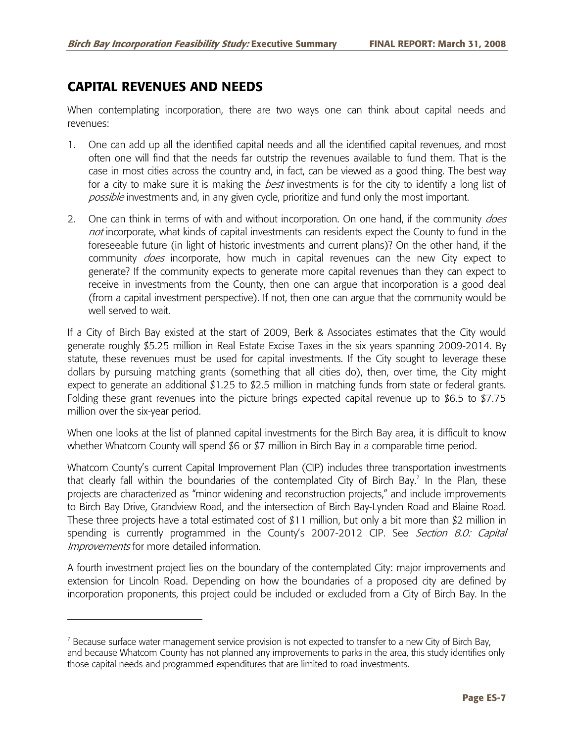## CAPITAL REVENUES AND NEEDS

When contemplating incorporation, there are two ways one can think about capital needs and revenues:

1. One can add up all the identified capital needs and all the identified capital revenues, and most often one will find that the needs far outstrip the revenues available to fund them. That is the case in most cities across the country and, in fact, can be viewed as a good thing. The best way for a city to make sure it is making the *best* investments is for the city to identify a long list of *possible* investments and, in any given cycle, prioritize and fund only the most important.
2. One can think in terms of with and without incorporation. On one hand, if the community *does not* incorporate, what kinds of capital investments can residents expect the County to fund in the foreseeable future (in light of historic investments and current plans)? On the other hand, if the community *does* incorporate, how much in capital revenues can the new City expect to generate? If the community expects to generate more capital revenues than they can expect to receive in investments from the County, then one can argue that incorporation is a good deal (from a capital investment perspective). If not, then one can argue that the community would be well served to wait.

If a City of Birch Bay existed at the start of 2009, Berk & Associates estimates that the City would generate roughly $5.25 million in Real Estate Excise Taxes in the six years spanning 2009-2014. By statute, these revenues must be used for capital investments. If the City sought to leverage these dollars by pursuing matching grants (something that all cities do), then, over time, the City might expect to generate an additional $1.25 to $2.5 million in matching funds from state or federal grants. Folding these grant revenues into the picture brings expected capital revenue up to $6.5 to $7.75 million over the six-year period.

When one looks at the list of planned capital investments for the Birch Bay area, it is difficult to know whether Whatcom County will spend $6 or $7 million in Birch Bay in a comparable time period.

Whatcom County's current Capital Improvement Plan (CIP) includes three transportation investments that clearly fall within the boundaries of the contemplated City of Birch Bay.[7] In the Plan, these projects are characterized as "minor widening and reconstruction projects," and include improvements to Birch Bay Drive, Grandview Road, and the intersection of Birch Bay-Lynden Road and Blaine Road. These three projects have a total estimated cost of $11 million, but only a bit more than $2 million in spending is currently programmed in the County's 2007-2012 CIP. See *Section 8.0: Capital Improvements* for more detailed information.

A fourth investment project lies on the boundary of the contemplated City: major improvements and extension for Lincoln Road. Depending on how the boundaries of a proposed city are defined by incorporation proponents, this project could be included or excluded from a City of Birch Bay. In the

[7] Because surface water management service provision is not expected to transfer to a new City of Birch Bay, and because Whatcom County has not planned any improvements to parks in the area, this study identifies only those capital needs and programmed expenditures that are limited to road investments.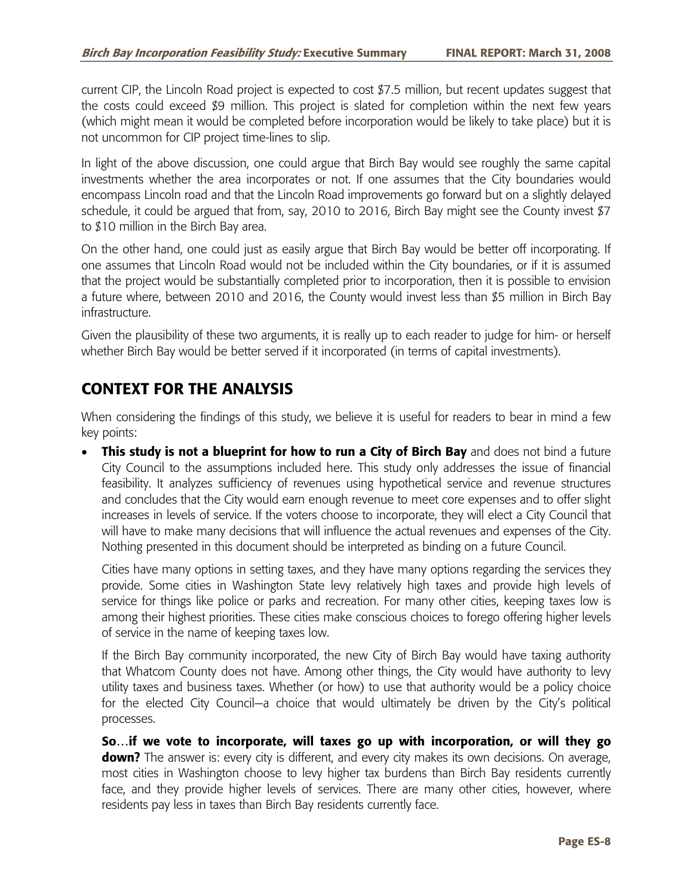current CIP, the Lincoln Road project is expected to cost $7.5 million, but recent updates suggest that the costs could exceed $9 million. This project is slated for completion within the next few years (which might mean it would be completed before incorporation would be likely to take place) but it is not uncommon for CIP project time-lines to slip.

In light of the above discussion, one could argue that Birch Bay would see roughly the same capital investments whether the area incorporates or not. If one assumes that the City boundaries would encompass Lincoln road and that the Lincoln Road improvements go forward but on a slightly delayed schedule, it could be argued that from, say, 2010 to 2016, Birch Bay might see the County invest $7 to $10 million in the Birch Bay area.

On the other hand, one could just as easily argue that Birch Bay would be better off incorporating. If one assumes that Lincoln Road would not be included within the City boundaries, or if it is assumed that the project would be substantially completed prior to incorporation, then it is possible to envision a future where, between 2010 and 2016, the County would invest less than $5 million in Birch Bay infrastructure.

Given the plausibility of these two arguments, it is really up to each reader to judge for him- or herself whether Birch Bay would be better served if it incorporated (in terms of capital investments).

## CONTEXT FOR THE ANALYSIS

When considering the findings of this study, we believe it is useful for readers to bear in mind a few key points:

- **This study is not a blueprint for how to run a City of Birch Bay** and does not bind a future City Council to the assumptions included here. This study only addresses the issue of financial feasibility. It analyzes sufficiency of revenues using hypothetical service and revenue structures and concludes that the City would earn enough revenue to meet core expenses and to offer slight increases in levels of service. If the voters choose to incorporate, they will elect a City Council that will have to make many decisions that will influence the actual revenues and expenses of the City. Nothing presented in this document should be interpreted as binding on a future Council.

  Cities have many options in setting taxes, and they have many options regarding the services they provide. Some cities in Washington State levy relatively high taxes and provide high levels of service for things like police or parks and recreation. For many other cities, keeping taxes low is among their highest priorities. These cities make conscious choices to forego offering higher levels of service in the name of keeping taxes low.

  If the Birch Bay community incorporated, the new City of Birch Bay would have taxing authority that Whatcom County does not have. Among other things, the City would have authority to levy utility taxes and business taxes. Whether (or how) to use that authority would be a policy choice for the elected City Council—a choice that would ultimately be driven by the City's political processes.

  **So…if we vote to incorporate, will taxes go up with incorporation, or will they go down?** The answer is: every city is different, and every city makes its own decisions. On average, most cities in Washington choose to levy higher tax burdens than Birch Bay residents currently face, and they provide higher levels of services. There are many other cities, however, where residents pay less in taxes than Birch Bay residents currently face.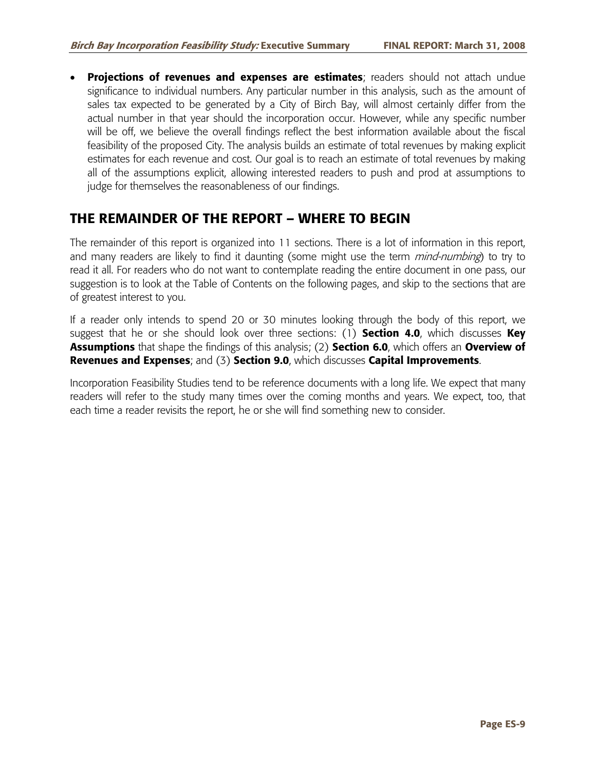- **Projections of revenues and expenses are estimates**; readers should not attach undue significance to individual numbers. Any particular number in this analysis, such as the amount of sales tax expected to be generated by a City of Birch Bay, will almost certainly differ from the actual number in that year should the incorporation occur. However, while any specific number will be off, we believe the overall findings reflect the best information available about the fiscal feasibility of the proposed City. The analysis builds an estimate of total revenues by making explicit estimates for each revenue and cost. Our goal is to reach an estimate of total revenues by making all of the assumptions explicit, allowing interested readers to push and prod at assumptions to judge for themselves the reasonableness of our findings.

## THE REMAINDER OF THE REPORT – WHERE TO BEGIN

The remainder of this report is organized into 11 sections. There is a lot of information in this report, and many readers are likely to find it daunting (some might use the term *mind-numbing*) to try to read it all. For readers who do not want to contemplate reading the entire document in one pass, our suggestion is to look at the Table of Contents on the following pages, and skip to the sections that are of greatest interest to you.

If a reader only intends to spend 20 or 30 minutes looking through the body of this report, we suggest that he or she should look over three sections: (1) **Section 4.0**, which discusses **Key Assumptions** that shape the findings of this analysis; (2) **Section 6.0**, which offers an **Overview of Revenues and Expenses**; and (3) **Section 9.0**, which discusses **Capital Improvements**.

Incorporation Feasibility Studies tend to be reference documents with a long life. We expect that many readers will refer to the study many times over the coming months and years. We expect, too, that each time a reader revisits the report, he or she will find something new to consider.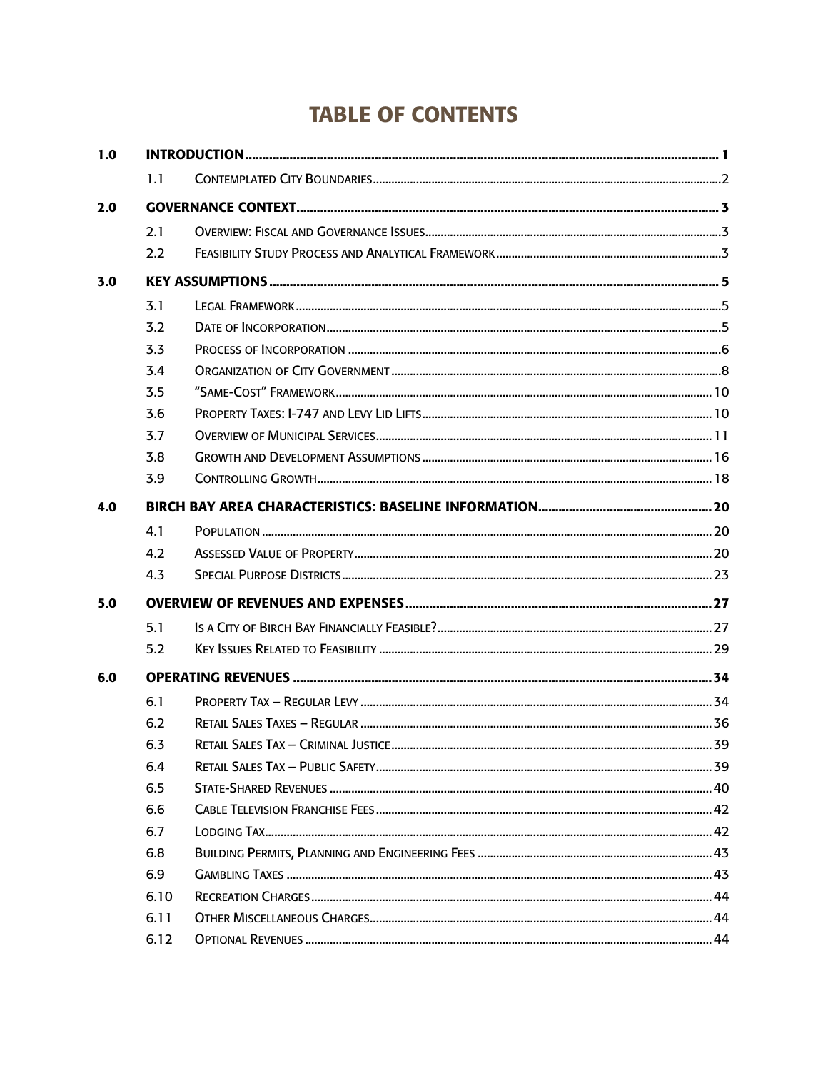# TABLE OF CONTENTS

| | | | |
|---|---|---|---|
| **1.0** | **INTRODUCTION** | | **1** |
| | 1.1 | Contemplated City Boundaries | 2 |
| **2.0** | **GOVERNANCE CONTEXT** | | **3** |
| | 2.1 | Overview: Fiscal and Governance Issues | 3 |
| | 2.2 | Feasibility Study Process and Analytical Framework | 3 |
| **3.0** | **KEY ASSUMPTIONS** | | **5** |
| | 3.1 | Legal Framework | 5 |
| | 3.2 | Date of Incorporation | 5 |
| | 3.3 | Process of Incorporation | 6 |
| | 3.4 | Organization of City Government | 8 |
| | 3.5 | "Same-Cost" Framework | 10 |
| | 3.6 | Property Taxes: I-747 and Levy Lid Lifts | 10 |
| | 3.7 | Overview of Municipal Services | 11 |
| | 3.8 | Growth and Development Assumptions | 16 |
| | 3.9 | Controlling Growth | 18 |
| **4.0** | **BIRCH BAY AREA CHARACTERISTICS: BASELINE INFORMATION** | | **20** |
| | 4.1 | Population | 20 |
| | 4.2 | Assessed Value of Property | 20 |
| | 4.3 | Special Purpose Districts | 23 |
| **5.0** | **OVERVIEW OF REVENUES AND EXPENSES** | | **27** |
| | 5.1 | Is a City of Birch Bay Financially Feasible? | 27 |
| | 5.2 | Key Issues Related to Feasibility | 29 |
| **6.0** | **OPERATING REVENUES** | | **34** |
| | 6.1 | Property Tax – Regular Levy | 34 |
| | 6.2 | Retail Sales Taxes – Regular | 36 |
| | 6.3 | Retail Sales Tax – Criminal Justice | 39 |
| | 6.4 | Retail Sales Tax – Public Safety | 39 |
| | 6.5 | State-Shared Revenues | 40 |
| | 6.6 | Cable Television Franchise Fees | 42 |
| | 6.7 | Lodging Tax | 42 |
| | 6.8 | Building Permits, Planning and Engineering Fees | 43 |
| | 6.9 | Gambling Taxes | 43 |
| | 6.10 | Recreation Charges | 44 |
| | 6.11 | Other Miscellaneous Charges | 44 |
| | 6.12 | Optional Revenues | 44 |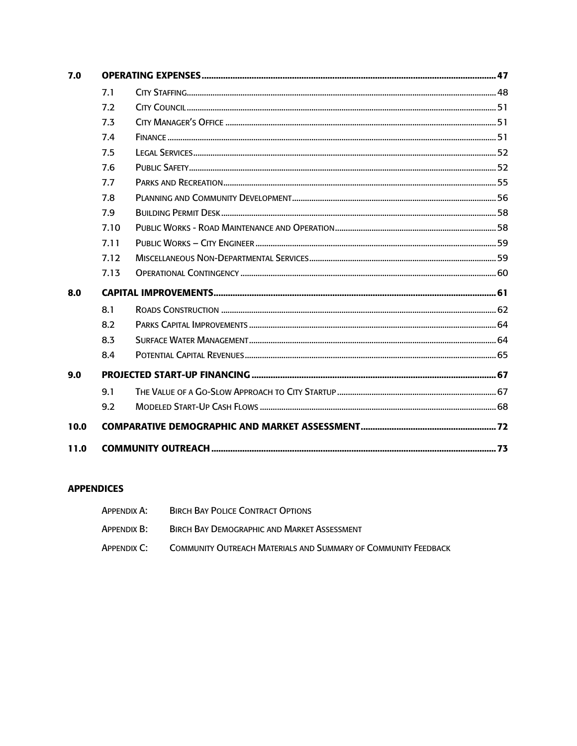| | | | |
|---|---|---|---|
| **7.0** | **OPERATING EXPENSES** | | **47** |
| | 7.1 | City Staffing | 48 |
| | 7.2 | City Council | 51 |
| | 7.3 | City Manager's Office | 51 |
| | 7.4 | Finance | 51 |
| | 7.5 | Legal Services | 52 |
| | 7.6 | Public Safety | 52 |
| | 7.7 | Parks and Recreation | 55 |
| | 7.8 | Planning and Community Development | 56 |
| | 7.9 | Building Permit Desk | 58 |
| | 7.10 | Public Works - Road Maintenance and Operation | 58 |
| | 7.11 | Public Works – City Engineer | 59 |
| | 7.12 | Miscellaneous Non-Departmental Services | 59 |
| | 7.13 | Operational Contingency | 60 |
| **8.0** | **CAPITAL IMPROVEMENTS** | | **61** |
| | 8.1 | Roads Construction | 62 |
| | 8.2 | Parks Capital Improvements | 64 |
| | 8.3 | Surface Water Management | 64 |
| | 8.4 | Potential Capital Revenues | 65 |
| **9.0** | **PROJECTED START-UP FINANCING** | | **67** |
| | 9.1 | The Value of a Go-Slow Approach to City Startup | 67 |
| | 9.2 | Modeled Start-Up Cash Flows | 68 |
| **10.0** | **COMPARATIVE DEMOGRAPHIC AND MARKET ASSESSMENT** | | **72** |
| **11.0** | **COMMUNITY OUTREACH** | | **73** |

**APPENDICES**

Appendix A: Birch Bay Police Contract Options

Appendix B: Birch Bay Demographic and Market Assessment

Appendix C: Community Outreach Materials and Summary of Community Feedback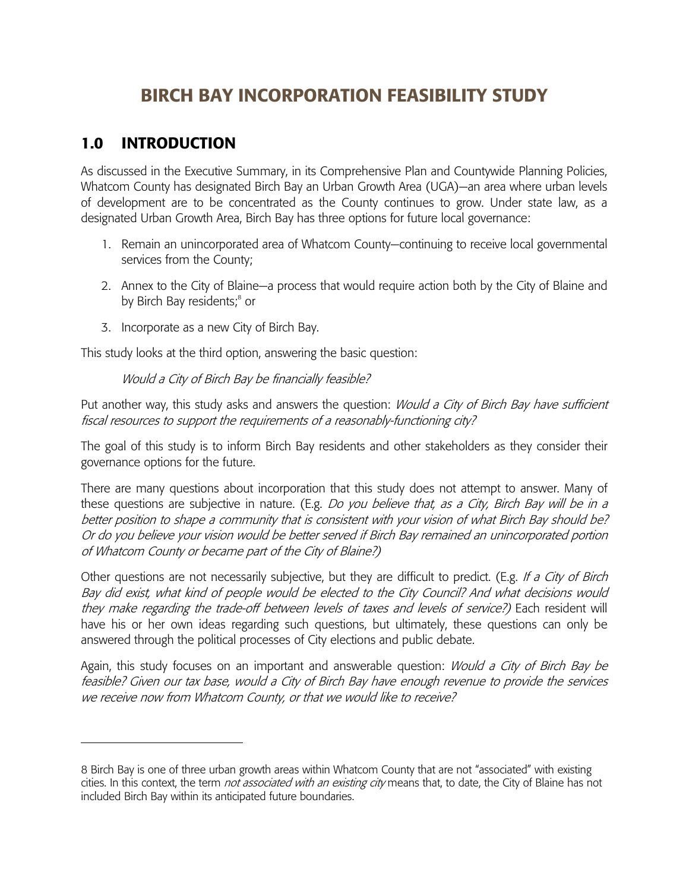# BIRCH BAY INCORPORATION FEASIBILITY STUDY

## 1.0 INTRODUCTION

As discussed in the Executive Summary, in its Comprehensive Plan and Countywide Planning Policies, Whatcom County has designated Birch Bay an Urban Growth Area (UGA)—an area where urban levels of development are to be concentrated as the County continues to grow. Under state law, as a designated Urban Growth Area, Birch Bay has three options for future local governance:

1. Remain an unincorporated area of Whatcom County—continuing to receive local governmental services from the County;
2. Annex to the City of Blaine—a process that would require action both by the City of Blaine and by Birch Bay residents;[8] or
3. Incorporate as a new City of Birch Bay.

This study looks at the third option, answering the basic question:

*Would a City of Birch Bay be financially feasible?*

Put another way, this study asks and answers the question: *Would a City of Birch Bay have sufficient fiscal resources to support the requirements of a reasonably-functioning city?*

The goal of this study is to inform Birch Bay residents and other stakeholders as they consider their governance options for the future.

There are many questions about incorporation that this study does not attempt to answer. Many of these questions are subjective in nature. (E.g. *Do you believe that, as a City, Birch Bay will be in a better position to shape a community that is consistent with your vision of what Birch Bay should be? Or do you believe your vision would be better served if Birch Bay remained an unincorporated portion of Whatcom County or became part of the City of Blaine?)*

Other questions are not necessarily subjective, but they are difficult to predict. (E.g. *If a City of Birch Bay did exist, what kind of people would be elected to the City Council? And what decisions would they make regarding the trade-off between levels of taxes and levels of service?)* Each resident will have his or her own ideas regarding such questions, but ultimately, these questions can only be answered through the political processes of City elections and public debate.

Again, this study focuses on an important and answerable question: *Would a City of Birch Bay be feasible? Given our tax base, would a City of Birch Bay have enough revenue to provide the services we receive now from Whatcom County, or that we would like to receive?*

---

8 Birch Bay is one of three urban growth areas within Whatcom County that are not "associated" with existing cities. In this context, the term *not associated with an existing city* means that, to date, the City of Blaine has not included Birch Bay within its anticipated future boundaries.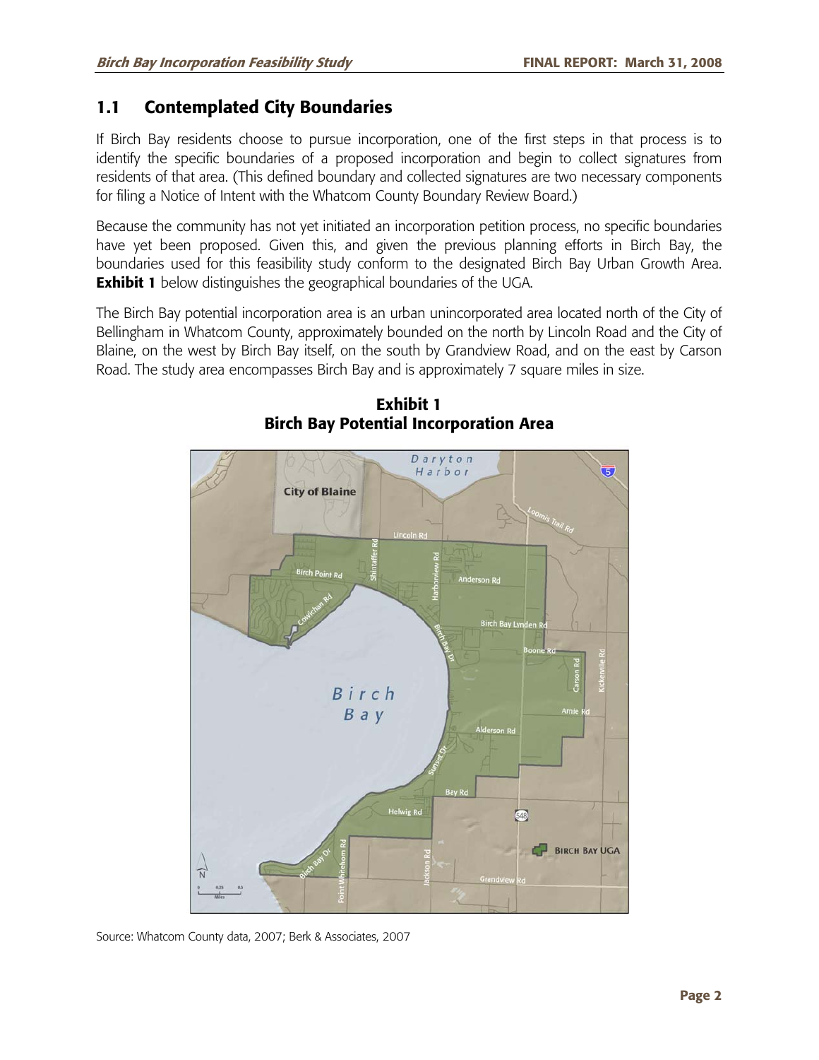## 1.1 Contemplated City Boundaries

If Birch Bay residents choose to pursue incorporation, one of the first steps in that process is to identify the specific boundaries of a proposed incorporation and begin to collect signatures from residents of that area. (This defined boundary and collected signatures are two necessary components for filing a Notice of Intent with the Whatcom County Boundary Review Board.)

Because the community has not yet initiated an incorporation petition process, no specific boundaries have yet been proposed. Given this, and given the previous planning efforts in Birch Bay, the boundaries used for this feasibility study conform to the designated Birch Bay Urban Growth Area. **Exhibit 1** below distinguishes the geographical boundaries of the UGA.

The Birch Bay potential incorporation area is an urban unincorporated area located north of the City of Bellingham in Whatcom County, approximately bounded on the north by Lincoln Road and the City of Blaine, on the west by Birch Bay itself, on the south by Grandview Road, and on the east by Carson Road. The study area encompasses Birch Bay and is approximately 7 square miles in size.

**Exhibit 1**
**Birch Bay Potential Incorporation Area**

Source: Whatcom County data, 2007; Berk & Associates, 2007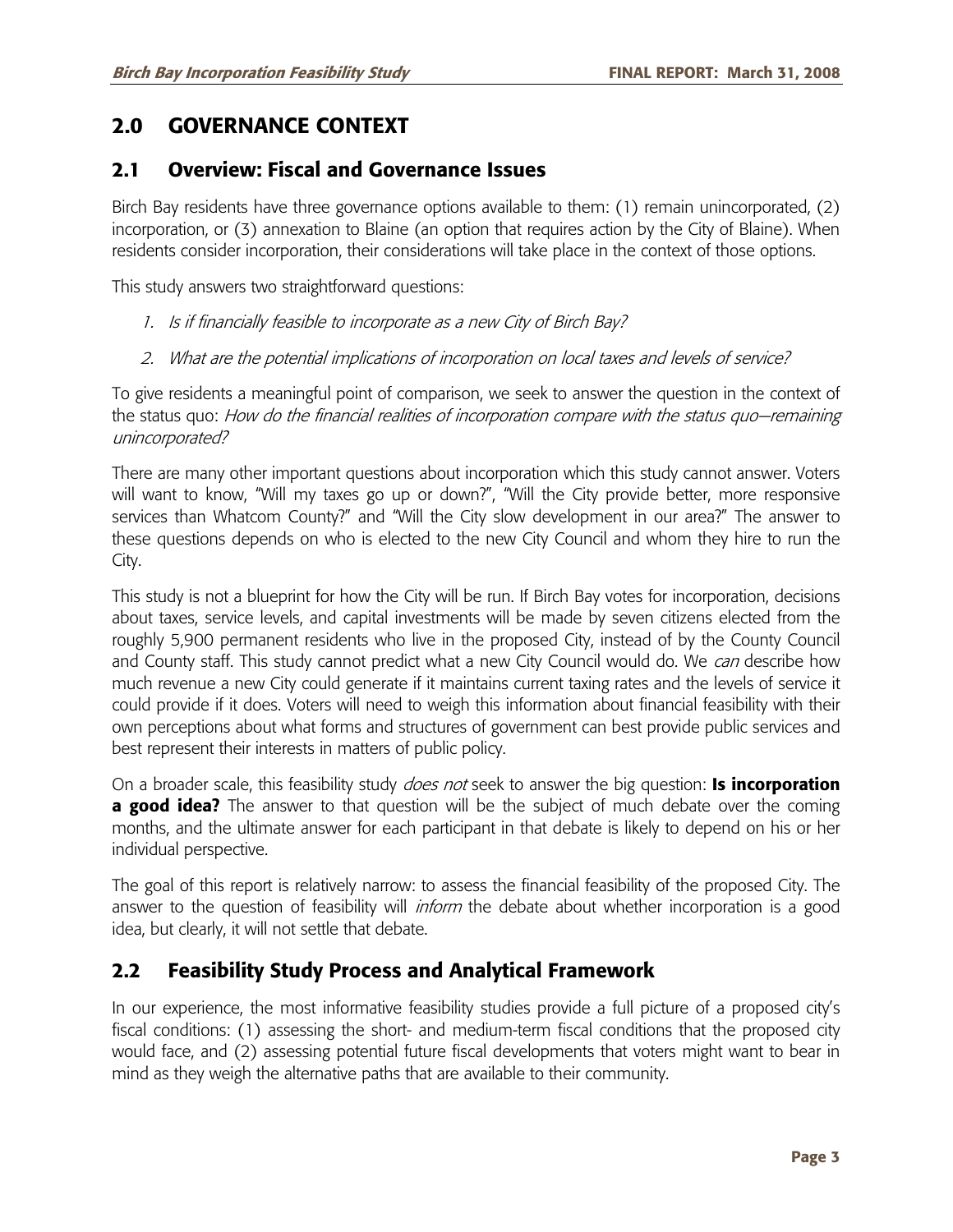# 2.0 GOVERNANCE CONTEXT

## 2.1 Overview: Fiscal and Governance Issues

Birch Bay residents have three governance options available to them: (1) remain unincorporated, (2) incorporation, or (3) annexation to Blaine (an option that requires action by the City of Blaine). When residents consider incorporation, their considerations will take place in the context of those options.

This study answers two straightforward questions:

1. *Is if financially feasible to incorporate as a new City of Birch Bay?*
2. *What are the potential implications of incorporation on local taxes and levels of service?*

To give residents a meaningful point of comparison, we seek to answer the question in the context of the status quo: *How do the financial realities of incorporation compare with the status quo—remaining unincorporated?*

There are many other important questions about incorporation which this study cannot answer. Voters will want to know, "Will my taxes go up or down?", "Will the City provide better, more responsive services than Whatcom County?" and "Will the City slow development in our area?" The answer to these questions depends on who is elected to the new City Council and whom they hire to run the City.

This study is not a blueprint for how the City will be run. If Birch Bay votes for incorporation, decisions about taxes, service levels, and capital investments will be made by seven citizens elected from the roughly 5,900 permanent residents who live in the proposed City, instead of by the County Council and County staff. This study cannot predict what a new City Council would do. We *can* describe how much revenue a new City could generate if it maintains current taxing rates and the levels of service it could provide if it does. Voters will need to weigh this information about financial feasibility with their own perceptions about what forms and structures of government can best provide public services and best represent their interests in matters of public policy.

On a broader scale, this feasibility study *does not* seek to answer the big question: **Is incorporation a good idea?** The answer to that question will be the subject of much debate over the coming months, and the ultimate answer for each participant in that debate is likely to depend on his or her individual perspective.

The goal of this report is relatively narrow: to assess the financial feasibility of the proposed City. The answer to the question of feasibility will *inform* the debate about whether incorporation is a good idea, but clearly, it will not settle that debate.

## 2.2 Feasibility Study Process and Analytical Framework

In our experience, the most informative feasibility studies provide a full picture of a proposed city's fiscal conditions: (1) assessing the short- and medium-term fiscal conditions that the proposed city would face, and (2) assessing potential future fiscal developments that voters might want to bear in mind as they weigh the alternative paths that are available to their community.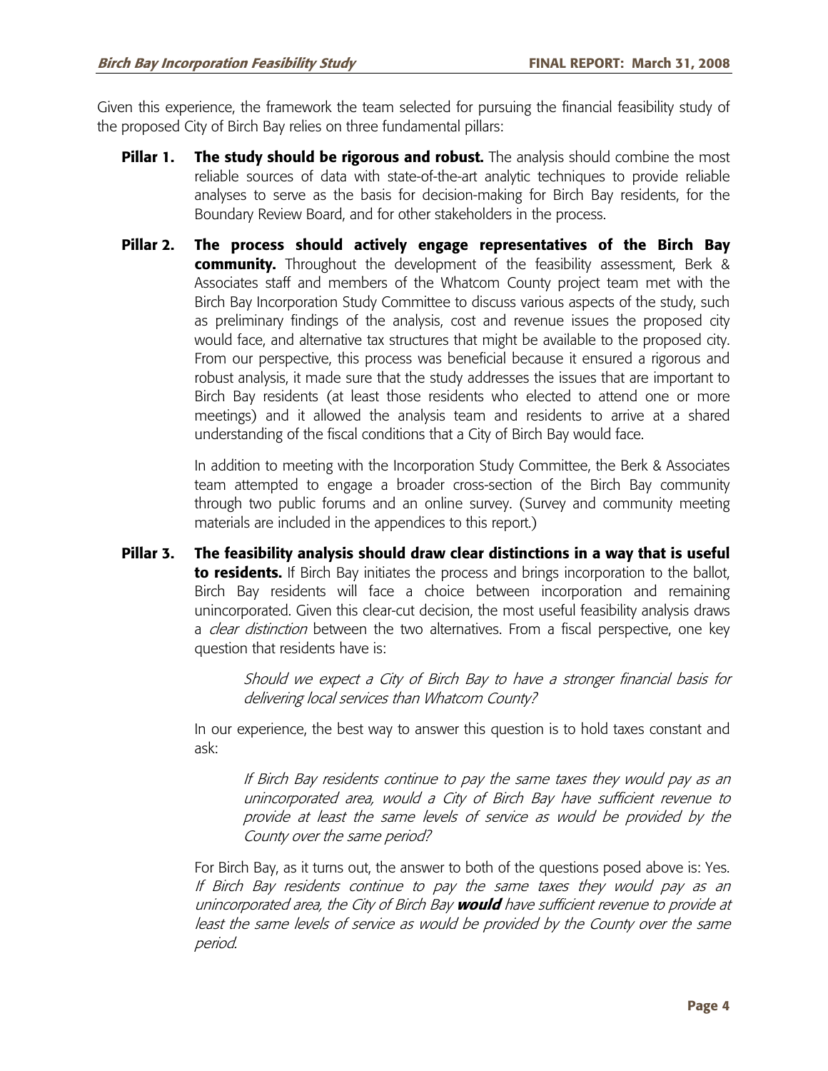Given this experience, the framework the team selected for pursuing the financial feasibility study of the proposed City of Birch Bay relies on three fundamental pillars:

**Pillar 1. The study should be rigorous and robust.** The analysis should combine the most reliable sources of data with state-of-the-art analytic techniques to provide reliable analyses to serve as the basis for decision-making for Birch Bay residents, for the Boundary Review Board, and for other stakeholders in the process.

**Pillar 2. The process should actively engage representatives of the Birch Bay community.** Throughout the development of the feasibility assessment, Berk & Associates staff and members of the Whatcom County project team met with the Birch Bay Incorporation Study Committee to discuss various aspects of the study, such as preliminary findings of the analysis, cost and revenue issues the proposed city would face, and alternative tax structures that might be available to the proposed city. From our perspective, this process was beneficial because it ensured a rigorous and robust analysis, it made sure that the study addresses the issues that are important to Birch Bay residents (at least those residents who elected to attend one or more meetings) and it allowed the analysis team and residents to arrive at a shared understanding of the fiscal conditions that a City of Birch Bay would face.

In addition to meeting with the Incorporation Study Committee, the Berk & Associates team attempted to engage a broader cross-section of the Birch Bay community through two public forums and an online survey. (Survey and community meeting materials are included in the appendices to this report.)

**Pillar 3. The feasibility analysis should draw clear distinctions in a way that is useful to residents.** If Birch Bay initiates the process and brings incorporation to the ballot, Birch Bay residents will face a choice between incorporation and remaining unincorporated. Given this clear-cut decision, the most useful feasibility analysis draws a *clear distinction* between the two alternatives. From a fiscal perspective, one key question that residents have is:

> *Should we expect a City of Birch Bay to have a stronger financial basis for delivering local services than Whatcom County?*

In our experience, the best way to answer this question is to hold taxes constant and ask:

> *If Birch Bay residents continue to pay the same taxes they would pay as an unincorporated area, would a City of Birch Bay have sufficient revenue to provide at least the same levels of service as would be provided by the County over the same period?*

For Birch Bay, as it turns out, the answer to both of the questions posed above is: Yes. *If Birch Bay residents continue to pay the same taxes they would pay as an unincorporated area, the City of Birch Bay* ***would*** *have sufficient revenue to provide at least the same levels of service as would be provided by the County over the same period.*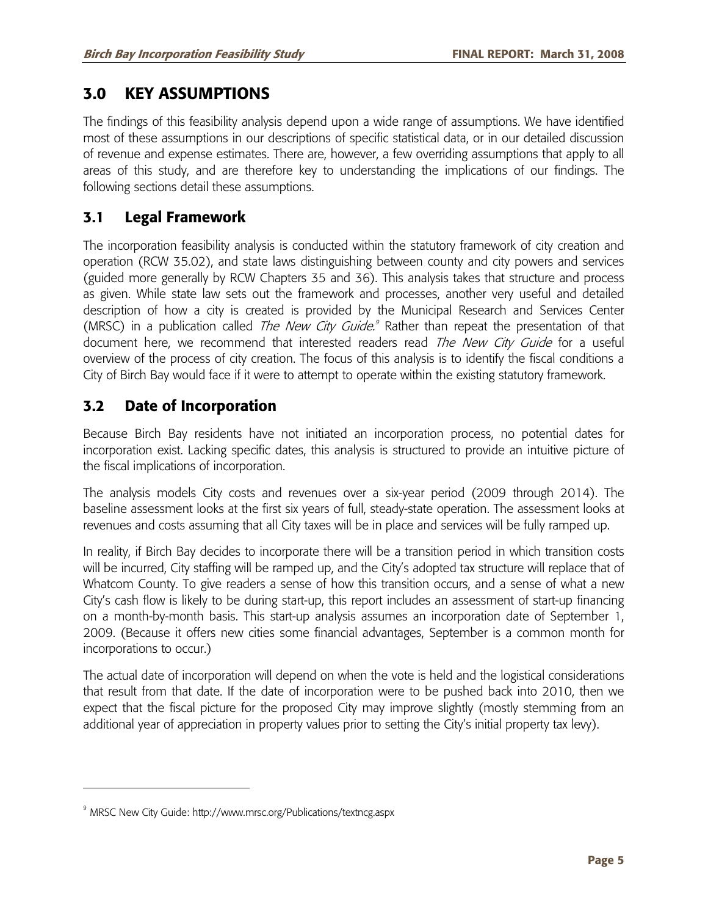## 3.0 KEY ASSUMPTIONS

The findings of this feasibility analysis depend upon a wide range of assumptions. We have identified most of these assumptions in our descriptions of specific statistical data, or in our detailed discussion of revenue and expense estimates. There are, however, a few overriding assumptions that apply to all areas of this study, and are therefore key to understanding the implications of our findings. The following sections detail these assumptions.

### 3.1 Legal Framework

The incorporation feasibility analysis is conducted within the statutory framework of city creation and operation (RCW 35.02), and state laws distinguishing between county and city powers and services (guided more generally by RCW Chapters 35 and 36). This analysis takes that structure and process as given. While state law sets out the framework and processes, another very useful and detailed description of how a city is created is provided by the Municipal Research and Services Center (MRSC) in a publication called *The New City Guide*.[9] Rather than repeat the presentation of that document here, we recommend that interested readers read *The New City Guide* for a useful overview of the process of city creation. The focus of this analysis is to identify the fiscal conditions a City of Birch Bay would face if it were to attempt to operate within the existing statutory framework.

### 3.2 Date of Incorporation

Because Birch Bay residents have not initiated an incorporation process, no potential dates for incorporation exist. Lacking specific dates, this analysis is structured to provide an intuitive picture of the fiscal implications of incorporation.

The analysis models City costs and revenues over a six-year period (2009 through 2014). The baseline assessment looks at the first six years of full, steady-state operation. The assessment looks at revenues and costs assuming that all City taxes will be in place and services will be fully ramped up.

In reality, if Birch Bay decides to incorporate there will be a transition period in which transition costs will be incurred, City staffing will be ramped up, and the City's adopted tax structure will replace that of Whatcom County. To give readers a sense of how this transition occurs, and a sense of what a new City's cash flow is likely to be during start-up, this report includes an assessment of start-up financing on a month-by-month basis. This start-up analysis assumes an incorporation date of September 1, 2009. (Because it offers new cities some financial advantages, September is a common month for incorporations to occur.)

The actual date of incorporation will depend on when the vote is held and the logistical considerations that result from that date. If the date of incorporation were to be pushed back into 2010, then we expect that the fiscal picture for the proposed City may improve slightly (mostly stemming from an additional year of appreciation in property values prior to setting the City's initial property tax levy).

---

[9] MRSC New City Guide: http://www.mrsc.org/Publications/textncg.aspx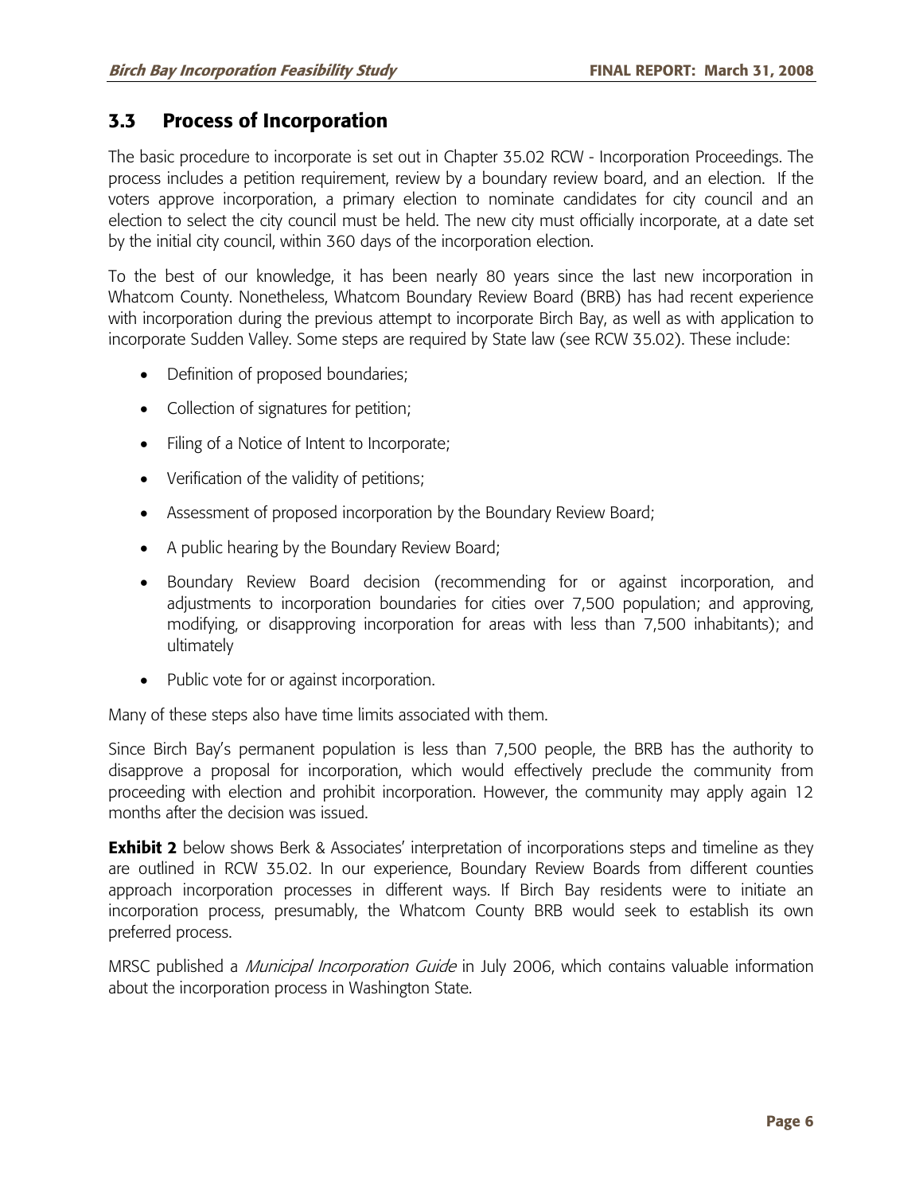## 3.3 Process of Incorporation

The basic procedure to incorporate is set out in Chapter 35.02 RCW - Incorporation Proceedings. The process includes a petition requirement, review by a boundary review board, and an election. If the voters approve incorporation, a primary election to nominate candidates for city council and an election to select the city council must be held. The new city must officially incorporate, at a date set by the initial city council, within 360 days of the incorporation election.

To the best of our knowledge, it has been nearly 80 years since the last new incorporation in Whatcom County. Nonetheless, Whatcom Boundary Review Board (BRB) has had recent experience with incorporation during the previous attempt to incorporate Birch Bay, as well as with application to incorporate Sudden Valley. Some steps are required by State law (see RCW 35.02). These include:

- Definition of proposed boundaries;
- Collection of signatures for petition;
- Filing of a Notice of Intent to Incorporate;
- Verification of the validity of petitions;
- Assessment of proposed incorporation by the Boundary Review Board;
- A public hearing by the Boundary Review Board;
- Boundary Review Board decision (recommending for or against incorporation, and adjustments to incorporation boundaries for cities over 7,500 population; and approving, modifying, or disapproving incorporation for areas with less than 7,500 inhabitants); and ultimately
- Public vote for or against incorporation.

Many of these steps also have time limits associated with them.

Since Birch Bay's permanent population is less than 7,500 people, the BRB has the authority to disapprove a proposal for incorporation, which would effectively preclude the community from proceeding with election and prohibit incorporation. However, the community may apply again 12 months after the decision was issued.

**Exhibit 2** below shows Berk & Associates' interpretation of incorporations steps and timeline as they are outlined in RCW 35.02. In our experience, Boundary Review Boards from different counties approach incorporation processes in different ways. If Birch Bay residents were to initiate an incorporation process, presumably, the Whatcom County BRB would seek to establish its own preferred process.

MRSC published a *Municipal Incorporation Guide* in July 2006, which contains valuable information about the incorporation process in Washington State.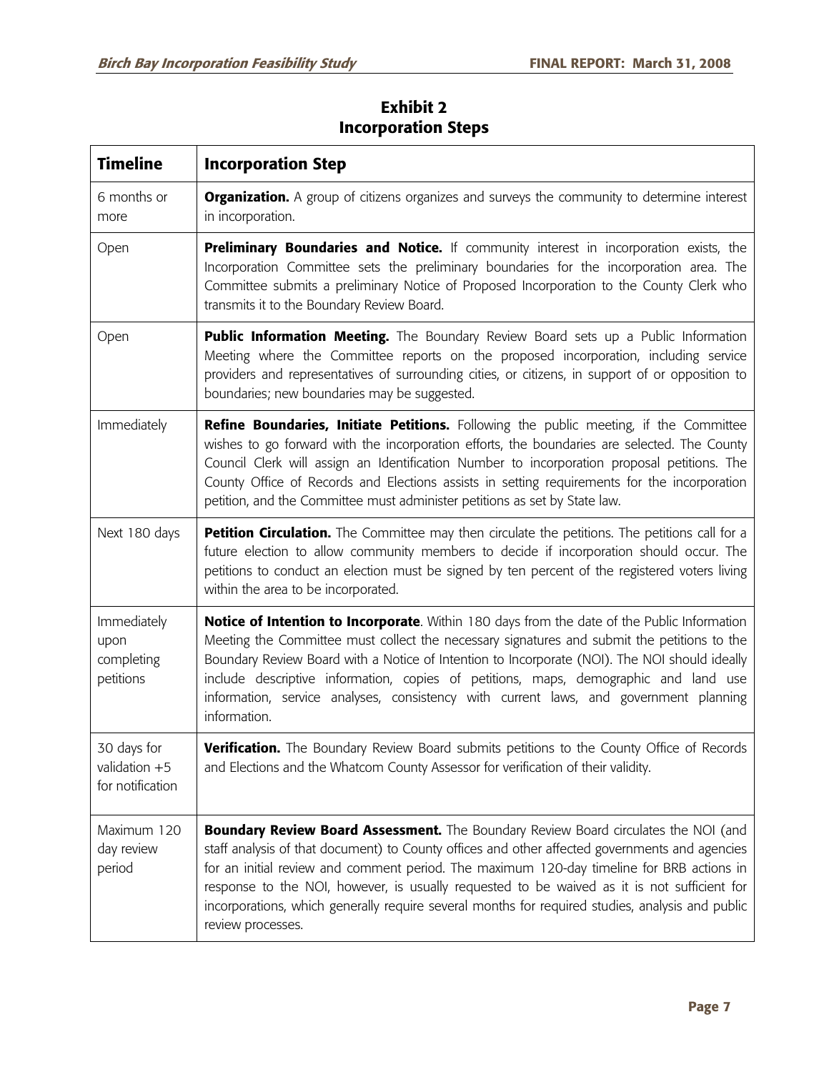**Exhibit 2**
**Incorporation Steps**

| Timeline | Incorporation Step |
|---|---|
| 6 months or more | **Organization.** A group of citizens organizes and surveys the community to determine interest in incorporation. |
| Open | **Preliminary Boundaries and Notice.** If community interest in incorporation exists, the Incorporation Committee sets the preliminary boundaries for the incorporation area. The Committee submits a preliminary Notice of Proposed Incorporation to the County Clerk who transmits it to the Boundary Review Board. |
| Open | **Public Information Meeting.** The Boundary Review Board sets up a Public Information Meeting where the Committee reports on the proposed incorporation, including service providers and representatives of surrounding cities, or citizens, in support of or opposition to boundaries; new boundaries may be suggested. |
| Immediately | **Refine Boundaries, Initiate Petitions.** Following the public meeting, if the Committee wishes to go forward with the incorporation efforts, the boundaries are selected. The County Council Clerk will assign an Identification Number to incorporation proposal petitions. The County Office of Records and Elections assists in setting requirements for the incorporation petition, and the Committee must administer petitions as set by State law. |
| Next 180 days | **Petition Circulation.** The Committee may then circulate the petitions. The petitions call for a future election to allow community members to decide if incorporation should occur. The petitions to conduct an election must be signed by ten percent of the registered voters living within the area to be incorporated. |
| Immediately upon completing petitions | **Notice of Intention to Incorporate**. Within 180 days from the date of the Public Information Meeting the Committee must collect the necessary signatures and submit the petitions to the Boundary Review Board with a Notice of Intention to Incorporate (NOI). The NOI should ideally include descriptive information, copies of petitions, maps, demographic and land use information, service analyses, consistency with current laws, and government planning information. |
| 30 days for validation +5 for notification | **Verification.** The Boundary Review Board submits petitions to the County Office of Records and Elections and the Whatcom County Assessor for verification of their validity. |
| Maximum 120 day review period | **Boundary Review Board Assessment.** The Boundary Review Board circulates the NOI (and staff analysis of that document) to County offices and other affected governments and agencies for an initial review and comment period. The maximum 120-day timeline for BRB actions in response to the NOI, however, is usually requested to be waived as it is not sufficient for incorporations, which generally require several months for required studies, analysis and public review processes. |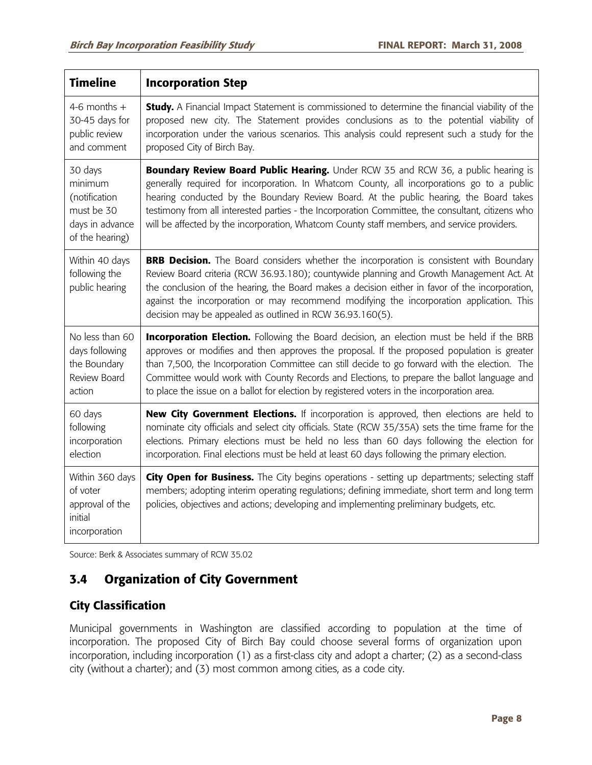| Timeline | Incorporation Step |
|---|---|
| 4-6 months + 30-45 days for public review and comment | **Study.** A Financial Impact Statement is commissioned to determine the financial viability of the proposed new city. The Statement provides conclusions as to the potential viability of incorporation under the various scenarios. This analysis could represent such a study for the proposed City of Birch Bay. |
| 30 days minimum (notification must be 30 days in advance of the hearing) | **Boundary Review Board Public Hearing.** Under RCW 35 and RCW 36, a public hearing is generally required for incorporation. In Whatcom County, all incorporations go to a public hearing conducted by the Boundary Review Board. At the public hearing, the Board takes testimony from all interested parties - the Incorporation Committee, the consultant, citizens who will be affected by the incorporation, Whatcom County staff members, and service providers. |
| Within 40 days following the public hearing | **BRB Decision.** The Board considers whether the incorporation is consistent with Boundary Review Board criteria (RCW 36.93.180); countywide planning and Growth Management Act. At the conclusion of the hearing, the Board makes a decision either in favor of the incorporation, against the incorporation or may recommend modifying the incorporation application. This decision may be appealed as outlined in RCW 36.93.160(5). |
| No less than 60 days following the Boundary Review Board action | **Incorporation Election.** Following the Board decision, an election must be held if the BRB approves or modifies and then approves the proposal. If the proposed population is greater than 7,500, the Incorporation Committee can still decide to go forward with the election. The Committee would work with County Records and Elections, to prepare the ballot language and to place the issue on a ballot for election by registered voters in the incorporation area. |
| 60 days following incorporation election | **New City Government Elections.** If incorporation is approved, then elections are held to nominate city officials and select city officials. State (RCW 35/35A) sets the time frame for the elections. Primary elections must be held no less than 60 days following the election for incorporation. Final elections must be held at least 60 days following the primary election. |
| Within 360 days of voter approval of the initial incorporation | **City Open for Business.** The City begins operations - setting up departments; selecting staff members; adopting interim operating regulations; defining immediate, short term and long term policies, objectives and actions; developing and implementing preliminary budgets, etc. |

Source: Berk & Associates summary of RCW 35.02

## 3.4 Organization of City Government

### City Classification

Municipal governments in Washington are classified according to population at the time of incorporation. The proposed City of Birch Bay could choose several forms of organization upon incorporation, including incorporation (1) as a first-class city and adopt a charter; (2) as a second-class city (without a charter); and (3) most common among cities, as a code city.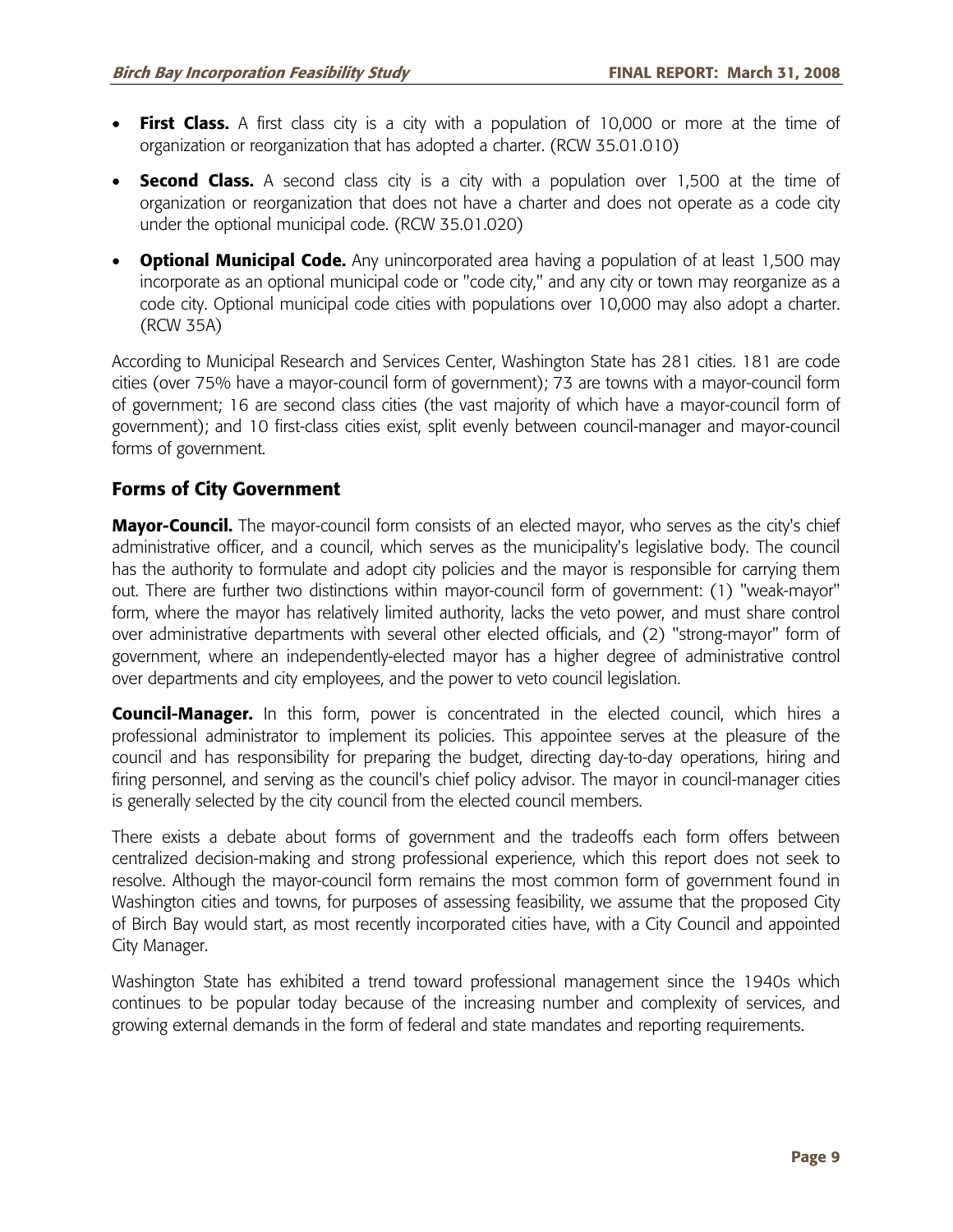- **First Class.** A first class city is a city with a population of 10,000 or more at the time of organization or reorganization that has adopted a charter. (RCW 35.01.010)
- **Second Class.** A second class city is a city with a population over 1,500 at the time of organization or reorganization that does not have a charter and does not operate as a code city under the optional municipal code. (RCW 35.01.020)
- **Optional Municipal Code.** Any unincorporated area having a population of at least 1,500 may incorporate as an optional municipal code or "code city," and any city or town may reorganize as a code city. Optional municipal code cities with populations over 10,000 may also adopt a charter. (RCW 35A)

According to Municipal Research and Services Center, Washington State has 281 cities. 181 are code cities (over 75% have a mayor-council form of government); 73 are towns with a mayor-council form of government; 16 are second class cities (the vast majority of which have a mayor-council form of government); and 10 first-class cities exist, split evenly between council-manager and mayor-council forms of government.

## Forms of City Government

**Mayor-Council.** The mayor-council form consists of an elected mayor, who serves as the city's chief administrative officer, and a council, which serves as the municipality's legislative body. The council has the authority to formulate and adopt city policies and the mayor is responsible for carrying them out. There are further two distinctions within mayor-council form of government: (1) "weak-mayor" form, where the mayor has relatively limited authority, lacks the veto power, and must share control over administrative departments with several other elected officials, and (2) "strong-mayor" form of government, where an independently-elected mayor has a higher degree of administrative control over departments and city employees, and the power to veto council legislation.

**Council-Manager.** In this form, power is concentrated in the elected council, which hires a professional administrator to implement its policies. This appointee serves at the pleasure of the council and has responsibility for preparing the budget, directing day-to-day operations, hiring and firing personnel, and serving as the council's chief policy advisor. The mayor in council-manager cities is generally selected by the city council from the elected council members.

There exists a debate about forms of government and the tradeoffs each form offers between centralized decision-making and strong professional experience, which this report does not seek to resolve. Although the mayor-council form remains the most common form of government found in Washington cities and towns, for purposes of assessing feasibility, we assume that the proposed City of Birch Bay would start, as most recently incorporated cities have, with a City Council and appointed City Manager.

Washington State has exhibited a trend toward professional management since the 1940s which continues to be popular today because of the increasing number and complexity of services, and growing external demands in the form of federal and state mandates and reporting requirements.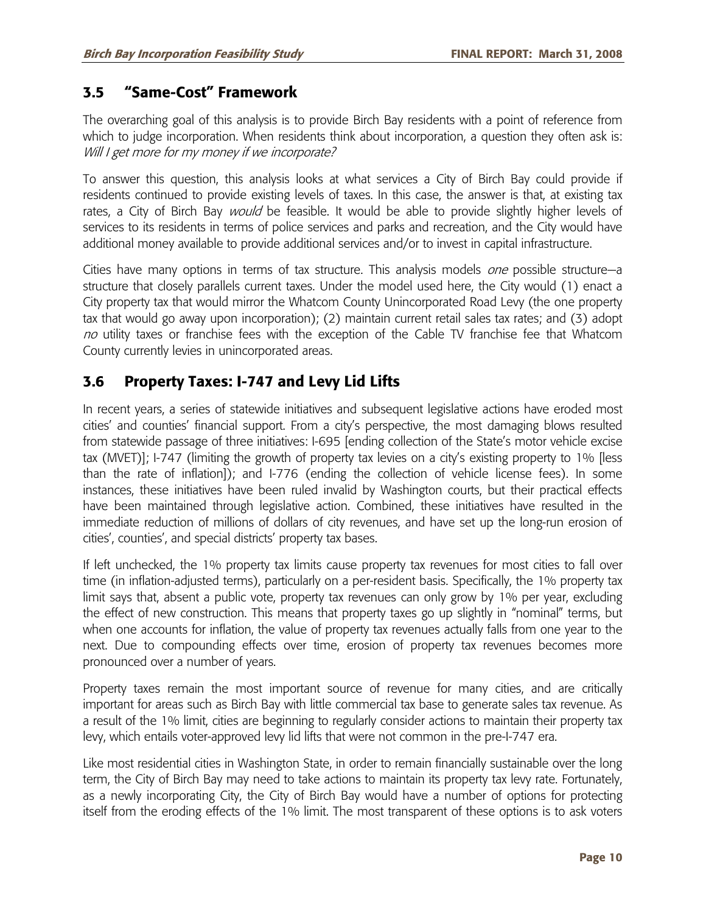## 3.5 "Same-Cost" Framework

The overarching goal of this analysis is to provide Birch Bay residents with a point of reference from which to judge incorporation. When residents think about incorporation, a question they often ask is: *Will I get more for my money if we incorporate?*

To answer this question, this analysis looks at what services a City of Birch Bay could provide if residents continued to provide existing levels of taxes. In this case, the answer is that, at existing tax rates, a City of Birch Bay *would* be feasible. It would be able to provide slightly higher levels of services to its residents in terms of police services and parks and recreation, and the City would have additional money available to provide additional services and/or to invest in capital infrastructure.

Cities have many options in terms of tax structure. This analysis models *one* possible structure—a structure that closely parallels current taxes. Under the model used here, the City would (1) enact a City property tax that would mirror the Whatcom County Unincorporated Road Levy (the one property tax that would go away upon incorporation); (2) maintain current retail sales tax rates; and (3) adopt *no* utility taxes or franchise fees with the exception of the Cable TV franchise fee that Whatcom County currently levies in unincorporated areas.

## 3.6 Property Taxes: I-747 and Levy Lid Lifts

In recent years, a series of statewide initiatives and subsequent legislative actions have eroded most cities' and counties' financial support. From a city's perspective, the most damaging blows resulted from statewide passage of three initiatives: I-695 [ending collection of the State's motor vehicle excise tax (MVET)]; I-747 (limiting the growth of property tax levies on a city's existing property to 1% [less than the rate of inflation]); and I-776 (ending the collection of vehicle license fees). In some instances, these initiatives have been ruled invalid by Washington courts, but their practical effects have been maintained through legislative action. Combined, these initiatives have resulted in the immediate reduction of millions of dollars of city revenues, and have set up the long-run erosion of cities', counties', and special districts' property tax bases.

If left unchecked, the 1% property tax limits cause property tax revenues for most cities to fall over time (in inflation-adjusted terms), particularly on a per-resident basis. Specifically, the 1% property tax limit says that, absent a public vote, property tax revenues can only grow by 1% per year, excluding the effect of new construction. This means that property taxes go up slightly in "nominal" terms, but when one accounts for inflation, the value of property tax revenues actually falls from one year to the next. Due to compounding effects over time, erosion of property tax revenues becomes more pronounced over a number of years.

Property taxes remain the most important source of revenue for many cities, and are critically important for areas such as Birch Bay with little commercial tax base to generate sales tax revenue. As a result of the 1% limit, cities are beginning to regularly consider actions to maintain their property tax levy, which entails voter-approved levy lid lifts that were not common in the pre-I-747 era.

Like most residential cities in Washington State, in order to remain financially sustainable over the long term, the City of Birch Bay may need to take actions to maintain its property tax levy rate. Fortunately, as a newly incorporating City, the City of Birch Bay would have a number of options for protecting itself from the eroding effects of the 1% limit. The most transparent of these options is to ask voters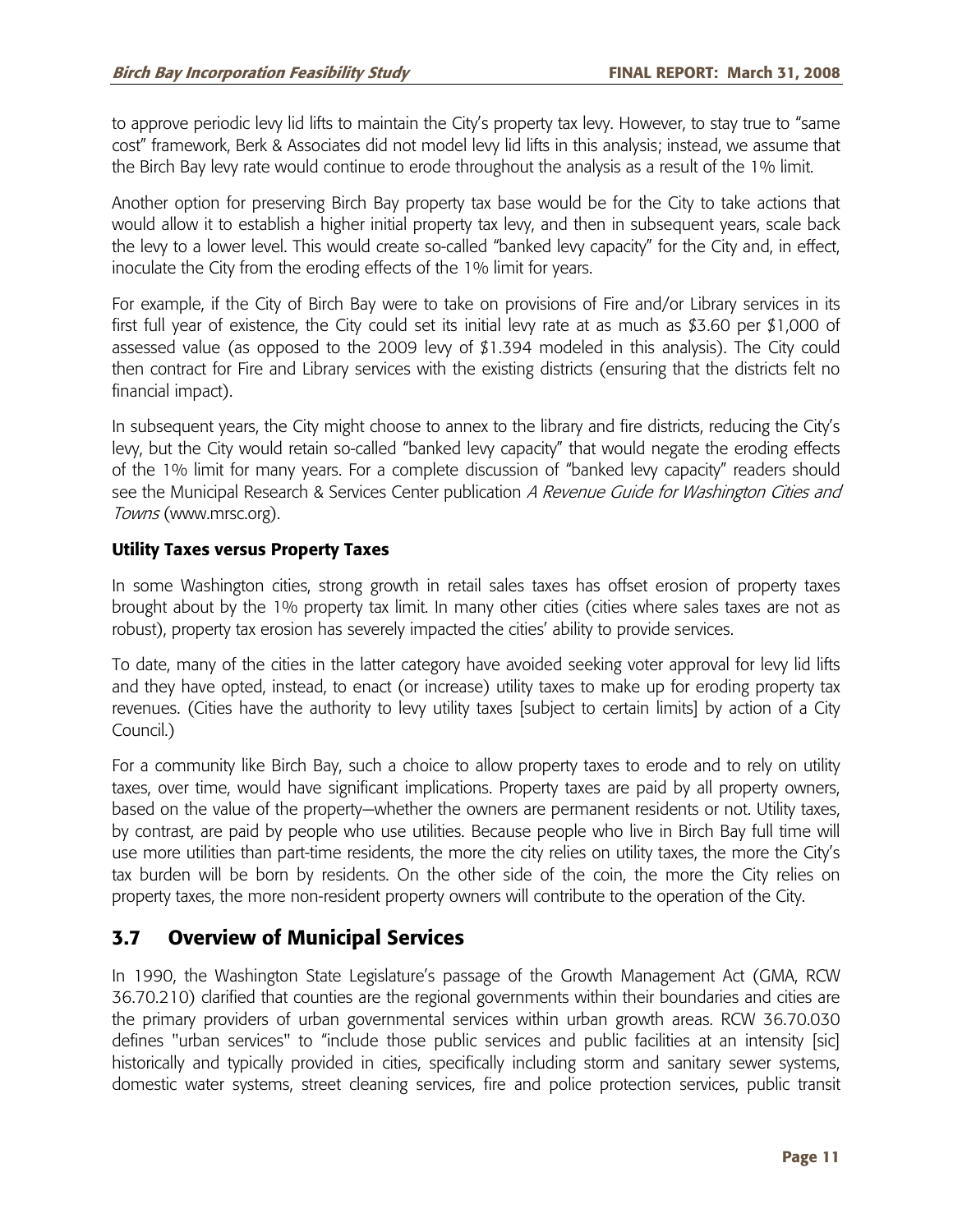to approve periodic levy lid lifts to maintain the City's property tax levy. However, to stay true to "same cost" framework, Berk & Associates did not model levy lid lifts in this analysis; instead, we assume that the Birch Bay levy rate would continue to erode throughout the analysis as a result of the 1% limit.

Another option for preserving Birch Bay property tax base would be for the City to take actions that would allow it to establish a higher initial property tax levy, and then in subsequent years, scale back the levy to a lower level. This would create so-called "banked levy capacity" for the City and, in effect, inoculate the City from the eroding effects of the 1% limit for years.

For example, if the City of Birch Bay were to take on provisions of Fire and/or Library services in its first full year of existence, the City could set its initial levy rate at as much as $3.60 per $1,000 of assessed value (as opposed to the 2009 levy of $1.394 modeled in this analysis). The City could then contract for Fire and Library services with the existing districts (ensuring that the districts felt no financial impact).

In subsequent years, the City might choose to annex to the library and fire districts, reducing the City's levy, but the City would retain so-called "banked levy capacity" that would negate the eroding effects of the 1% limit for many years. For a complete discussion of "banked levy capacity" readers should see the Municipal Research & Services Center publication *A Revenue Guide for Washington Cities and Towns* (www.mrsc.org).

#### Utility Taxes versus Property Taxes

In some Washington cities, strong growth in retail sales taxes has offset erosion of property taxes brought about by the 1% property tax limit. In many other cities (cities where sales taxes are not as robust), property tax erosion has severely impacted the cities' ability to provide services.

To date, many of the cities in the latter category have avoided seeking voter approval for levy lid lifts and they have opted, instead, to enact (or increase) utility taxes to make up for eroding property tax revenues. (Cities have the authority to levy utility taxes [subject to certain limits] by action of a City Council.)

For a community like Birch Bay, such a choice to allow property taxes to erode and to rely on utility taxes, over time, would have significant implications. Property taxes are paid by all property owners, based on the value of the property—whether the owners are permanent residents or not. Utility taxes, by contrast, are paid by people who use utilities. Because people who live in Birch Bay full time will use more utilities than part-time residents, the more the city relies on utility taxes, the more the City's tax burden will be born by residents. On the other side of the coin, the more the City relies on property taxes, the more non-resident property owners will contribute to the operation of the City.

## 3.7 Overview of Municipal Services

In 1990, the Washington State Legislature's passage of the Growth Management Act (GMA, RCW 36.70.210) clarified that counties are the regional governments within their boundaries and cities are the primary providers of urban governmental services within urban growth areas. RCW 36.70.030 defines "urban services" to "include those public services and public facilities at an intensity [sic] historically and typically provided in cities, specifically including storm and sanitary sewer systems, domestic water systems, street cleaning services, fire and police protection services, public transit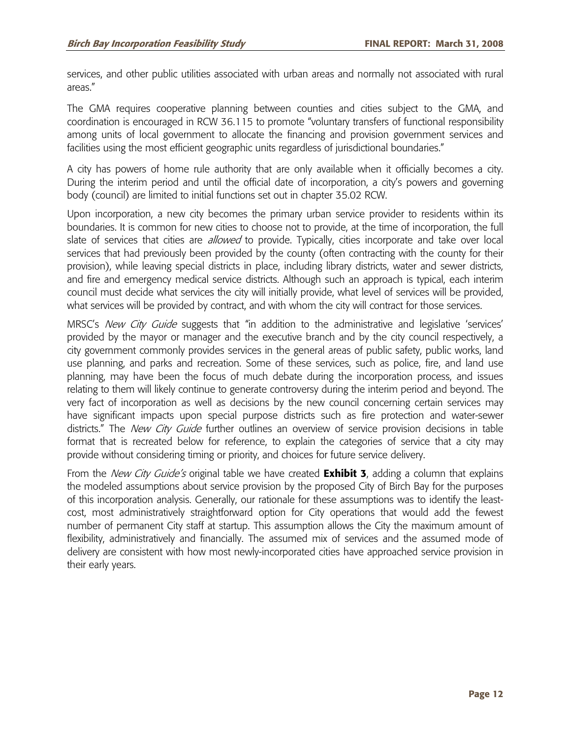services, and other public utilities associated with urban areas and normally not associated with rural areas."

The GMA requires cooperative planning between counties and cities subject to the GMA, and coordination is encouraged in RCW 36.115 to promote "voluntary transfers of functional responsibility among units of local government to allocate the financing and provision government services and facilities using the most efficient geographic units regardless of jurisdictional boundaries."

A city has powers of home rule authority that are only available when it officially becomes a city. During the interim period and until the official date of incorporation, a city's powers and governing body (council) are limited to initial functions set out in chapter 35.02 RCW.

Upon incorporation, a new city becomes the primary urban service provider to residents within its boundaries. It is common for new cities to choose not to provide, at the time of incorporation, the full slate of services that cities are *allowed* to provide. Typically, cities incorporate and take over local services that had previously been provided by the county (often contracting with the county for their provision), while leaving special districts in place, including library districts, water and sewer districts, and fire and emergency medical service districts. Although such an approach is typical, each interim council must decide what services the city will initially provide, what level of services will be provided, what services will be provided by contract, and with whom the city will contract for those services.

MRSC's *New City Guide* suggests that "in addition to the administrative and legislative 'services' provided by the mayor or manager and the executive branch and by the city council respectively, a city government commonly provides services in the general areas of public safety, public works, land use planning, and parks and recreation. Some of these services, such as police, fire, and land use planning, may have been the focus of much debate during the incorporation process, and issues relating to them will likely continue to generate controversy during the interim period and beyond. The very fact of incorporation as well as decisions by the new council concerning certain services may have significant impacts upon special purpose districts such as fire protection and water-sewer districts." The *New City Guide* further outlines an overview of service provision decisions in table format that is recreated below for reference, to explain the categories of service that a city may provide without considering timing or priority, and choices for future service delivery.

From the *New City Guide's* original table we have created **Exhibit 3**, adding a column that explains the modeled assumptions about service provision by the proposed City of Birch Bay for the purposes of this incorporation analysis. Generally, our rationale for these assumptions was to identify the least-cost, most administratively straightforward option for City operations that would add the fewest number of permanent City staff at startup. This assumption allows the City the maximum amount of flexibility, administratively and financially. The assumed mix of services and the assumed mode of delivery are consistent with how most newly-incorporated cities have approached service provision in their early years.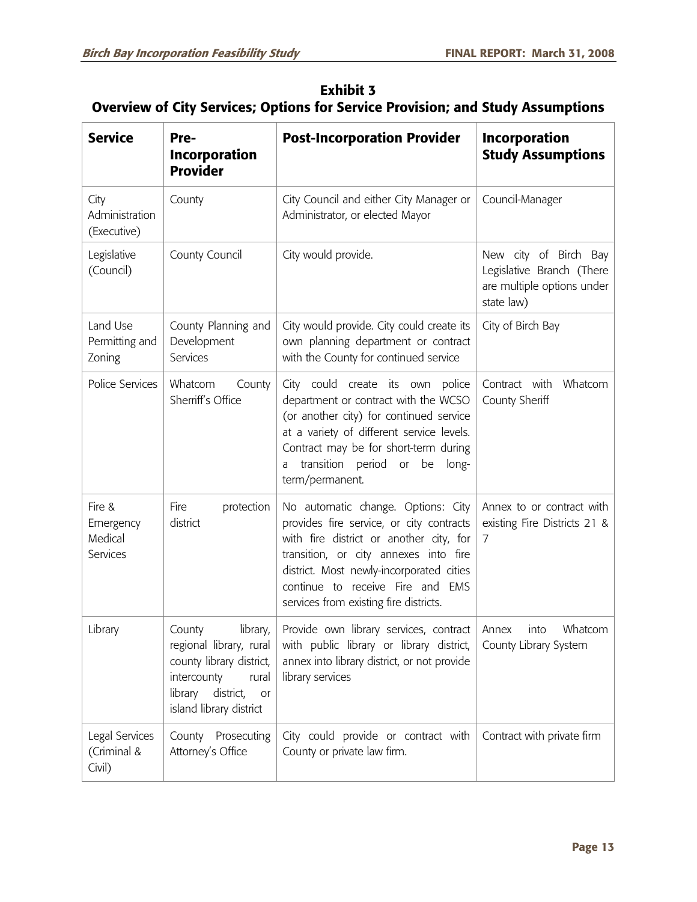## Exhibit 3
## Overview of City Services; Options for Service Provision; and Study Assumptions

| Service | Pre-Incorporation Provider | Post-Incorporation Provider | Incorporation Study Assumptions |
|---|---|---|---|
| City Administration (Executive) | County | City Council and either City Manager or Administrator, or elected Mayor | Council-Manager |
| Legislative (Council) | County Council | City would provide. | New city of Birch Bay Legislative Branch (There are multiple options under state law) |
| Land Use Permitting and Zoning | County Planning and Development Services | City would provide. City could create its own planning department or contract with the County for continued service | City of Birch Bay |
| Police Services | Whatcom County Sherriff's Office | City could create its own police department or contract with the WCSO (or another city) for continued service at a variety of different service levels. Contract may be for short-term during a transition period or be long-term/permanent. | Contract with Whatcom County Sheriff |
| Fire & Emergency Medical Services | Fire protection district | No automatic change. Options: City provides fire service, or city contracts with fire district or another city, for transition, or city annexes into fire district. Most newly-incorporated cities continue to receive Fire and EMS services from existing fire districts. | Annex to or contract with existing Fire Districts 21 & 7 |
| Library | County library, regional library, rural county library district, intercounty rural library district, or island library district | Provide own library services, contract with public library or library district, annex into library district, or not provide library services | Annex into Whatcom County Library System |
| Legal Services (Criminal & Civil) | County Prosecuting Attorney's Office | City could provide or contract with County or private law firm. | Contract with private firm |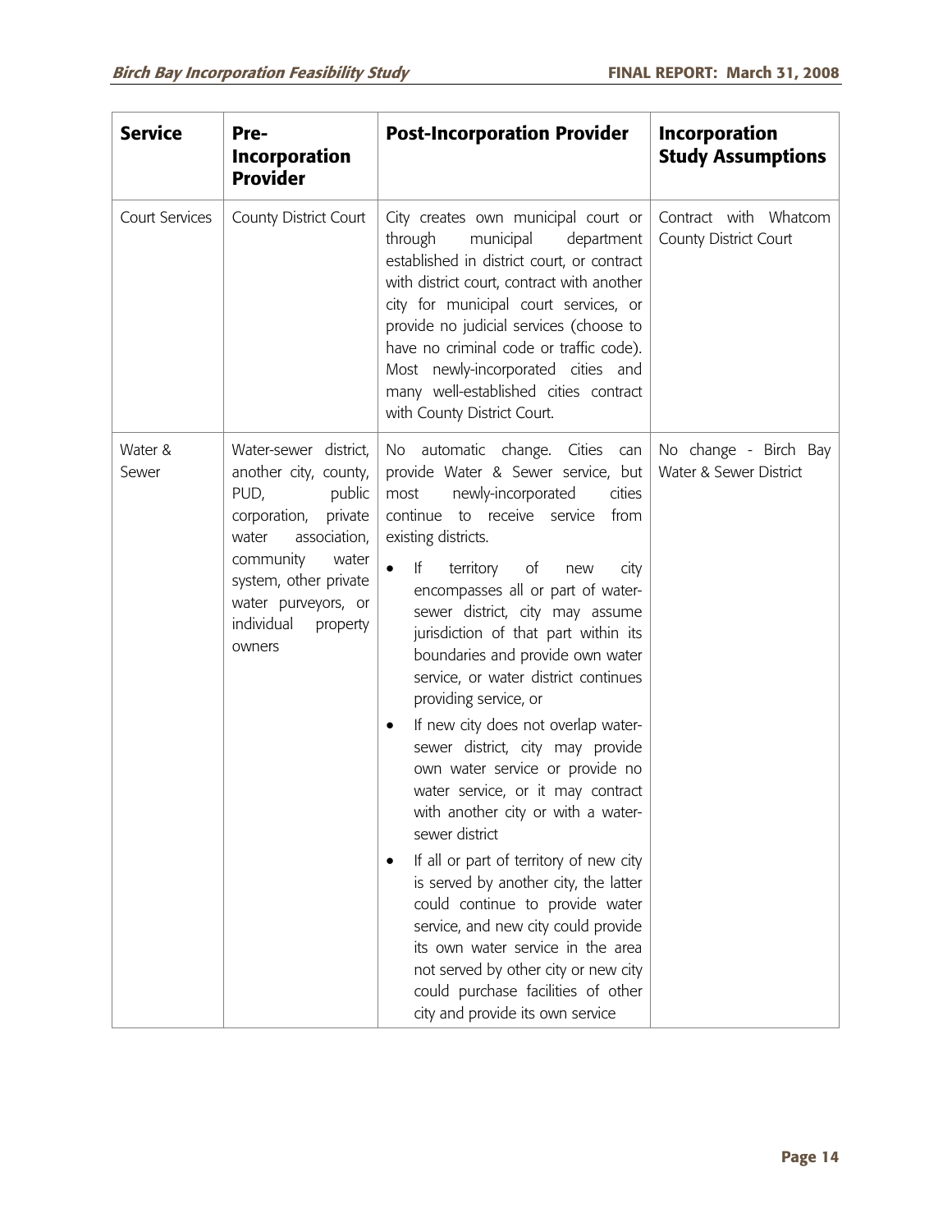| Service | Pre-Incorporation Provider | Post-Incorporation Provider | Incorporation Study Assumptions |
|---|---|---|---|
| Court Services | County District Court | City creates own municipal court or through municipal department established in district court, or contract with district court, contract with another city for municipal court services, or provide no judicial services (choose to have no criminal code or traffic code). Most newly-incorporated cities and many well-established cities contract with County District Court. | Contract with Whatcom County District Court |
| Water & Sewer | Water-sewer district, another city, county, PUD, public corporation, private water association, community water system, other private water purveyors, or individual property owners | No automatic change. Cities can provide Water & Sewer service, but most newly-incorporated cities continue to receive service from existing districts.<br>• If territory of new city encompasses all or part of water-sewer district, city may assume jurisdiction of that part within its boundaries and provide own water service, or water district continues providing service, or<br>• If new city does not overlap water-sewer district, city may provide own water service or provide no water service, or it may contract with another city or with a water-sewer district<br>• If all or part of territory of new city is served by another city, the latter could continue to provide water service, and new city could provide its own water service in the area not served by other city or new city could purchase facilities of other city and provide its own service | No change - Birch Bay Water & Sewer District |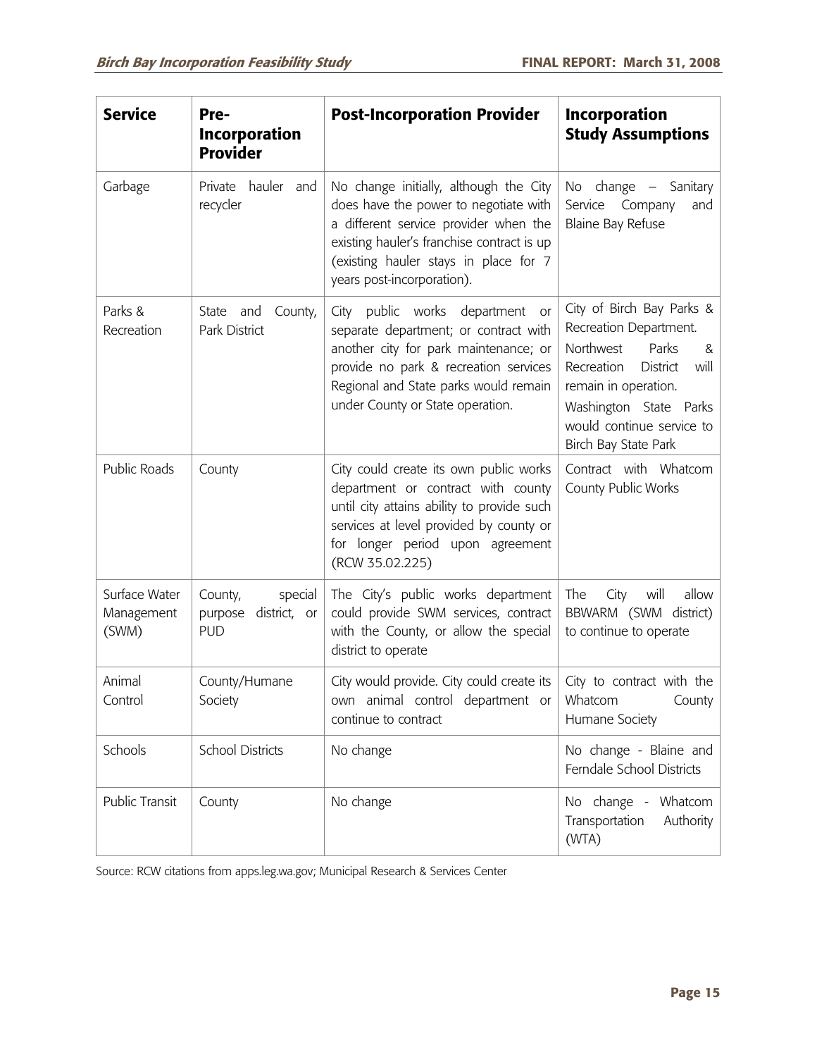| Service | Pre-Incorporation Provider | Post-Incorporation Provider | Incorporation Study Assumptions |
|---|---|---|---|
| Garbage | Private hauler and recycler | No change initially, although the City does have the power to negotiate with a different service provider when the existing hauler's franchise contract is up (existing hauler stays in place for 7 years post-incorporation). | No change – Sanitary Service Company and Blaine Bay Refuse |
| Parks & Recreation | State and County, Park District | City public works department or separate department; or contract with another city for park maintenance; or provide no park & recreation services Regional and State parks would remain under County or State operation. | City of Birch Bay Parks & Recreation Department. Northwest Parks & Recreation District will remain in operation. Washington State Parks would continue service to Birch Bay State Park |
| Public Roads | County | City could create its own public works department or contract with county until city attains ability to provide such services at level provided by county or for longer period upon agreement (RCW 35.02.225) | Contract with Whatcom County Public Works |
| Surface Water Management (SWM) | County, special purpose district, or PUD | The City's public works department could provide SWM services, contract with the County, or allow the special district to operate | The City will allow BBWARM (SWM district) to continue to operate |
| Animal Control | County/Humane Society | City would provide. City could create its own animal control department or continue to contract | City to contract with the Whatcom County Humane Society |
| Schools | School Districts | No change | No change - Blaine and Ferndale School Districts |
| Public Transit | County | No change | No change - Whatcom Transportation Authority (WTA) |

Source: RCW citations from apps.leg.wa.gov; Municipal Research & Services Center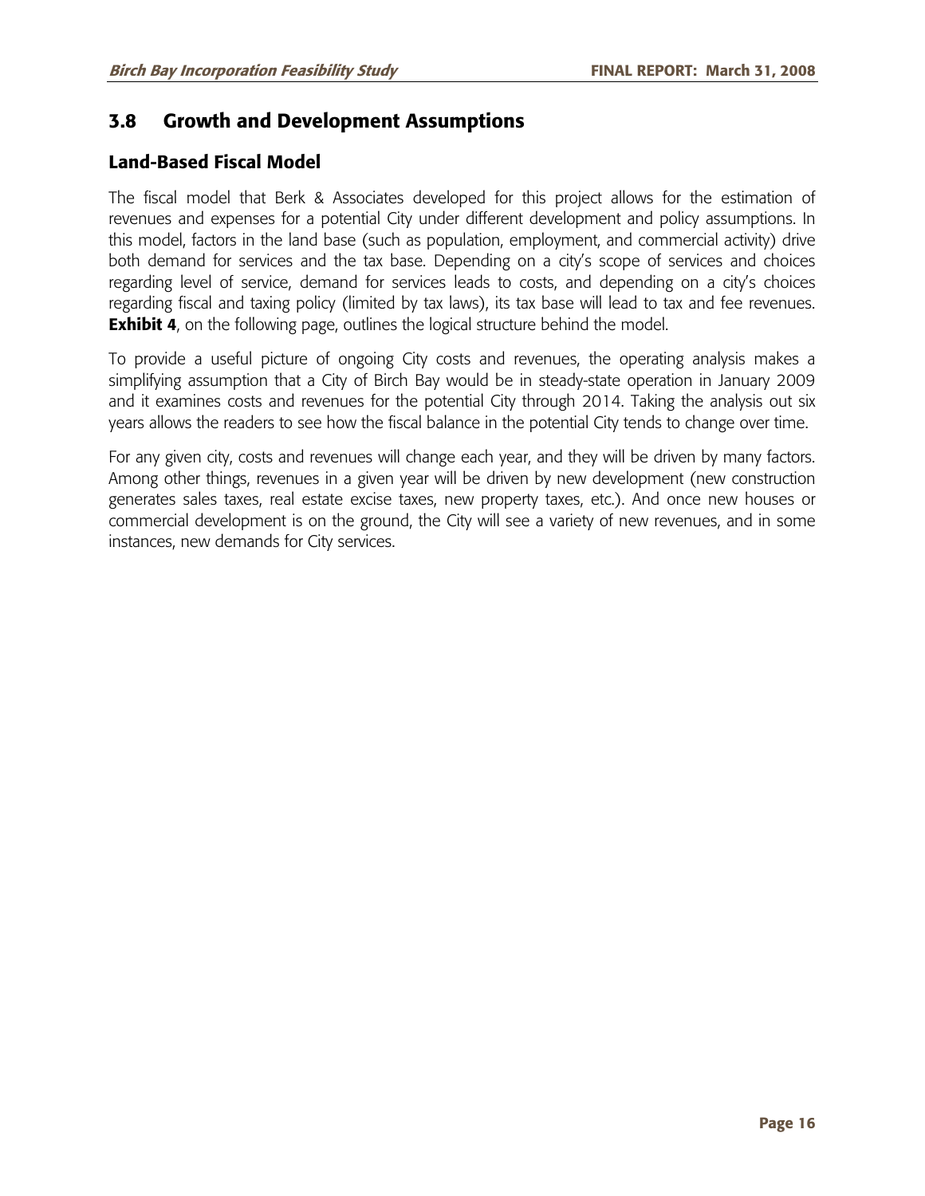## 3.8 Growth and Development Assumptions

### Land-Based Fiscal Model

The fiscal model that Berk & Associates developed for this project allows for the estimation of revenues and expenses for a potential City under different development and policy assumptions. In this model, factors in the land base (such as population, employment, and commercial activity) drive both demand for services and the tax base. Depending on a city's scope of services and choices regarding level of service, demand for services leads to costs, and depending on a city's choices regarding fiscal and taxing policy (limited by tax laws), its tax base will lead to tax and fee revenues. **Exhibit 4**, on the following page, outlines the logical structure behind the model.

To provide a useful picture of ongoing City costs and revenues, the operating analysis makes a simplifying assumption that a City of Birch Bay would be in steady-state operation in January 2009 and it examines costs and revenues for the potential City through 2014. Taking the analysis out six years allows the readers to see how the fiscal balance in the potential City tends to change over time.

For any given city, costs and revenues will change each year, and they will be driven by many factors. Among other things, revenues in a given year will be driven by new development (new construction generates sales taxes, real estate excise taxes, new property taxes, etc.). And once new houses or commercial development is on the ground, the City will see a variety of new revenues, and in some instances, new demands for City services.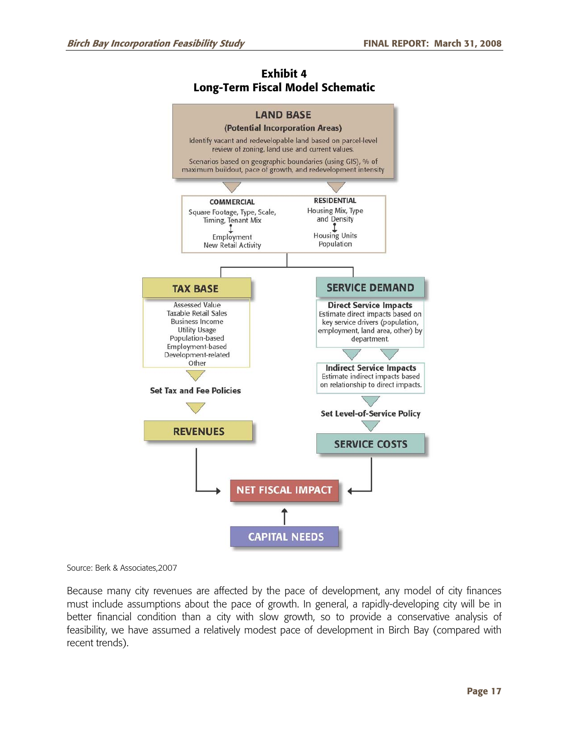**Exhibit 4**
**Long-Term Fiscal Model Schematic**

**LAND BASE**
**(Potential Incorporation Areas)**
Identify vacant and redevelopable land based on parcel-level review of zoning, land use and current values.
Scenarios based on geographic boundaries (using GIS), % of maximum buildout, pace of growth, and redevelopment intensity

**COMMERCIAL**
Square Footage, Type, Scale, Timing, Tenant Mix
↕
Employment
New Retail Activity

**RESIDENTIAL**
Housing Mix, Type and Density
↕
Housing Units
Population

**TAX BASE**
Assessed Value
Taxable Retail Sales
Business Income
Utility Usage
Population-based
Employment-based
Development-related
Other

Set Tax and Fee Policies

**REVENUES**

**SERVICE DEMAND**

**Direct Service Impacts**
Estimate direct impacts based on key service drivers (population, employment, land area, other) by department.

**Indirect Service Impacts**
Estimate indirect impacts based on relationship to direct impacts.

Set Level-of-Service Policy

**SERVICE COSTS**

**NET FISCAL IMPACT**

**CAPITAL NEEDS**

Source: Berk & Associates,2007

Because many city revenues are affected by the pace of development, any model of city finances must include assumptions about the pace of growth. In general, a rapidly-developing city will be in better financial condition than a city with slow growth, so to provide a conservative analysis of feasibility, we have assumed a relatively modest pace of development in Birch Bay (compared with recent trends).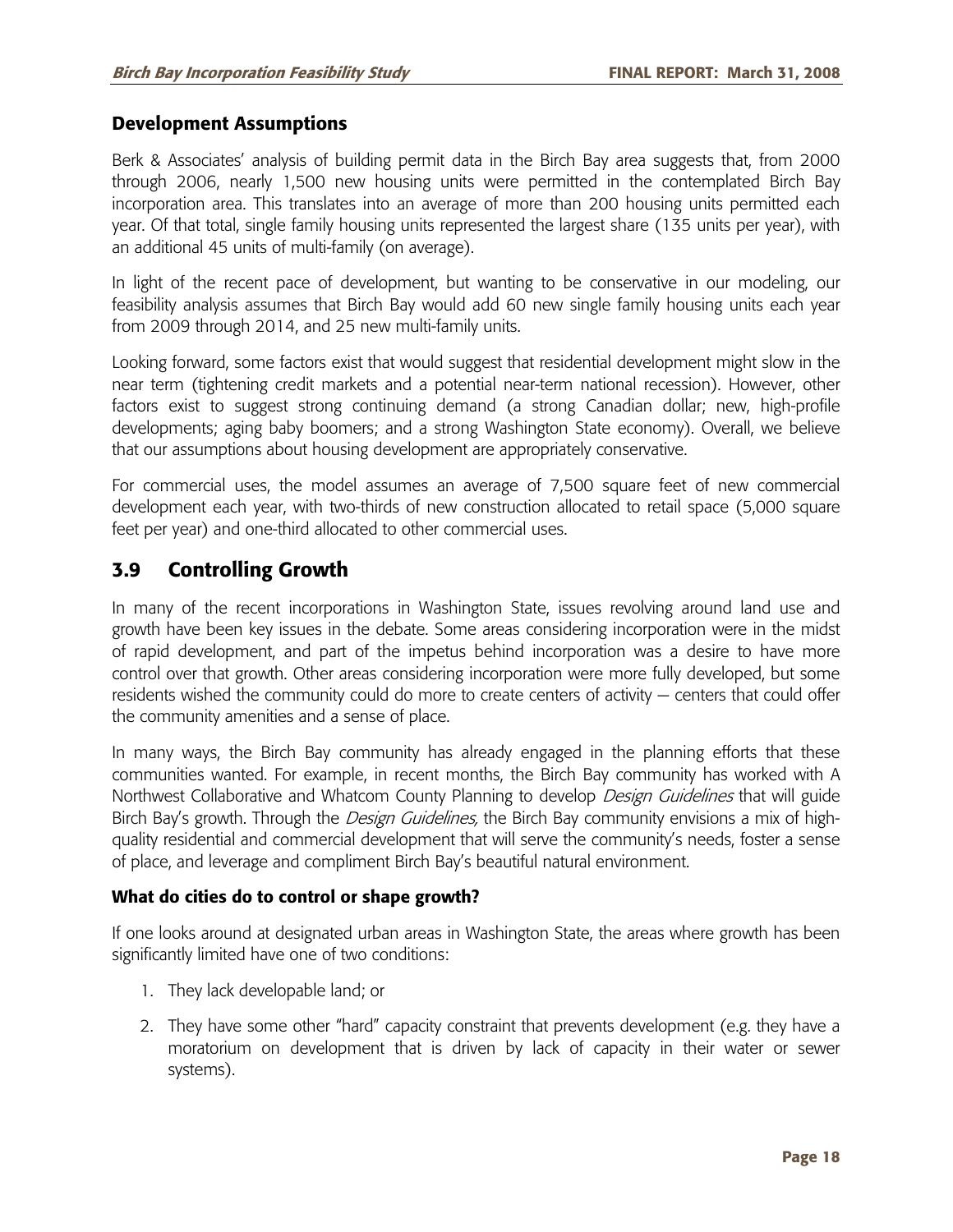### Development Assumptions

Berk & Associates' analysis of building permit data in the Birch Bay area suggests that, from 2000 through 2006, nearly 1,500 new housing units were permitted in the contemplated Birch Bay incorporation area. This translates into an average of more than 200 housing units permitted each year. Of that total, single family housing units represented the largest share (135 units per year), with an additional 45 units of multi-family (on average).

In light of the recent pace of development, but wanting to be conservative in our modeling, our feasibility analysis assumes that Birch Bay would add 60 new single family housing units each year from 2009 through 2014, and 25 new multi-family units.

Looking forward, some factors exist that would suggest that residential development might slow in the near term (tightening credit markets and a potential near-term national recession). However, other factors exist to suggest strong continuing demand (a strong Canadian dollar; new, high-profile developments; aging baby boomers; and a strong Washington State economy). Overall, we believe that our assumptions about housing development are appropriately conservative.

For commercial uses, the model assumes an average of 7,500 square feet of new commercial development each year, with two-thirds of new construction allocated to retail space (5,000 square feet per year) and one-third allocated to other commercial uses.

## 3.9 Controlling Growth

In many of the recent incorporations in Washington State, issues revolving around land use and growth have been key issues in the debate. Some areas considering incorporation were in the midst of rapid development, and part of the impetus behind incorporation was a desire to have more control over that growth. Other areas considering incorporation were more fully developed, but some residents wished the community could do more to create centers of activity – centers that could offer the community amenities and a sense of place.

In many ways, the Birch Bay community has already engaged in the planning efforts that these communities wanted. For example, in recent months, the Birch Bay community has worked with A Northwest Collaborative and Whatcom County Planning to develop *Design Guidelines* that will guide Birch Bay's growth. Through the *Design Guidelines,* the Birch Bay community envisions a mix of high-quality residential and commercial development that will serve the community's needs, foster a sense of place, and leverage and compliment Birch Bay's beautiful natural environment.

### What do cities do to control or shape growth?

If one looks around at designated urban areas in Washington State, the areas where growth has been significantly limited have one of two conditions:

1. They lack developable land; or
2. They have some other "hard" capacity constraint that prevents development (e.g. they have a moratorium on development that is driven by lack of capacity in their water or sewer systems).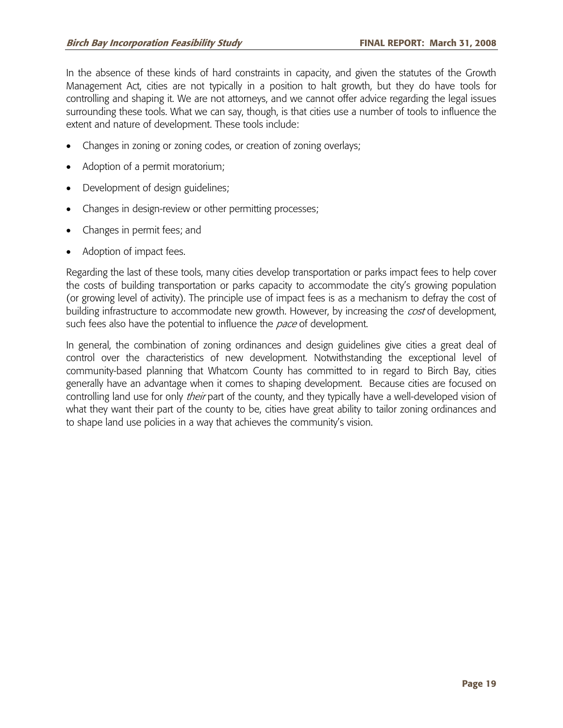In the absence of these kinds of hard constraints in capacity, and given the statutes of the Growth Management Act, cities are not typically in a position to halt growth, but they do have tools for controlling and shaping it. We are not attorneys, and we cannot offer advice regarding the legal issues surrounding these tools. What we can say, though, is that cities use a number of tools to influence the extent and nature of development. These tools include:

- Changes in zoning or zoning codes, or creation of zoning overlays;
- Adoption of a permit moratorium;
- Development of design guidelines;
- Changes in design-review or other permitting processes;
- Changes in permit fees; and
- Adoption of impact fees.

Regarding the last of these tools, many cities develop transportation or parks impact fees to help cover the costs of building transportation or parks capacity to accommodate the city's growing population (or growing level of activity). The principle use of impact fees is as a mechanism to defray the cost of building infrastructure to accommodate new growth. However, by increasing the *cost* of development, such fees also have the potential to influence the *pace* of development.

In general, the combination of zoning ordinances and design guidelines give cities a great deal of control over the characteristics of new development. Notwithstanding the exceptional level of community-based planning that Whatcom County has committed to in regard to Birch Bay, cities generally have an advantage when it comes to shaping development. Because cities are focused on controlling land use for only *their* part of the county, and they typically have a well-developed vision of what they want their part of the county to be, cities have great ability to tailor zoning ordinances and to shape land use policies in a way that achieves the community's vision.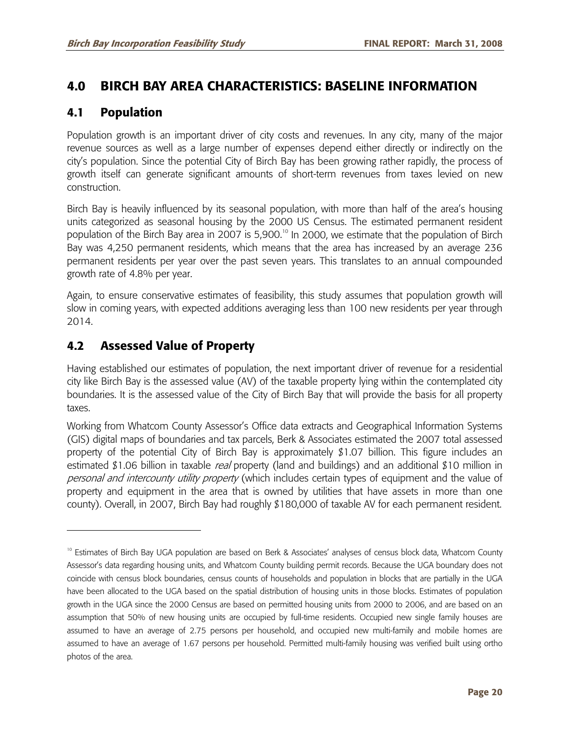# 4.0 BIRCH BAY AREA CHARACTERISTICS: BASELINE INFORMATION

## 4.1 Population

Population growth is an important driver of city costs and revenues. In any city, many of the major revenue sources as well as a large number of expenses depend either directly or indirectly on the city's population. Since the potential City of Birch Bay has been growing rather rapidly, the process of growth itself can generate significant amounts of short-term revenues from taxes levied on new construction.

Birch Bay is heavily influenced by its seasonal population, with more than half of the area's housing units categorized as seasonal housing by the 2000 US Census. The estimated permanent resident population of the Birch Bay area in 2007 is 5,900.[10] In 2000, we estimate that the population of Birch Bay was 4,250 permanent residents, which means that the area has increased by an average 236 permanent residents per year over the past seven years. This translates to an annual compounded growth rate of 4.8% per year.

Again, to ensure conservative estimates of feasibility, this study assumes that population growth will slow in coming years, with expected additions averaging less than 100 new residents per year through 2014.

## 4.2 Assessed Value of Property

Having established our estimates of population, the next important driver of revenue for a residential city like Birch Bay is the assessed value (AV) of the taxable property lying within the contemplated city boundaries. It is the assessed value of the City of Birch Bay that will provide the basis for all property taxes.

Working from Whatcom County Assessor's Office data extracts and Geographical Information Systems (GIS) digital maps of boundaries and tax parcels, Berk & Associates estimated the 2007 total assessed property of the potential City of Birch Bay is approximately $1.07 billion. This figure includes an estimated $1.06 billion in taxable *real* property (land and buildings) and an additional $10 million in *personal and intercounty utility property* (which includes certain types of equipment and the value of property and equipment in the area that is owned by utilities that have assets in more than one county). Overall, in 2007, Birch Bay had roughly $180,000 of taxable AV for each permanent resident.

---

[10] Estimates of Birch Bay UGA population are based on Berk & Associates' analyses of census block data, Whatcom County Assessor's data regarding housing units, and Whatcom County building permit records. Because the UGA boundary does not coincide with census block boundaries, census counts of households and population in blocks that are partially in the UGA have been allocated to the UGA based on the spatial distribution of housing units in those blocks. Estimates of population growth in the UGA since the 2000 Census are based on permitted housing units from 2000 to 2006, and are based on an assumption that 50% of new housing units are occupied by full-time residents. Occupied new single family houses are assumed to have an average of 2.75 persons per household, and occupied new multi-family and mobile homes are assumed to have an average of 1.67 persons per household. Permitted multi-family housing was verified built using ortho photos of the area.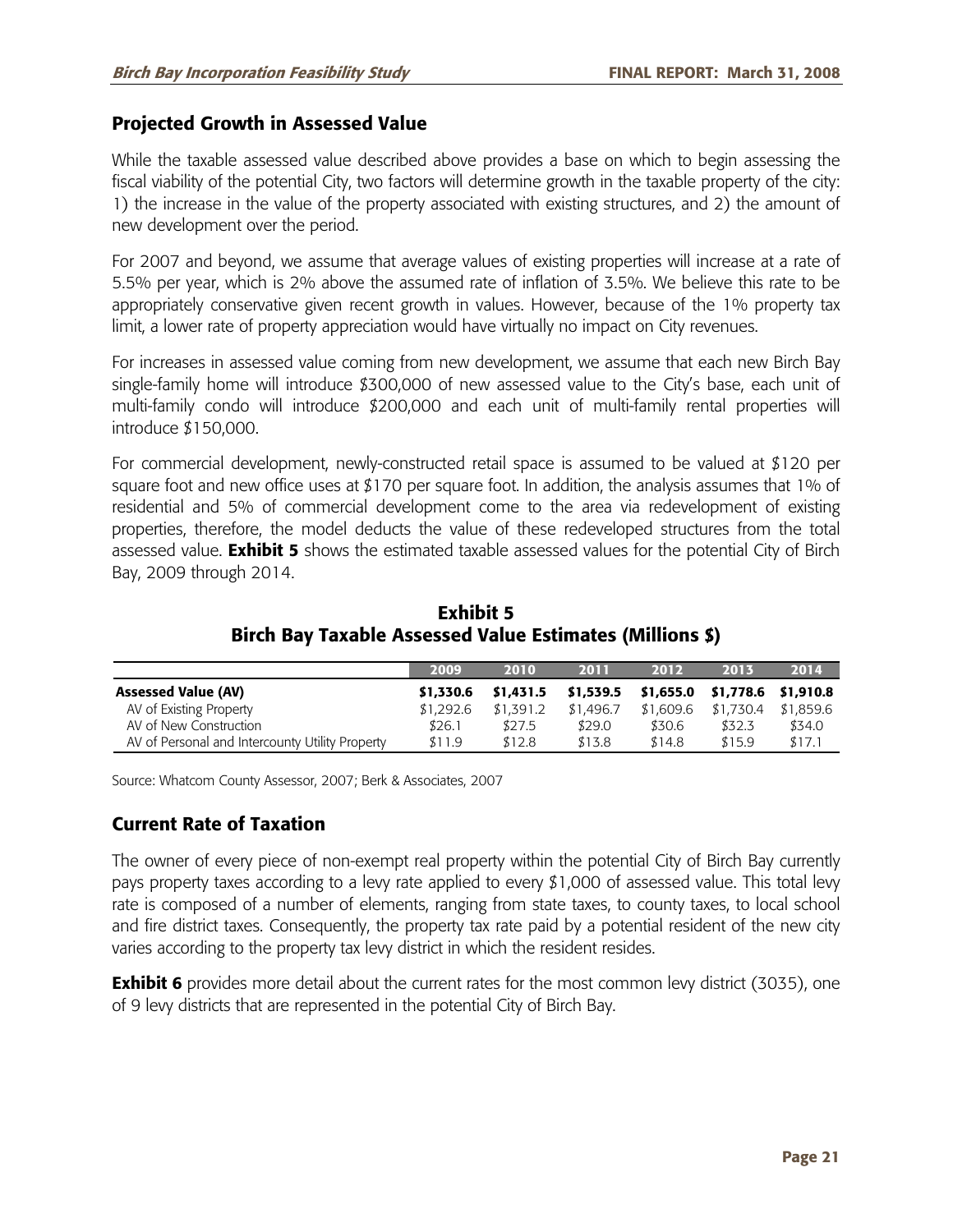## Projected Growth in Assessed Value

While the taxable assessed value described above provides a base on which to begin assessing the fiscal viability of the potential City, two factors will determine growth in the taxable property of the city: 1) the increase in the value of the property associated with existing structures, and 2) the amount of new development over the period.

For 2007 and beyond, we assume that average values of existing properties will increase at a rate of 5.5% per year, which is 2% above the assumed rate of inflation of 3.5%. We believe this rate to be appropriately conservative given recent growth in values. However, because of the 1% property tax limit, a lower rate of property appreciation would have virtually no impact on City revenues.

For increases in assessed value coming from new development, we assume that each new Birch Bay single-family home will introduce $300,000 of new assessed value to the City's base, each unit of multi-family condo will introduce $200,000 and each unit of multi-family rental properties will introduce $150,000.

For commercial development, newly-constructed retail space is assumed to be valued at $120 per square foot and new office uses at $170 per square foot. In addition, the analysis assumes that 1% of residential and 5% of commercial development come to the area via redevelopment of existing properties, therefore, the model deducts the value of these redeveloped structures from the total assessed value. **Exhibit 5** shows the estimated taxable assessed values for the potential City of Birch Bay, 2009 through 2014.

**Exhibit 5**
**Birch Bay Taxable Assessed Value Estimates (Millions $)**

| | 2009 | 2010 | 2011 | 2012 | 2013 | 2014 |
|---|---|---|---|---|---|---|
| **Assessed Value (AV)** | **$1,330.6** | **$1,431.5** | **$1,539.5** | **$1,655.0** | **$1,778.6** | **$1,910.8** |
| AV of Existing Property | $1,292.6 | $1,391.2 | $1,496.7 | $1,609.6 | $1,730.4 | $1,859.6 |
| AV of New Construction | $26.1 | $27.5 | $29.0 | $30.6 | $32.3 | $34.0 |
| AV of Personal and Intercounty Utility Property | $11.9 | $12.8 | $13.8 | $14.8 | $15.9 | $17.1 |

Source: Whatcom County Assessor, 2007; Berk & Associates, 2007

## Current Rate of Taxation

The owner of every piece of non-exempt real property within the potential City of Birch Bay currently pays property taxes according to a levy rate applied to every $1,000 of assessed value. This total levy rate is composed of a number of elements, ranging from state taxes, to county taxes, to local school and fire district taxes. Consequently, the property tax rate paid by a potential resident of the new city varies according to the property tax levy district in which the resident resides.

**Exhibit 6** provides more detail about the current rates for the most common levy district (3035), one of 9 levy districts that are represented in the potential City of Birch Bay.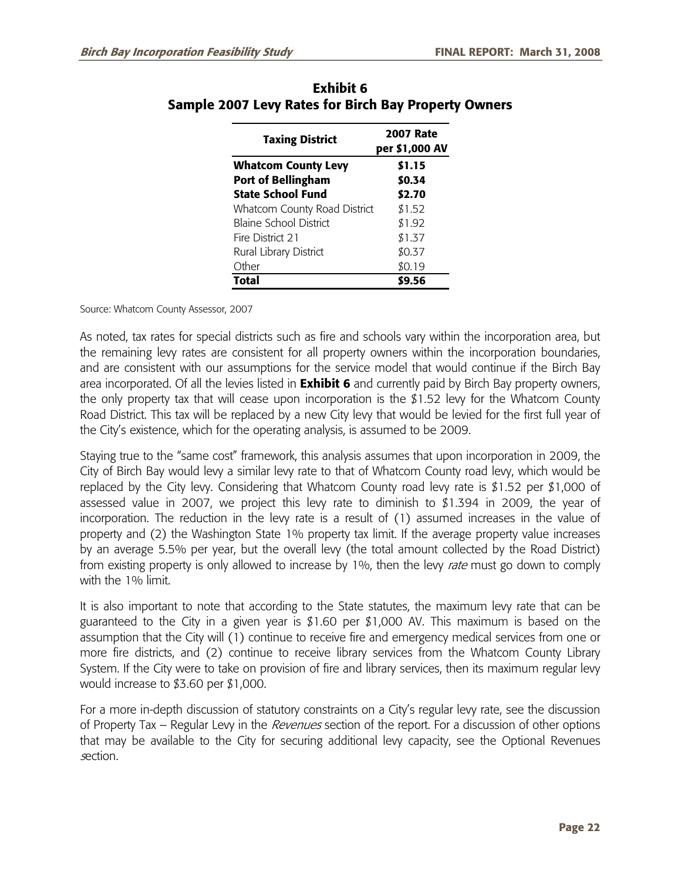**Exhibit 6**
**Sample 2007 Levy Rates for Birch Bay Property Owners**

| Taxing District | 2007 Rate per $1,000 AV |
|---|---|
| **Whatcom County Levy** | **$1.15** |
| **Port of Bellingham** | **$0.34** |
| **State School Fund** | **$2.70** |
| Whatcom County Road District | $1.52 |
| Blaine School District | $1.92 |
| Fire District 21 | $1.37 |
| Rural Library District | $0.37 |
| Other | $0.19 |
| **Total** | **$9.56** |

Source: Whatcom County Assessor, 2007

As noted, tax rates for special districts such as fire and schools vary within the incorporation area, but the remaining levy rates are consistent for all property owners within the incorporation boundaries, and are consistent with our assumptions for the service model that would continue if the Birch Bay area incorporated. Of all the levies listed in **Exhibit 6** and currently paid by Birch Bay property owners, the only property tax that will cease upon incorporation is the $1.52 levy for the Whatcom County Road District. This tax will be replaced by a new City levy that would be levied for the first full year of the City's existence, which for the operating analysis, is assumed to be 2009.

Staying true to the "same cost" framework, this analysis assumes that upon incorporation in 2009, the City of Birch Bay would levy a similar levy rate to that of Whatcom County road levy, which would be replaced by the City levy. Considering that Whatcom County road levy rate is $1.52 per $1,000 of assessed value in 2007, we project this levy rate to diminish to $1.394 in 2009, the year of incorporation. The reduction in the levy rate is a result of (1) assumed increases in the value of property and (2) the Washington State 1% property tax limit. If the average property value increases by an average 5.5% per year, but the overall levy (the total amount collected by the Road District) from existing property is only allowed to increase by 1%, then the levy *rate* must go down to comply with the 1% limit.

It is also important to note that according to the State statutes, the maximum levy rate that can be guaranteed to the City in a given year is $1.60 per $1,000 AV. This maximum is based on the assumption that the City will (1) continue to receive fire and emergency medical services from one or more fire districts, and (2) continue to receive library services from the Whatcom County Library System. If the City were to take on provision of fire and library services, then its maximum regular levy would increase to $3.60 per $1,000.

For a more in-depth discussion of statutory constraints on a City's regular levy rate, see the discussion of Property Tax – Regular Levy in the *Revenues* section of the report. For a discussion of other options that may be available to the City for securing additional levy capacity, see the Optional Revenues *s*ection.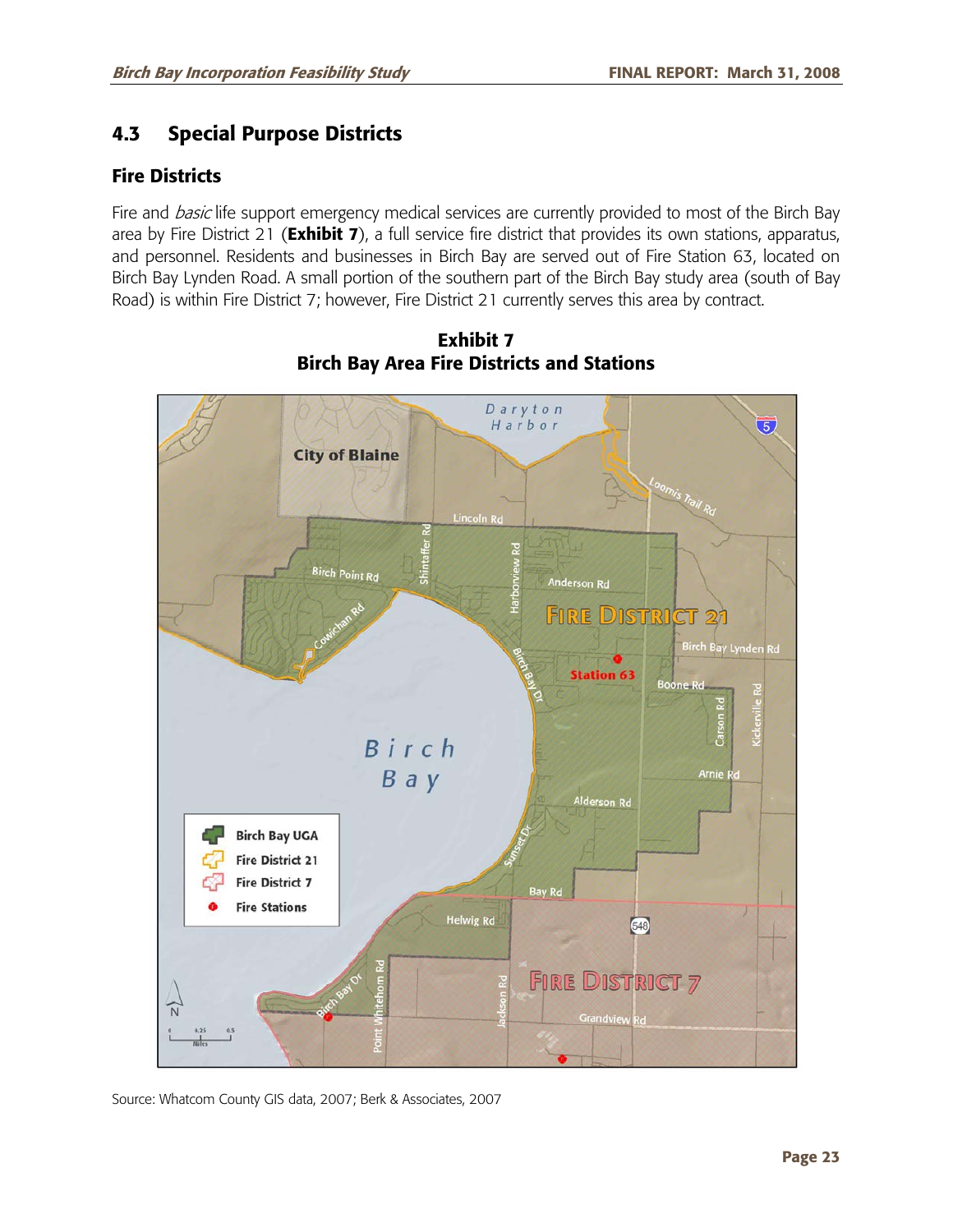## 4.3 Special Purpose Districts

### Fire Districts

Fire and *basic* life support emergency medical services are currently provided to most of the Birch Bay area by Fire District 21 (**Exhibit 7**), a full service fire district that provides its own stations, apparatus, and personnel. Residents and businesses in Birch Bay are served out of Fire Station 63, located on Birch Bay Lynden Road. A small portion of the southern part of the Birch Bay study area (south of Bay Road) is within Fire District 7; however, Fire District 21 currently serves this area by contract.

**Exhibit 7**
**Birch Bay Area Fire Districts and Stations**

Source: Whatcom County GIS data, 2007; Berk & Associates, 2007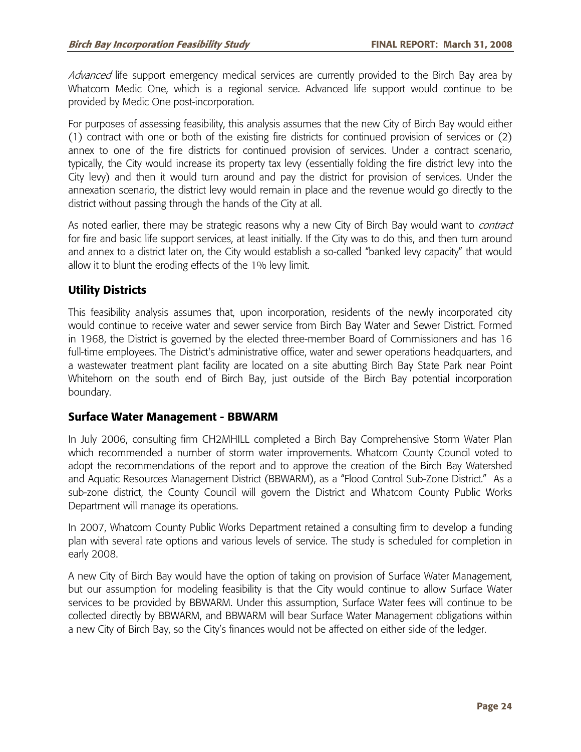*Advanced* life support emergency medical services are currently provided to the Birch Bay area by Whatcom Medic One, which is a regional service. Advanced life support would continue to be provided by Medic One post-incorporation.

For purposes of assessing feasibility, this analysis assumes that the new City of Birch Bay would either (1) contract with one or both of the existing fire districts for continued provision of services or (2) annex to one of the fire districts for continued provision of services. Under a contract scenario, typically, the City would increase its property tax levy (essentially folding the fire district levy into the City levy) and then it would turn around and pay the district for provision of services. Under the annexation scenario, the district levy would remain in place and the revenue would go directly to the district without passing through the hands of the City at all.

As noted earlier, there may be strategic reasons why a new City of Birch Bay would want to *contract* for fire and basic life support services, at least initially. If the City was to do this, and then turn around and annex to a district later on, the City would establish a so-called "banked levy capacity" that would allow it to blunt the eroding effects of the 1% levy limit.

## Utility Districts

This feasibility analysis assumes that, upon incorporation, residents of the newly incorporated city would continue to receive water and sewer service from Birch Bay Water and Sewer District. Formed in 1968, the District is governed by the elected three-member Board of Commissioners and has 16 full-time employees. The District's administrative office, water and sewer operations headquarters, and a wastewater treatment plant facility are located on a site abutting Birch Bay State Park near Point Whitehorn on the south end of Birch Bay, just outside of the Birch Bay potential incorporation boundary.

## Surface Water Management - BBWARM

In July 2006, consulting firm CH2MHILL completed a Birch Bay Comprehensive Storm Water Plan which recommended a number of storm water improvements. Whatcom County Council voted to adopt the recommendations of the report and to approve the creation of the Birch Bay Watershed and Aquatic Resources Management District (BBWARM), as a "Flood Control Sub-Zone District." As a sub-zone district, the County Council will govern the District and Whatcom County Public Works Department will manage its operations.

In 2007, Whatcom County Public Works Department retained a consulting firm to develop a funding plan with several rate options and various levels of service. The study is scheduled for completion in early 2008.

A new City of Birch Bay would have the option of taking on provision of Surface Water Management, but our assumption for modeling feasibility is that the City would continue to allow Surface Water services to be provided by BBWARM. Under this assumption, Surface Water fees will continue to be collected directly by BBWARM, and BBWARM will bear Surface Water Management obligations within a new City of Birch Bay, so the City's finances would not be affected on either side of the ledger.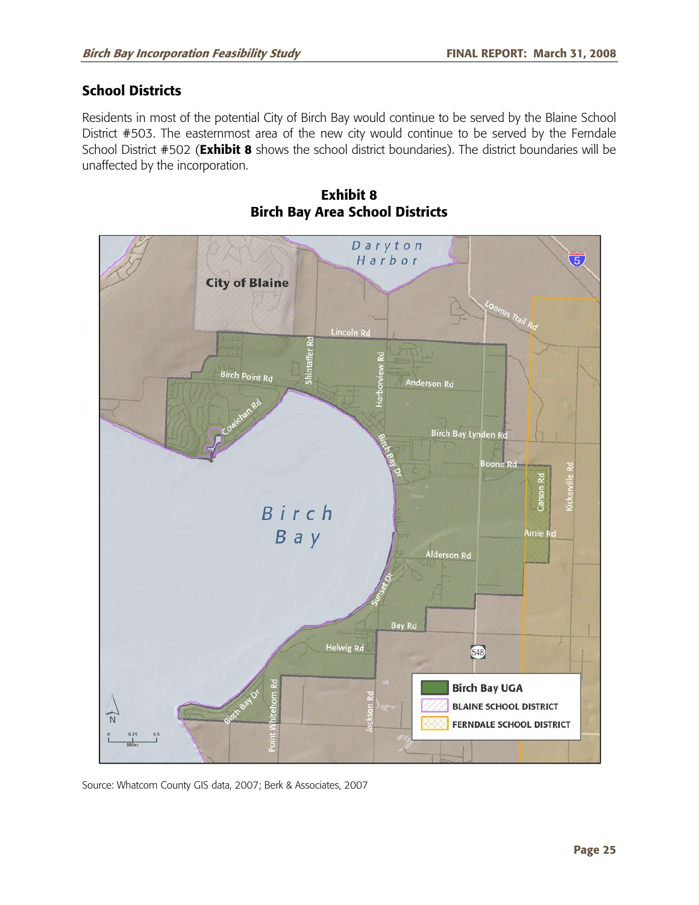## School Districts

Residents in most of the potential City of Birch Bay would continue to be served by the Blaine School District #503. The easternmost area of the new city would continue to be served by the Ferndale School District #502 (**Exhibit 8** shows the school district boundaries). The district boundaries will be unaffected by the incorporation.

**Exhibit 8**
**Birch Bay Area School Districts**

Source: Whatcom County GIS data, 2007; Berk & Associates, 2007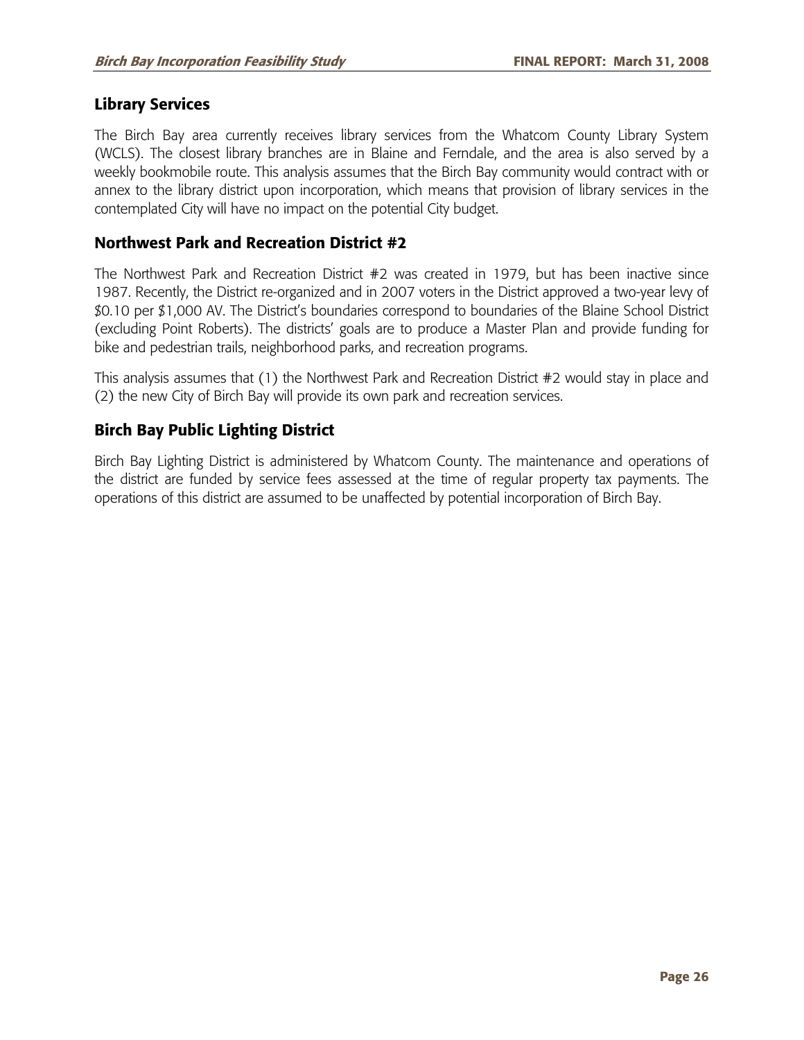## Library Services

The Birch Bay area currently receives library services from the Whatcom County Library System (WCLS). The closest library branches are in Blaine and Ferndale, and the area is also served by a weekly bookmobile route. This analysis assumes that the Birch Bay community would contract with or annex to the library district upon incorporation, which means that provision of library services in the contemplated City will have no impact on the potential City budget.

## Northwest Park and Recreation District #2

The Northwest Park and Recreation District #2 was created in 1979, but has been inactive since 1987. Recently, the District re-organized and in 2007 voters in the District approved a two-year levy of $0.10 per $1,000 AV. The District's boundaries correspond to boundaries of the Blaine School District (excluding Point Roberts). The districts' goals are to produce a Master Plan and provide funding for bike and pedestrian trails, neighborhood parks, and recreation programs.

This analysis assumes that (1) the Northwest Park and Recreation District #2 would stay in place and (2) the new City of Birch Bay will provide its own park and recreation services.

## Birch Bay Public Lighting District

Birch Bay Lighting District is administered by Whatcom County. The maintenance and operations of the district are funded by service fees assessed at the time of regular property tax payments. The operations of this district are assumed to be unaffected by potential incorporation of Birch Bay.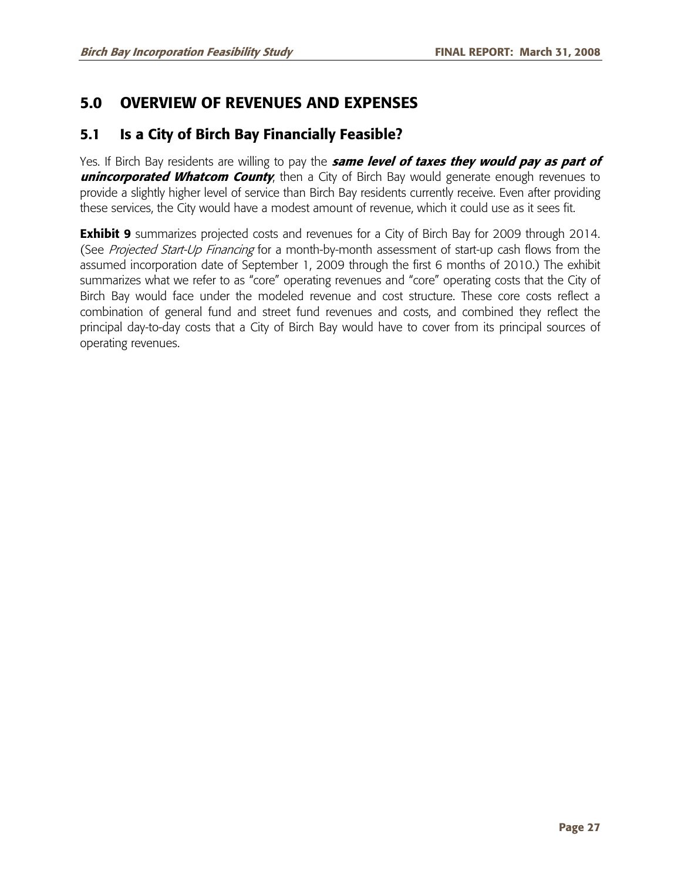# 5.0 OVERVIEW OF REVENUES AND EXPENSES

## 5.1 Is a City of Birch Bay Financially Feasible?

Yes. If Birch Bay residents are willing to pay the ***same level of taxes they would pay as part of unincorporated Whatcom County***, then a City of Birch Bay would generate enough revenues to provide a slightly higher level of service than Birch Bay residents currently receive. Even after providing these services, the City would have a modest amount of revenue, which it could use as it sees fit.

**Exhibit 9** summarizes projected costs and revenues for a City of Birch Bay for 2009 through 2014. (See *Projected Start-Up Financing* for a month-by-month assessment of start-up cash flows from the assumed incorporation date of September 1, 2009 through the first 6 months of 2010.) The exhibit summarizes what we refer to as "core" operating revenues and "core" operating costs that the City of Birch Bay would face under the modeled revenue and cost structure. These core costs reflect a combination of general fund and street fund revenues and costs, and combined they reflect the principal day-to-day costs that a City of Birch Bay would have to cover from its principal sources of operating revenues.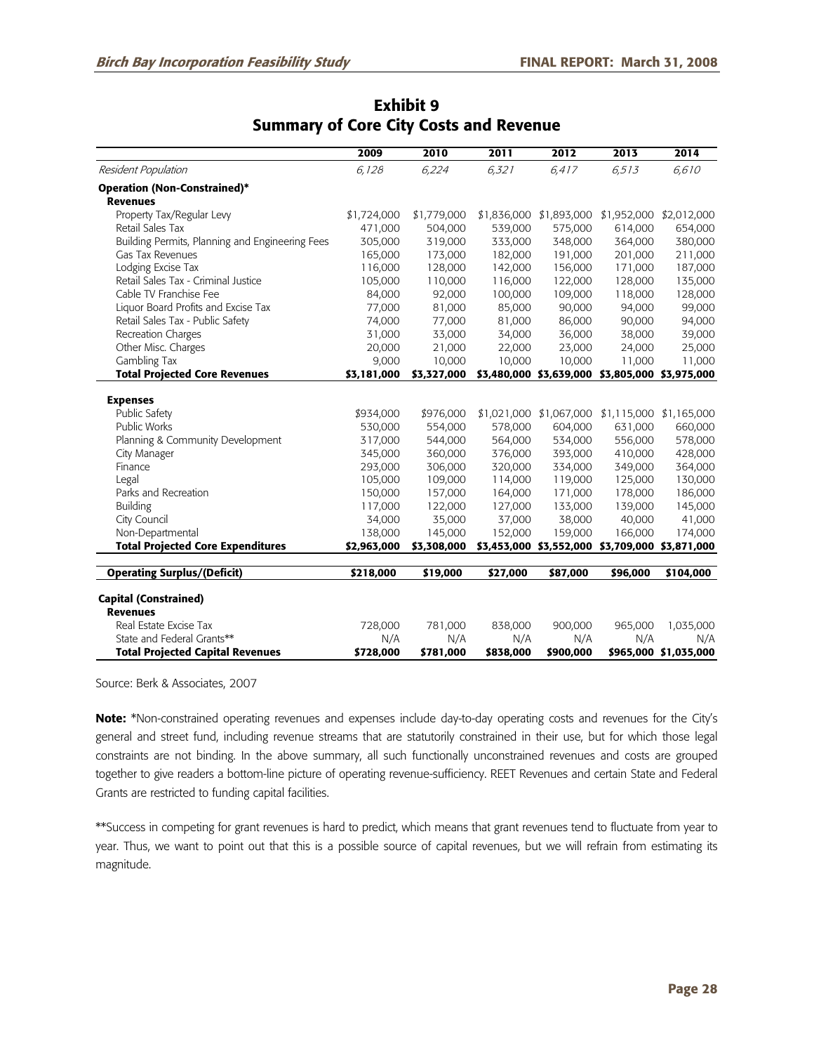## Exhibit 9
## Summary of Core City Costs and Revenue

| | 2009 | 2010 | 2011 | 2012 | 2013 | 2014 |
|---|---|---|---|---|---|---|
| *Resident Population* | *6,128* | *6,224* | *6,321* | *6,417* | *6,513* | *6,610* |
| **Operation (Non-Constrained)*** | | | | | | |
| **Revenues** | | | | | | |
| Property Tax/Regular Levy | $1,724,000 | $1,779,000 | $1,836,000 | $1,893,000 | $1,952,000 | $2,012,000 |
| Retail Sales Tax | 471,000 | 504,000 | 539,000 | 575,000 | 614,000 | 654,000 |
| Building Permits, Planning and Engineering Fees | 305,000 | 319,000 | 333,000 | 348,000 | 364,000 | 380,000 |
| Gas Tax Revenues | 165,000 | 173,000 | 182,000 | 191,000 | 201,000 | 211,000 |
| Lodging Excise Tax | 116,000 | 128,000 | 142,000 | 156,000 | 171,000 | 187,000 |
| Retail Sales Tax - Criminal Justice | 105,000 | 110,000 | 116,000 | 122,000 | 128,000 | 135,000 |
| Cable TV Franchise Fee | 84,000 | 92,000 | 100,000 | 109,000 | 118,000 | 128,000 |
| Liquor Board Profits and Excise Tax | 77,000 | 81,000 | 85,000 | 90,000 | 94,000 | 99,000 |
| Retail Sales Tax - Public Safety | 74,000 | 77,000 | 81,000 | 86,000 | 90,000 | 94,000 |
| Recreation Charges | 31,000 | 33,000 | 34,000 | 36,000 | 38,000 | 39,000 |
| Other Misc. Charges | 20,000 | 21,000 | 22,000 | 23,000 | 24,000 | 25,000 |
| Gambling Tax | 9,000 | 10,000 | 10,000 | 10,000 | 11,000 | 11,000 |
| **Total Projected Core Revenues** | **$3,181,000** | **$3,327,000** | **$3,480,000** | **$3,639,000** | **$3,805,000** | **$3,975,000** |
| **Expenses** | | | | | | |
| Public Safety | $934,000 | $976,000 | $1,021,000 | $1,067,000 | $1,115,000 | $1,165,000 |
| Public Works | 530,000 | 554,000 | 578,000 | 604,000 | 631,000 | 660,000 |
| Planning & Community Development | 317,000 | 544,000 | 564,000 | 534,000 | 556,000 | 578,000 |
| City Manager | 345,000 | 360,000 | 376,000 | 393,000 | 410,000 | 428,000 |
| Finance | 293,000 | 306,000 | 320,000 | 334,000 | 349,000 | 364,000 |
| Legal | 105,000 | 109,000 | 114,000 | 119,000 | 125,000 | 130,000 |
| Parks and Recreation | 150,000 | 157,000 | 164,000 | 171,000 | 178,000 | 186,000 |
| Building | 117,000 | 122,000 | 127,000 | 133,000 | 139,000 | 145,000 |
| City Council | 34,000 | 35,000 | 37,000 | 38,000 | 40,000 | 41,000 |
| Non-Departmental | 138,000 | 145,000 | 152,000 | 159,000 | 166,000 | 174,000 |
| **Total Projected Core Expenditures** | **$2,963,000** | **$3,308,000** | **$3,453,000** | **$3,552,000** | **$3,709,000** | **$3,871,000** |
| **Operating Surplus/(Deficit)** | **$218,000** | **$19,000** | **$27,000** | **$87,000** | **$96,000** | **$104,000** |
| **Capital (Constrained)** | | | | | | |
| **Revenues** | | | | | | |
| Real Estate Excise Tax | 728,000 | 781,000 | 838,000 | 900,000 | 965,000 | 1,035,000 |
| State and Federal Grants** | N/A | N/A | N/A | N/A | N/A | N/A |
| **Total Projected Capital Revenues** | **$728,000** | **$781,000** | **$838,000** | **$900,000** | **$965,000** | **$1,035,000** |

Source: Berk & Associates, 2007

**Note:** *Non-constrained operating revenues and expenses include day-to-day operating costs and revenues for the City's general and street fund, including revenue streams that are statutorily constrained in their use, but for which those legal constraints are not binding. In the above summary, all such functionally unconstrained revenues and costs are grouped together to give readers a bottom-line picture of operating revenue-sufficiency. REET Revenues and certain State and Federal Grants are restricted to funding capital facilities.

**Success in competing for grant revenues is hard to predict, which means that grant revenues tend to fluctuate from year to year. Thus, we want to point out that this is a possible source of capital revenues, but we will refrain from estimating its magnitude.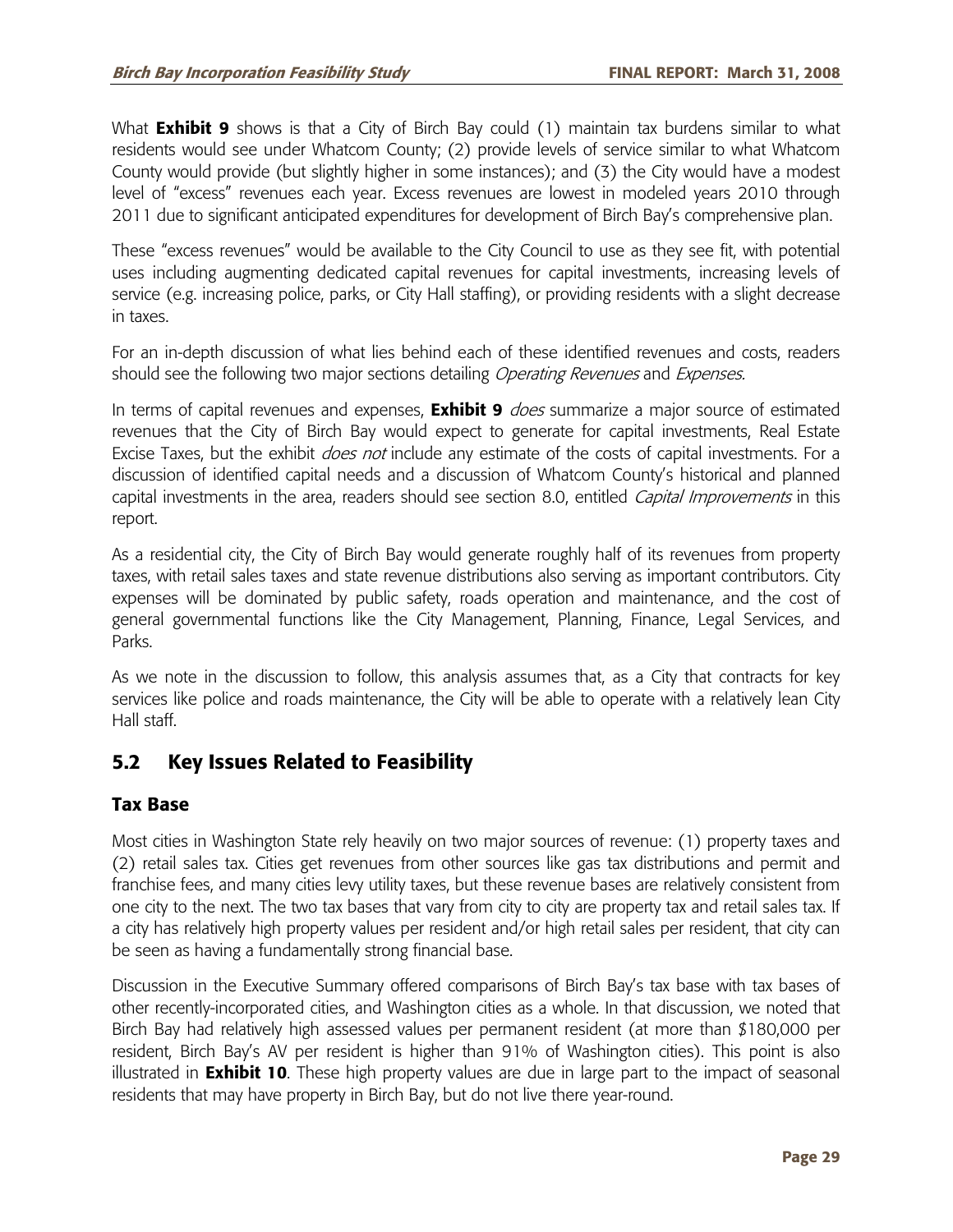What **Exhibit 9** shows is that a City of Birch Bay could (1) maintain tax burdens similar to what residents would see under Whatcom County; (2) provide levels of service similar to what Whatcom County would provide (but slightly higher in some instances); and (3) the City would have a modest level of "excess" revenues each year. Excess revenues are lowest in modeled years 2010 through 2011 due to significant anticipated expenditures for development of Birch Bay's comprehensive plan.

These "excess revenues" would be available to the City Council to use as they see fit, with potential uses including augmenting dedicated capital revenues for capital investments, increasing levels of service (e.g. increasing police, parks, or City Hall staffing), or providing residents with a slight decrease in taxes.

For an in-depth discussion of what lies behind each of these identified revenues and costs, readers should see the following two major sections detailing *Operating Revenues* and *Expenses.*

In terms of capital revenues and expenses, **Exhibit 9** *does* summarize a major source of estimated revenues that the City of Birch Bay would expect to generate for capital investments, Real Estate Excise Taxes, but the exhibit *does not* include any estimate of the costs of capital investments. For a discussion of identified capital needs and a discussion of Whatcom County's historical and planned capital investments in the area, readers should see section 8.0, entitled *Capital Improvements* in this report.

As a residential city, the City of Birch Bay would generate roughly half of its revenues from property taxes, with retail sales taxes and state revenue distributions also serving as important contributors. City expenses will be dominated by public safety, roads operation and maintenance, and the cost of general governmental functions like the City Management, Planning, Finance, Legal Services, and Parks.

As we note in the discussion to follow, this analysis assumes that, as a City that contracts for key services like police and roads maintenance, the City will be able to operate with a relatively lean City Hall staff.

## 5.2 Key Issues Related to Feasibility

### Tax Base

Most cities in Washington State rely heavily on two major sources of revenue: (1) property taxes and (2) retail sales tax. Cities get revenues from other sources like gas tax distributions and permit and franchise fees, and many cities levy utility taxes, but these revenue bases are relatively consistent from one city to the next. The two tax bases that vary from city to city are property tax and retail sales tax. If a city has relatively high property values per resident and/or high retail sales per resident, that city can be seen as having a fundamentally strong financial base.

Discussion in the Executive Summary offered comparisons of Birch Bay's tax base with tax bases of other recently-incorporated cities, and Washington cities as a whole. In that discussion, we noted that Birch Bay had relatively high assessed values per permanent resident (at more than $180,000 per resident, Birch Bay's AV per resident is higher than 91% of Washington cities). This point is also illustrated in **Exhibit 10**. These high property values are due in large part to the impact of seasonal residents that may have property in Birch Bay, but do not live there year-round.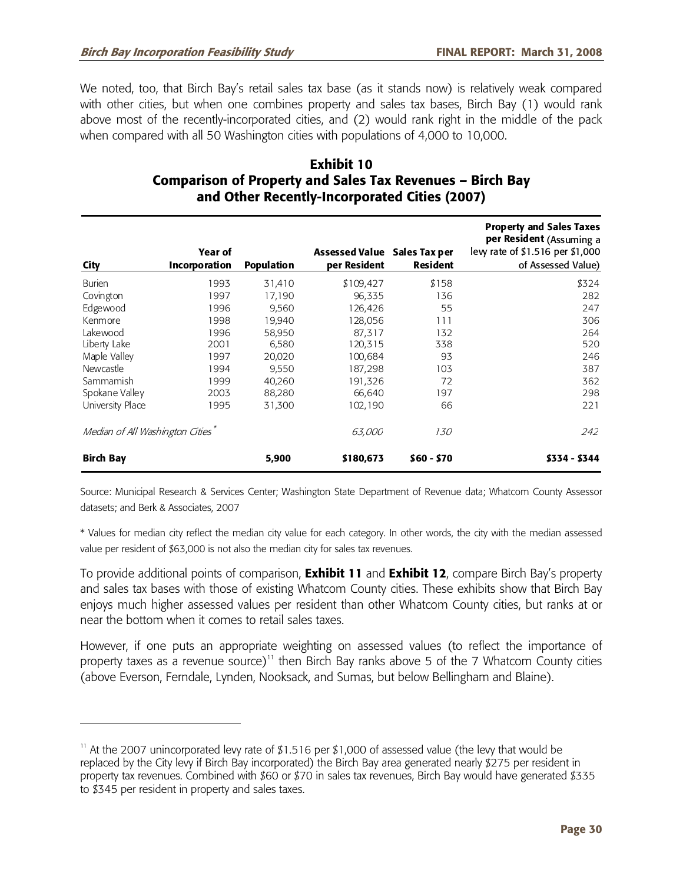We noted, too, that Birch Bay's retail sales tax base (as it stands now) is relatively weak compared with other cities, but when one combines property and sales tax bases, Birch Bay (1) would rank above most of the recently-incorporated cities, and (2) would rank right in the middle of the pack when compared with all 50 Washington cities with populations of 4,000 to 10,000.

## Exhibit 10
## Comparison of Property and Sales Tax Revenues – Birch Bay and Other Recently-Incorporated Cities (2007)

| City | Year of Incorporation | Population | Assessed Value per Resident | Sales Tax per Resident | Property and Sales Taxes per Resident (Assuming a levy rate of $1.516 per $1,000 of Assessed Value) |
|---|---|---|---|---|---|
| Burien | 1993 | 31,410 | $109,427 | $158 | $324 |
| Covington | 1997 | 17,190 | 96,335 | 136 | 282 |
| Edgewood | 1996 | 9,560 | 126,426 | 55 | 247 |
| Kenmore | 1998 | 19,940 | 128,056 | 111 | 306 |
| Lakewood | 1996 | 58,950 | 87,317 | 132 | 264 |
| Liberty Lake | 2001 | 6,580 | 120,315 | 338 | 520 |
| Maple Valley | 1997 | 20,020 | 100,684 | 93 | 246 |
| Newcastle | 1994 | 9,550 | 187,298 | 103 | 387 |
| Sammamish | 1999 | 40,260 | 191,326 | 72 | 362 |
| Spokane Valley | 2003 | 88,280 | 66,640 | 197 | 298 |
| University Place | 1995 | 31,300 | 102,190 | 66 | 221 |
| *Median of All Washington Cities** | | | *63,000* | *130* | *242* |
| **Birch Bay** | | **5,900** | **$180,673** | **$60 - $70** | **$334 - $344** |

Source: Municipal Research & Services Center; Washington State Department of Revenue data; Whatcom County Assessor datasets; and Berk & Associates, 2007

* Values for median city reflect the median city value for each category. In other words, the city with the median assessed value per resident of $63,000 is not also the median city for sales tax revenues.

To provide additional points of comparison, **Exhibit 11** and **Exhibit 12**, compare Birch Bay's property and sales tax bases with those of existing Whatcom County cities. These exhibits show that Birch Bay enjoys much higher assessed values per resident than other Whatcom County cities, but ranks at or near the bottom when it comes to retail sales taxes.

However, if one puts an appropriate weighting on assessed values (to reflect the importance of property taxes as a revenue source)[11] then Birch Bay ranks above 5 of the 7 Whatcom County cities (above Everson, Ferndale, Lynden, Nooksack, and Sumas, but below Bellingham and Blaine).

---

[11] At the 2007 unincorporated levy rate of $1.516 per $1,000 of assessed value (the levy that would be replaced by the City levy if Birch Bay incorporated) the Birch Bay area generated nearly $275 per resident in property tax revenues. Combined with $60 or $70 in sales tax revenues, Birch Bay would have generated $335 to $345 per resident in property and sales taxes.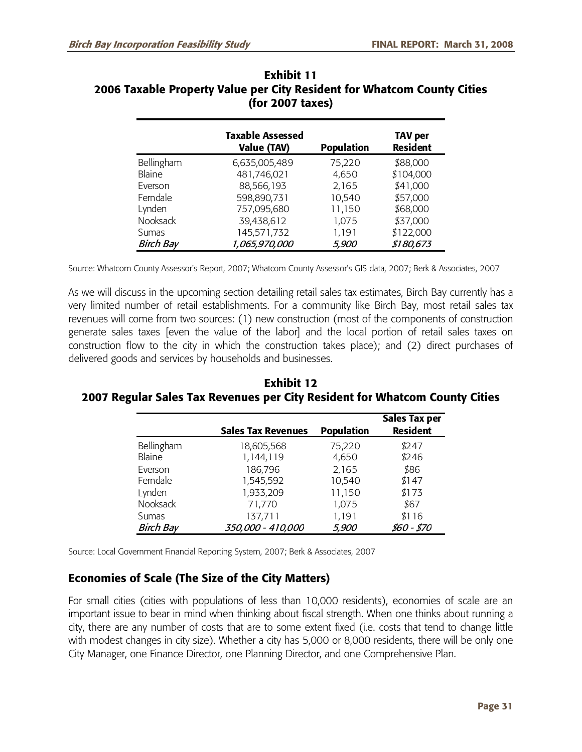**Exhibit 11**
**2006 Taxable Property Value per City Resident for Whatcom County Cities (for 2007 taxes)**

| | Taxable Assessed Value (TAV) | Population | TAV per Resident |
|---|---|---|---|
| Bellingham | 6,635,005,489 | 75,220 | $88,000 |
| Blaine | 481,746,021 | 4,650 | $104,000 |
| Everson | 88,566,193 | 2,165 | $41,000 |
| Ferndale | 598,890,731 | 10,540 | $57,000 |
| Lynden | 757,095,680 | 11,150 | $68,000 |
| Nooksack | 39,438,612 | 1,075 | $37,000 |
| Sumas | 145,571,732 | 1,191 | $122,000 |
| *Birch Bay* | *1,065,970,000* | *5,900* | *$180,673* |

Source: Whatcom County Assessor's Report, 2007; Whatcom County Assessor's GIS data, 2007; Berk & Associates, 2007

As we will discuss in the upcoming section detailing retail sales tax estimates, Birch Bay currently has a very limited number of retail establishments. For a community like Birch Bay, most retail sales tax revenues will come from two sources: (1) new construction (most of the components of construction generate sales taxes [even the value of the labor] and the local portion of retail sales taxes on construction flow to the city in which the construction takes place); and (2) direct purchases of delivered goods and services by households and businesses.

**Exhibit 12**
**2007 Regular Sales Tax Revenues per City Resident for Whatcom County Cities**

| | Sales Tax Revenues | Population | Sales Tax per Resident |
|---|---|---|---|
| Bellingham | 18,605,568 | 75,220 | $247 |
| Blaine | 1,144,119 | 4,650 | $246 |
| Everson | 186,796 | 2,165 | $86 |
| Ferndale | 1,545,592 | 10,540 | $147 |
| Lynden | 1,933,209 | 11,150 | $173 |
| Nooksack | 71,770 | 1,075 | $67 |
| Sumas | 137,711 | 1,191 | $116 |
| *Birch Bay* | *350,000 - 410,000* | *5,900* | *$60 - $70* |

Source: Local Government Financial Reporting System, 2007; Berk & Associates, 2007

## Economies of Scale (The Size of the City Matters)

For small cities (cities with populations of less than 10,000 residents), economies of scale are an important issue to bear in mind when thinking about fiscal strength. When one thinks about running a city, there are any number of costs that are to some extent fixed (i.e. costs that tend to change little with modest changes in city size). Whether a city has 5,000 or 8,000 residents, there will be only one City Manager, one Finance Director, one Planning Director, and one Comprehensive Plan.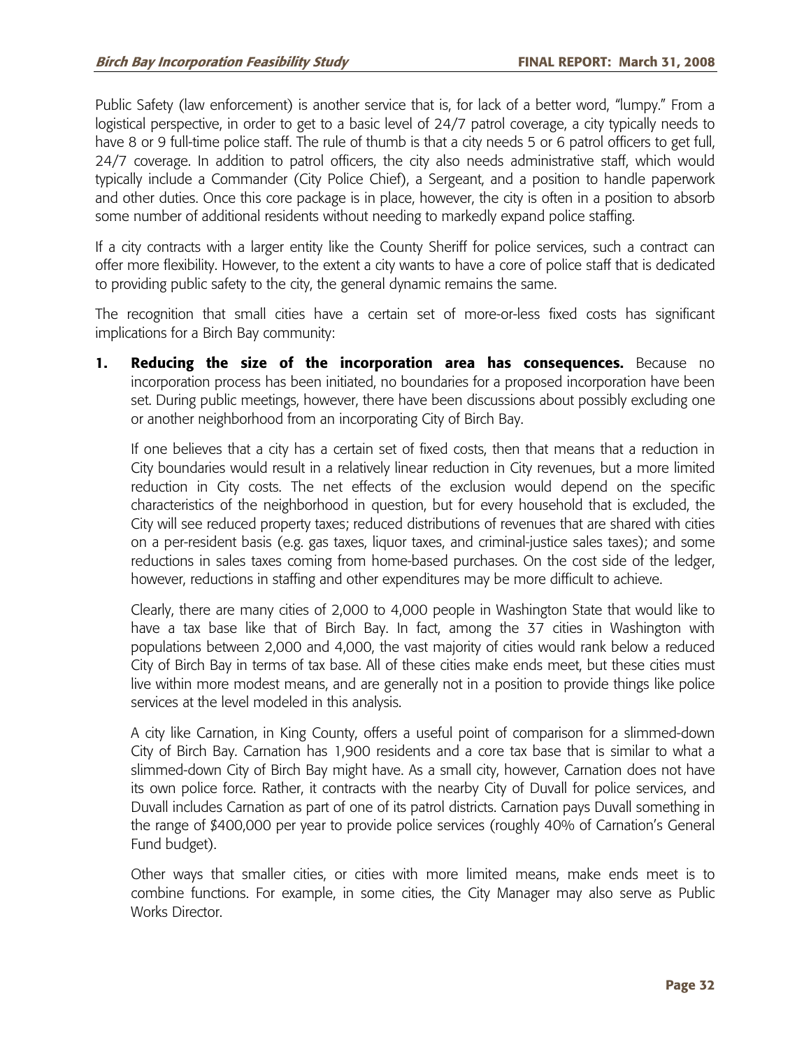Public Safety (law enforcement) is another service that is, for lack of a better word, "lumpy." From a logistical perspective, in order to get to a basic level of 24/7 patrol coverage, a city typically needs to have 8 or 9 full-time police staff. The rule of thumb is that a city needs 5 or 6 patrol officers to get full, 24/7 coverage. In addition to patrol officers, the city also needs administrative staff, which would typically include a Commander (City Police Chief), a Sergeant, and a position to handle paperwork and other duties. Once this core package is in place, however, the city is often in a position to absorb some number of additional residents without needing to markedly expand police staffing.

If a city contracts with a larger entity like the County Sheriff for police services, such a contract can offer more flexibility. However, to the extent a city wants to have a core of police staff that is dedicated to providing public safety to the city, the general dynamic remains the same.

The recognition that small cities have a certain set of more-or-less fixed costs has significant implications for a Birch Bay community:

1. **Reducing the size of the incorporation area has consequences.** Because no incorporation process has been initiated, no boundaries for a proposed incorporation have been set. During public meetings, however, there have been discussions about possibly excluding one or another neighborhood from an incorporating City of Birch Bay.

   If one believes that a city has a certain set of fixed costs, then that means that a reduction in City boundaries would result in a relatively linear reduction in City revenues, but a more limited reduction in City costs. The net effects of the exclusion would depend on the specific characteristics of the neighborhood in question, but for every household that is excluded, the City will see reduced property taxes; reduced distributions of revenues that are shared with cities on a per-resident basis (e.g. gas taxes, liquor taxes, and criminal-justice sales taxes); and some reductions in sales taxes coming from home-based purchases. On the cost side of the ledger, however, reductions in staffing and other expenditures may be more difficult to achieve.

   Clearly, there are many cities of 2,000 to 4,000 people in Washington State that would like to have a tax base like that of Birch Bay. In fact, among the 37 cities in Washington with populations between 2,000 and 4,000, the vast majority of cities would rank below a reduced City of Birch Bay in terms of tax base. All of these cities make ends meet, but these cities must live within more modest means, and are generally not in a position to provide things like police services at the level modeled in this analysis.

   A city like Carnation, in King County, offers a useful point of comparison for a slimmed-down City of Birch Bay. Carnation has 1,900 residents and a core tax base that is similar to what a slimmed-down City of Birch Bay might have. As a small city, however, Carnation does not have its own police force. Rather, it contracts with the nearby City of Duvall for police services, and Duvall includes Carnation as part of one of its patrol districts. Carnation pays Duvall something in the range of $400,000 per year to provide police services (roughly 40% of Carnation's General Fund budget).

   Other ways that smaller cities, or cities with more limited means, make ends meet is to combine functions. For example, in some cities, the City Manager may also serve as Public Works Director.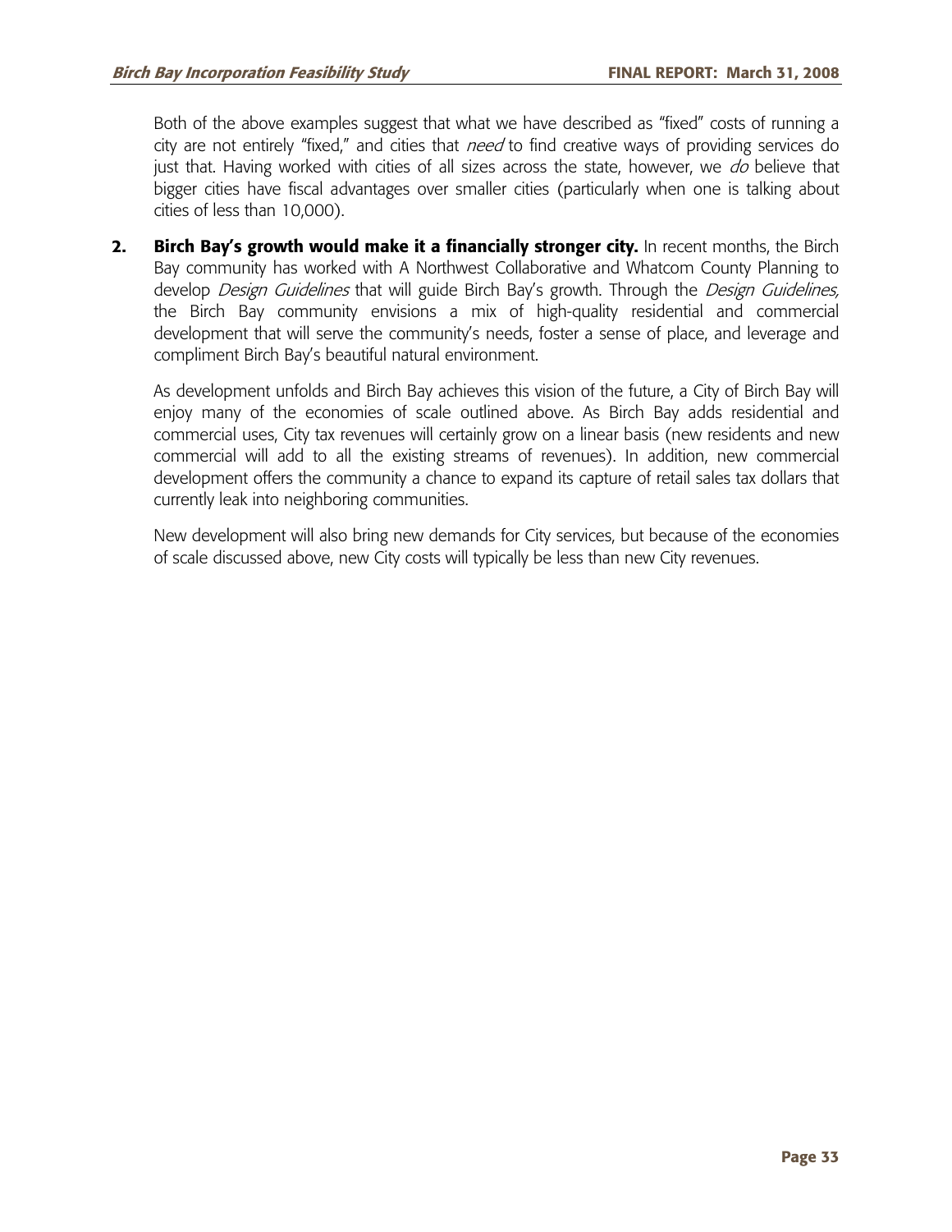Both of the above examples suggest that what we have described as "fixed" costs of running a city are not entirely "fixed," and cities that *need* to find creative ways of providing services do just that. Having worked with cities of all sizes across the state, however, we *do* believe that bigger cities have fiscal advantages over smaller cities (particularly when one is talking about cities of less than 10,000).

2. **Birch Bay's growth would make it a financially stronger city.** In recent months, the Birch Bay community has worked with A Northwest Collaborative and Whatcom County Planning to develop *Design Guidelines* that will guide Birch Bay's growth. Through the *Design Guidelines,* the Birch Bay community envisions a mix of high-quality residential and commercial development that will serve the community's needs, foster a sense of place, and leverage and compliment Birch Bay's beautiful natural environment.

   As development unfolds and Birch Bay achieves this vision of the future, a City of Birch Bay will enjoy many of the economies of scale outlined above. As Birch Bay adds residential and commercial uses, City tax revenues will certainly grow on a linear basis (new residents and new commercial will add to all the existing streams of revenues). In addition, new commercial development offers the community a chance to expand its capture of retail sales tax dollars that currently leak into neighboring communities.

   New development will also bring new demands for City services, but because of the economies of scale discussed above, new City costs will typically be less than new City revenues.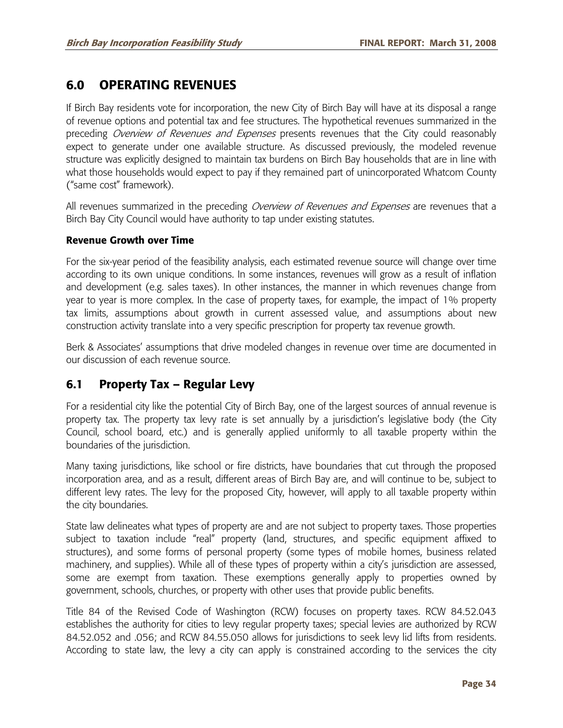## 6.0 OPERATING REVENUES

If Birch Bay residents vote for incorporation, the new City of Birch Bay will have at its disposal a range of revenue options and potential tax and fee structures. The hypothetical revenues summarized in the preceding *Overview of Revenues and Expenses* presents revenues that the City could reasonably expect to generate under one available structure. As discussed previously, the modeled revenue structure was explicitly designed to maintain tax burdens on Birch Bay households that are in line with what those households would expect to pay if they remained part of unincorporated Whatcom County ("same cost" framework).

All revenues summarized in the preceding *Overview of Revenues and Expenses* are revenues that a Birch Bay City Council would have authority to tap under existing statutes.

#### Revenue Growth over Time

For the six-year period of the feasibility analysis, each estimated revenue source will change over time according to its own unique conditions. In some instances, revenues will grow as a result of inflation and development (e.g. sales taxes). In other instances, the manner in which revenues change from year to year is more complex. In the case of property taxes, for example, the impact of 1% property tax limits, assumptions about growth in current assessed value, and assumptions about new construction activity translate into a very specific prescription for property tax revenue growth.

Berk & Associates' assumptions that drive modeled changes in revenue over time are documented in our discussion of each revenue source.

## 6.1 Property Tax – Regular Levy

For a residential city like the potential City of Birch Bay, one of the largest sources of annual revenue is property tax. The property tax levy rate is set annually by a jurisdiction's legislative body (the City Council, school board, etc.) and is generally applied uniformly to all taxable property within the boundaries of the jurisdiction.

Many taxing jurisdictions, like school or fire districts, have boundaries that cut through the proposed incorporation area, and as a result, different areas of Birch Bay are, and will continue to be, subject to different levy rates. The levy for the proposed City, however, will apply to all taxable property within the city boundaries.

State law delineates what types of property are and are not subject to property taxes. Those properties subject to taxation include "real" property (land, structures, and specific equipment affixed to structures), and some forms of personal property (some types of mobile homes, business related machinery, and supplies). While all of these types of property within a city's jurisdiction are assessed, some are exempt from taxation. These exemptions generally apply to properties owned by government, schools, churches, or property with other uses that provide public benefits.

Title 84 of the Revised Code of Washington (RCW) focuses on property taxes. RCW 84.52.043 establishes the authority for cities to levy regular property taxes; special levies are authorized by RCW 84.52.052 and .056; and RCW 84.55.050 allows for jurisdictions to seek levy lid lifts from residents. According to state law, the levy a city can apply is constrained according to the services the city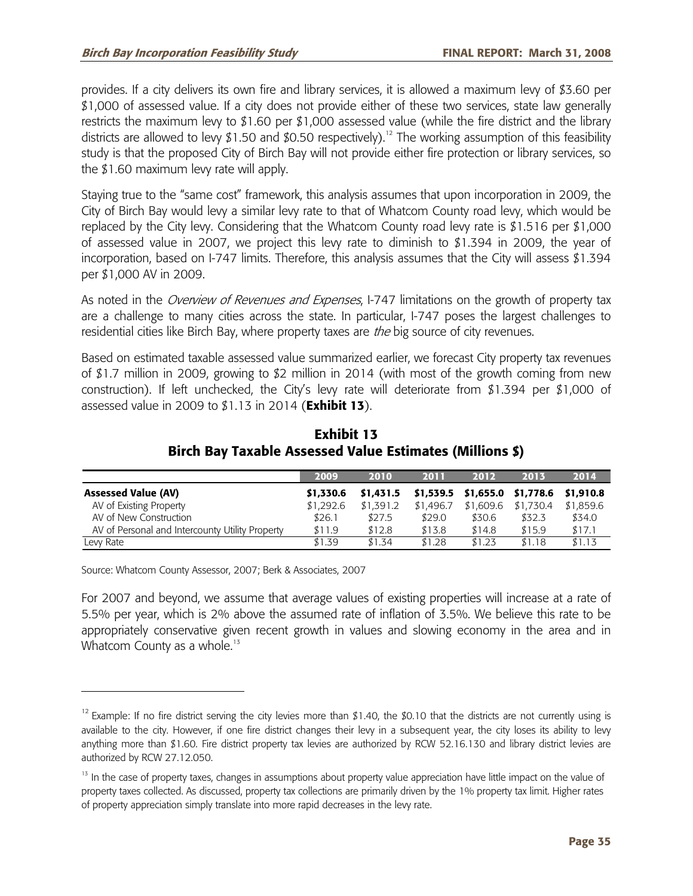provides. If a city delivers its own fire and library services, it is allowed a maximum levy of $3.60 per $1,000 of assessed value. If a city does not provide either of these two services, state law generally restricts the maximum levy to $1.60 per $1,000 assessed value (while the fire district and the library districts are allowed to levy $1.50 and $0.50 respectively).[12] The working assumption of this feasibility study is that the proposed City of Birch Bay will not provide either fire protection or library services, so the $1.60 maximum levy rate will apply.

Staying true to the "same cost" framework, this analysis assumes that upon incorporation in 2009, the City of Birch Bay would levy a similar levy rate to that of Whatcom County road levy, which would be replaced by the City levy. Considering that the Whatcom County road levy rate is $1.516 per $1,000 of assessed value in 2007, we project this levy rate to diminish to $1.394 in 2009, the year of incorporation, based on I-747 limits. Therefore, this analysis assumes that the City will assess $1.394 per $1,000 AV in 2009.

As noted in the *Overview of Revenues and Expenses*, I-747 limitations on the growth of property tax are a challenge to many cities across the state. In particular, I-747 poses the largest challenges to residential cities like Birch Bay, where property taxes are *the* big source of city revenues.

Based on estimated taxable assessed value summarized earlier, we forecast City property tax revenues of $1.7 million in 2009, growing to $2 million in 2014 (with most of the growth coming from new construction). If left unchecked, the City's levy rate will deteriorate from $1.394 per $1,000 of assessed value in 2009 to $1.13 in 2014 (**Exhibit 13**).

**Exhibit 13**
**Birch Bay Taxable Assessed Value Estimates (Millions $)**

| | 2009 | 2010 | 2011 | 2012 | 2013 | 2014 |
|---|---|---|---|---|---|---|
| **Assessed Value (AV)** | **$1,330.6** | **$1,431.5** | **$1,539.5** | **$1,655.0** | **$1,778.6** | **$1,910.8** |
| AV of Existing Property | $1,292.6 | $1,391.2 | $1,496.7 | $1,609.6 | $1,730.4 | $1,859.6 |
| AV of New Construction | $26.1 | $27.5 | $29.0 | $30.6 | $32.3 | $34.0 |
| AV of Personal and Intercounty Utility Property | $11.9 | $12.8 | $13.8 | $14.8 | $15.9 | $17.1 |
| Levy Rate | $1.39 | $1.34 | $1.28 | $1.23 | $1.18 | $1.13 |

Source: Whatcom County Assessor, 2007; Berk & Associates, 2007

For 2007 and beyond, we assume that average values of existing properties will increase at a rate of 5.5% per year, which is 2% above the assumed rate of inflation of 3.5%. We believe this rate to be appropriately conservative given recent growth in values and slowing economy in the area and in Whatcom County as a whole.[13]

---

[12] Example: If no fire district serving the city levies more than $1.40, the $0.10 that the districts are not currently using is available to the city. However, if one fire district changes their levy in a subsequent year, the city loses its ability to levy anything more than $1.60. Fire district property tax levies are authorized by RCW 52.16.130 and library district levies are authorized by RCW 27.12.050.

[13] In the case of property taxes, changes in assumptions about property value appreciation have little impact on the value of property taxes collected. As discussed, property tax collections are primarily driven by the 1% property tax limit. Higher rates of property appreciation simply translate into more rapid decreases in the levy rate.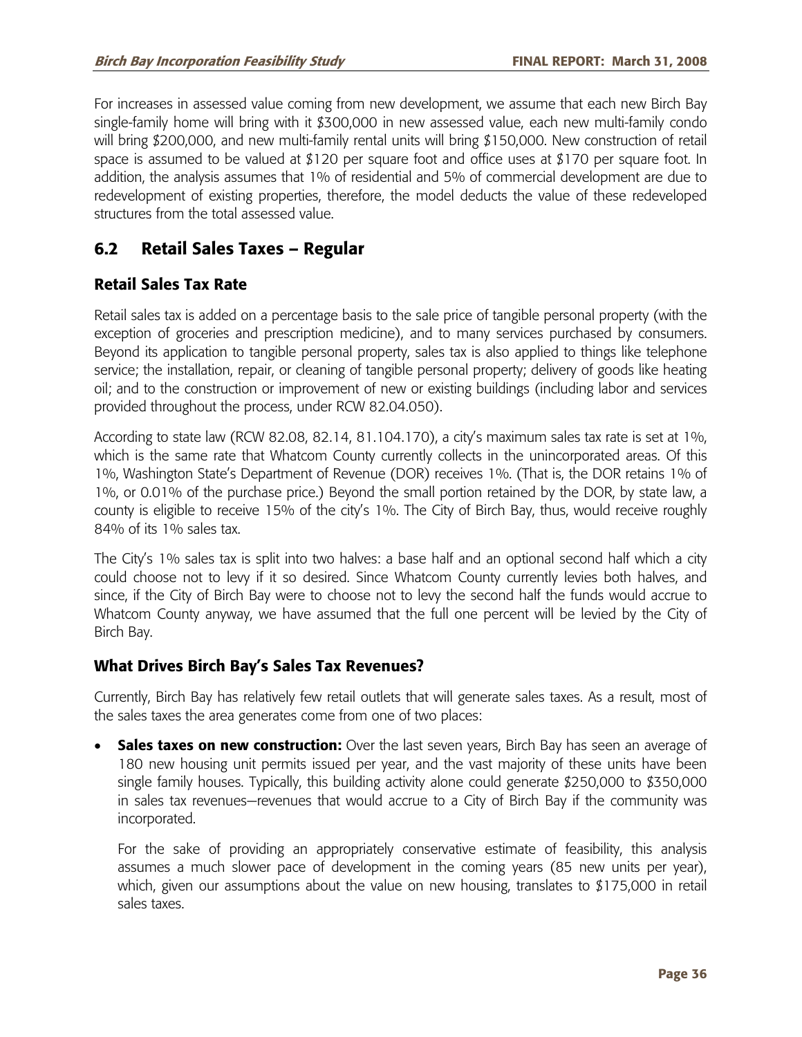For increases in assessed value coming from new development, we assume that each new Birch Bay single-family home will bring with it $300,000 in new assessed value, each new multi-family condo will bring $200,000, and new multi-family rental units will bring $150,000. New construction of retail space is assumed to be valued at $120 per square foot and office uses at $170 per square foot. In addition, the analysis assumes that 1% of residential and 5% of commercial development are due to redevelopment of existing properties, therefore, the model deducts the value of these redeveloped structures from the total assessed value.

## 6.2 Retail Sales Taxes – Regular

### Retail Sales Tax Rate

Retail sales tax is added on a percentage basis to the sale price of tangible personal property (with the exception of groceries and prescription medicine), and to many services purchased by consumers. Beyond its application to tangible personal property, sales tax is also applied to things like telephone service; the installation, repair, or cleaning of tangible personal property; delivery of goods like heating oil; and to the construction or improvement of new or existing buildings (including labor and services provided throughout the process, under RCW 82.04.050).

According to state law (RCW 82.08, 82.14, 81.104.170), a city's maximum sales tax rate is set at 1%, which is the same rate that Whatcom County currently collects in the unincorporated areas. Of this 1%, Washington State's Department of Revenue (DOR) receives 1%. (That is, the DOR retains 1% of 1%, or 0.01% of the purchase price.) Beyond the small portion retained by the DOR, by state law, a county is eligible to receive 15% of the city's 1%. The City of Birch Bay, thus, would receive roughly 84% of its 1% sales tax.

The City's 1% sales tax is split into two halves: a base half and an optional second half which a city could choose not to levy if it so desired. Since Whatcom County currently levies both halves, and since, if the City of Birch Bay were to choose not to levy the second half the funds would accrue to Whatcom County anyway, we have assumed that the full one percent will be levied by the City of Birch Bay.

### What Drives Birch Bay's Sales Tax Revenues?

Currently, Birch Bay has relatively few retail outlets that will generate sales taxes. As a result, most of the sales taxes the area generates come from one of two places:

- **Sales taxes on new construction:** Over the last seven years, Birch Bay has seen an average of 180 new housing unit permits issued per year, and the vast majority of these units have been single family houses. Typically, this building activity alone could generate $250,000 to $350,000 in sales tax revenues—revenues that would accrue to a City of Birch Bay if the community was incorporated.

  For the sake of providing an appropriately conservative estimate of feasibility, this analysis assumes a much slower pace of development in the coming years (85 new units per year), which, given our assumptions about the value on new housing, translates to $175,000 in retail sales taxes.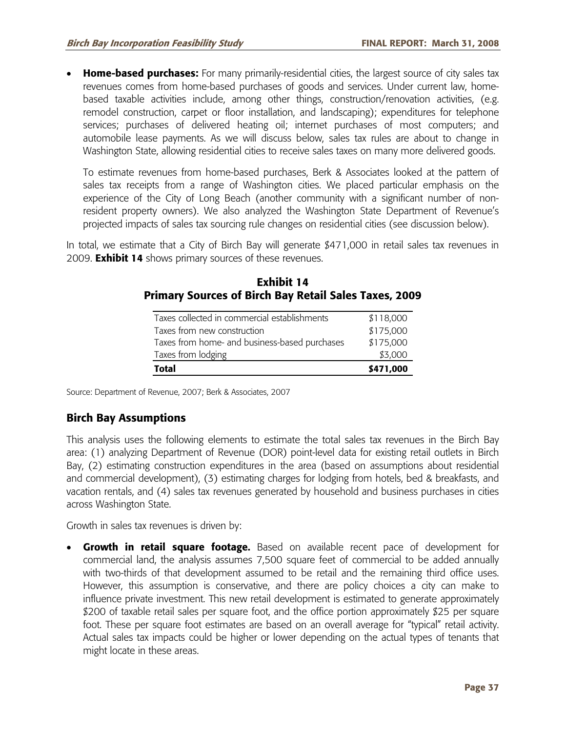- **Home-based purchases:** For many primarily-residential cities, the largest source of city sales tax revenues comes from home-based purchases of goods and services. Under current law, home-based taxable activities include, among other things, construction/renovation activities, (e.g. remodel construction, carpet or floor installation, and landscaping); expenditures for telephone services; purchases of delivered heating oil; internet purchases of most computers; and automobile lease payments. As we will discuss below, sales tax rules are about to change in Washington State, allowing residential cities to receive sales taxes on many more delivered goods.

  To estimate revenues from home-based purchases, Berk & Associates looked at the pattern of sales tax receipts from a range of Washington cities. We placed particular emphasis on the experience of the City of Long Beach (another community with a significant number of non-resident property owners). We also analyzed the Washington State Department of Revenue's projected impacts of sales tax sourcing rule changes on residential cities (see discussion below).

In total, we estimate that a City of Birch Bay will generate $471,000 in retail sales tax revenues in 2009. **Exhibit 14** shows primary sources of these revenues.

**Exhibit 14**
**Primary Sources of Birch Bay Retail Sales Taxes, 2009**

| | |
|---|---|
| Taxes collected in commercial establishments | $118,000 |
| Taxes from new construction | $175,000 |
| Taxes from home- and business-based purchases | $175,000 |
| Taxes from lodging | $3,000 |
| **Total** | **$471,000** |

Source: Department of Revenue, 2007; Berk & Associates, 2007

## Birch Bay Assumptions

This analysis uses the following elements to estimate the total sales tax revenues in the Birch Bay area: (1) analyzing Department of Revenue (DOR) point-level data for existing retail outlets in Birch Bay, (2) estimating construction expenditures in the area (based on assumptions about residential and commercial development), (3) estimating charges for lodging from hotels, bed & breakfasts, and vacation rentals, and (4) sales tax revenues generated by household and business purchases in cities across Washington State.

Growth in sales tax revenues is driven by:

- **Growth in retail square footage.** Based on available recent pace of development for commercial land, the analysis assumes 7,500 square feet of commercial to be added annually with two-thirds of that development assumed to be retail and the remaining third office uses. However, this assumption is conservative, and there are policy choices a city can make to influence private investment. This new retail development is estimated to generate approximately $200 of taxable retail sales per square foot, and the office portion approximately $25 per square foot. These per square foot estimates are based on an overall average for "typical" retail activity. Actual sales tax impacts could be higher or lower depending on the actual types of tenants that might locate in these areas.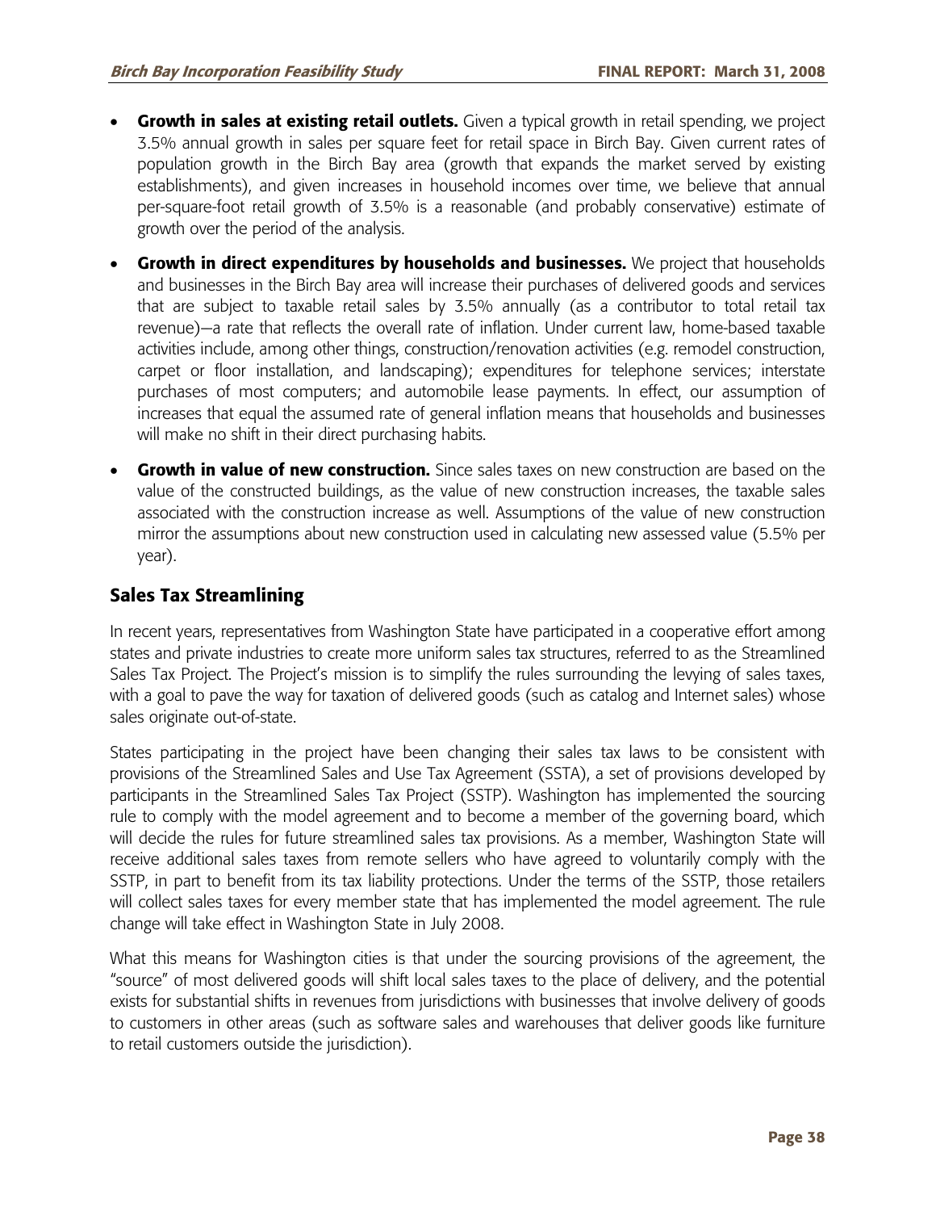- **Growth in sales at existing retail outlets.** Given a typical growth in retail spending, we project 3.5% annual growth in sales per square feet for retail space in Birch Bay. Given current rates of population growth in the Birch Bay area (growth that expands the market served by existing establishments), and given increases in household incomes over time, we believe that annual per-square-foot retail growth of 3.5% is a reasonable (and probably conservative) estimate of growth over the period of the analysis.
- **Growth in direct expenditures by households and businesses.** We project that households and businesses in the Birch Bay area will increase their purchases of delivered goods and services that are subject to taxable retail sales by 3.5% annually (as a contributor to total retail tax revenue)—a rate that reflects the overall rate of inflation. Under current law, home-based taxable activities include, among other things, construction/renovation activities (e.g. remodel construction, carpet or floor installation, and landscaping); expenditures for telephone services; interstate purchases of most computers; and automobile lease payments. In effect, our assumption of increases that equal the assumed rate of general inflation means that households and businesses will make no shift in their direct purchasing habits.
- **Growth in value of new construction.** Since sales taxes on new construction are based on the value of the constructed buildings, as the value of new construction increases, the taxable sales associated with the construction increase as well. Assumptions of the value of new construction mirror the assumptions about new construction used in calculating new assessed value (5.5% per year).

## Sales Tax Streamlining

In recent years, representatives from Washington State have participated in a cooperative effort among states and private industries to create more uniform sales tax structures, referred to as the Streamlined Sales Tax Project. The Project's mission is to simplify the rules surrounding the levying of sales taxes, with a goal to pave the way for taxation of delivered goods (such as catalog and Internet sales) whose sales originate out-of-state.

States participating in the project have been changing their sales tax laws to be consistent with provisions of the Streamlined Sales and Use Tax Agreement (SSTA), a set of provisions developed by participants in the Streamlined Sales Tax Project (SSTP). Washington has implemented the sourcing rule to comply with the model agreement and to become a member of the governing board, which will decide the rules for future streamlined sales tax provisions. As a member, Washington State will receive additional sales taxes from remote sellers who have agreed to voluntarily comply with the SSTP, in part to benefit from its tax liability protections. Under the terms of the SSTP, those retailers will collect sales taxes for every member state that has implemented the model agreement. The rule change will take effect in Washington State in July 2008.

What this means for Washington cities is that under the sourcing provisions of the agreement, the "source" of most delivered goods will shift local sales taxes to the place of delivery, and the potential exists for substantial shifts in revenues from jurisdictions with businesses that involve delivery of goods to customers in other areas (such as software sales and warehouses that deliver goods like furniture to retail customers outside the jurisdiction).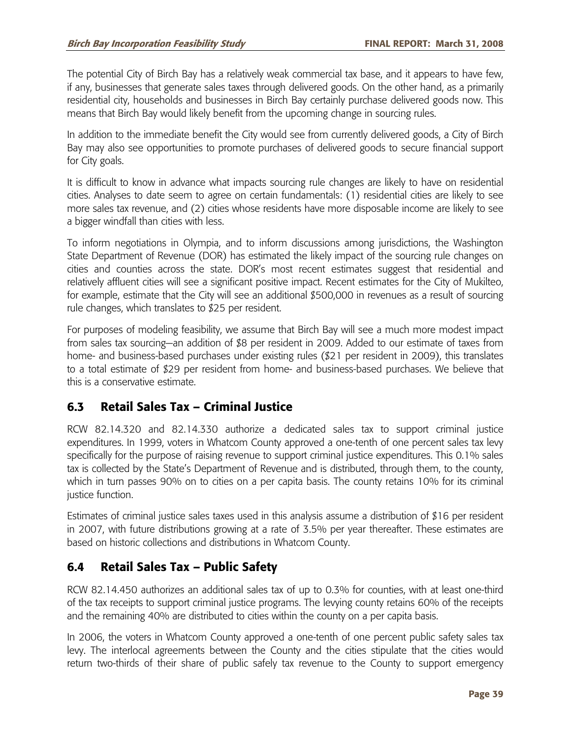The potential City of Birch Bay has a relatively weak commercial tax base, and it appears to have few, if any, businesses that generate sales taxes through delivered goods. On the other hand, as a primarily residential city, households and businesses in Birch Bay certainly purchase delivered goods now. This means that Birch Bay would likely benefit from the upcoming change in sourcing rules.

In addition to the immediate benefit the City would see from currently delivered goods, a City of Birch Bay may also see opportunities to promote purchases of delivered goods to secure financial support for City goals.

It is difficult to know in advance what impacts sourcing rule changes are likely to have on residential cities. Analyses to date seem to agree on certain fundamentals: (1) residential cities are likely to see more sales tax revenue, and (2) cities whose residents have more disposable income are likely to see a bigger windfall than cities with less.

To inform negotiations in Olympia, and to inform discussions among jurisdictions, the Washington State Department of Revenue (DOR) has estimated the likely impact of the sourcing rule changes on cities and counties across the state. DOR's most recent estimates suggest that residential and relatively affluent cities will see a significant positive impact. Recent estimates for the City of Mukilteo, for example, estimate that the City will see an additional $500,000 in revenues as a result of sourcing rule changes, which translates to $25 per resident.

For purposes of modeling feasibility, we assume that Birch Bay will see a much more modest impact from sales tax sourcing—an addition of $8 per resident in 2009. Added to our estimate of taxes from home- and business-based purchases under existing rules ($21 per resident in 2009), this translates to a total estimate of $29 per resident from home- and business-based purchases. We believe that this is a conservative estimate.

## 6.3 Retail Sales Tax – Criminal Justice

RCW 82.14.320 and 82.14.330 authorize a dedicated sales tax to support criminal justice expenditures. In 1999, voters in Whatcom County approved a one-tenth of one percent sales tax levy specifically for the purpose of raising revenue to support criminal justice expenditures. This 0.1% sales tax is collected by the State's Department of Revenue and is distributed, through them, to the county, which in turn passes 90% on to cities on a per capita basis. The county retains 10% for its criminal justice function.

Estimates of criminal justice sales taxes used in this analysis assume a distribution of $16 per resident in 2007, with future distributions growing at a rate of 3.5% per year thereafter. These estimates are based on historic collections and distributions in Whatcom County.

## 6.4 Retail Sales Tax – Public Safety

RCW 82.14.450 authorizes an additional sales tax of up to 0.3% for counties, with at least one-third of the tax receipts to support criminal justice programs. The levying county retains 60% of the receipts and the remaining 40% are distributed to cities within the county on a per capita basis.

In 2006, the voters in Whatcom County approved a one-tenth of one percent public safety sales tax levy. The interlocal agreements between the County and the cities stipulate that the cities would return two-thirds of their share of public safely tax revenue to the County to support emergency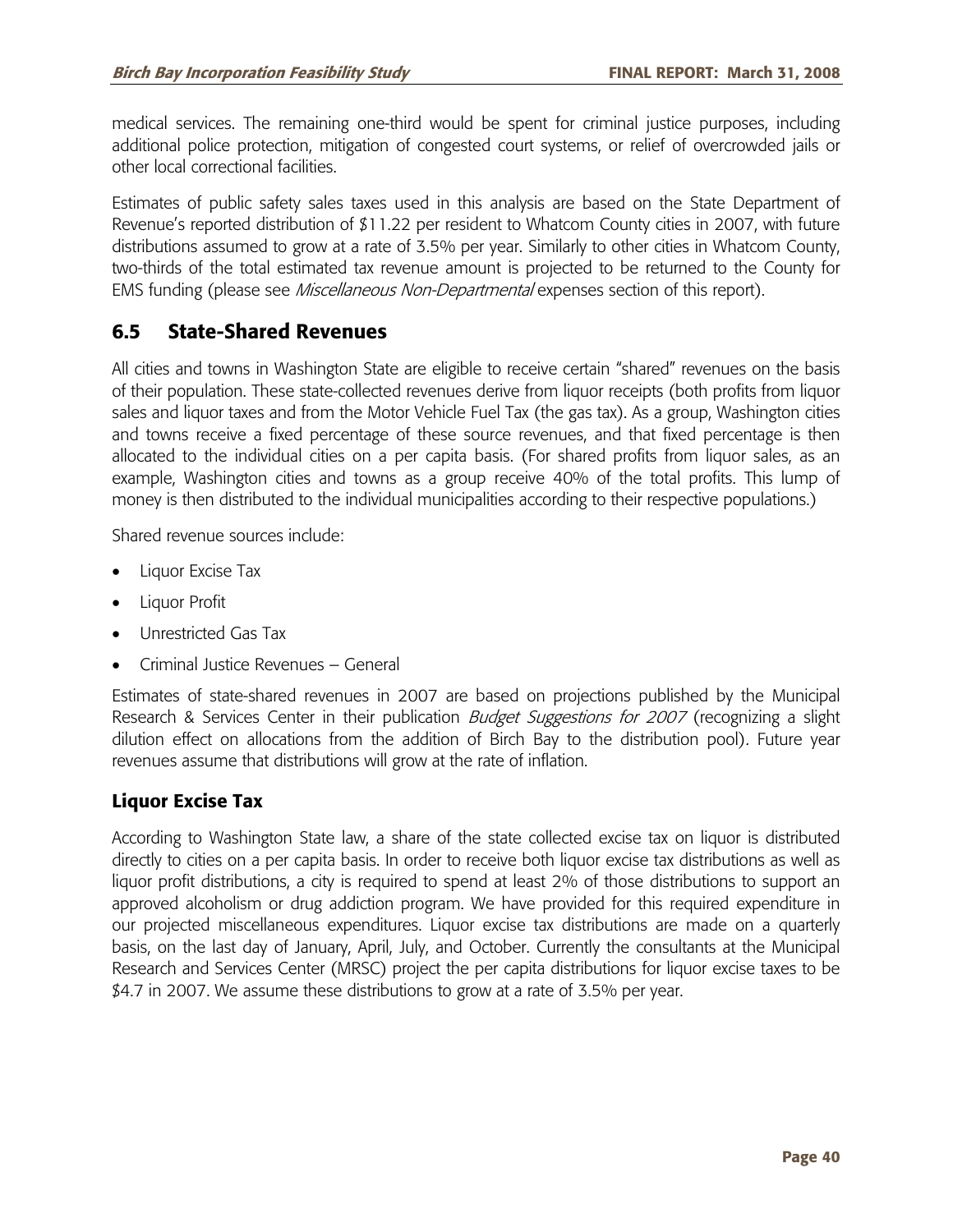medical services. The remaining one-third would be spent for criminal justice purposes, including additional police protection, mitigation of congested court systems, or relief of overcrowded jails or other local correctional facilities.

Estimates of public safety sales taxes used in this analysis are based on the State Department of Revenue's reported distribution of $11.22 per resident to Whatcom County cities in 2007, with future distributions assumed to grow at a rate of 3.5% per year. Similarly to other cities in Whatcom County, two-thirds of the total estimated tax revenue amount is projected to be returned to the County for EMS funding (please see *Miscellaneous Non-Departmental* expenses section of this report).

## 6.5 State-Shared Revenues

All cities and towns in Washington State are eligible to receive certain "shared" revenues on the basis of their population. These state-collected revenues derive from liquor receipts (both profits from liquor sales and liquor taxes and from the Motor Vehicle Fuel Tax (the gas tax). As a group, Washington cities and towns receive a fixed percentage of these source revenues, and that fixed percentage is then allocated to the individual cities on a per capita basis. (For shared profits from liquor sales, as an example, Washington cities and towns as a group receive 40% of the total profits. This lump of money is then distributed to the individual municipalities according to their respective populations.)

Shared revenue sources include:

- Liquor Excise Tax
- Liquor Profit
- Unrestricted Gas Tax
- Criminal Justice Revenues – General

Estimates of state-shared revenues in 2007 are based on projections published by the Municipal Research & Services Center in their publication *Budget Suggestions for 2007* (recognizing a slight dilution effect on allocations from the addition of Birch Bay to the distribution pool). Future year revenues assume that distributions will grow at the rate of inflation.

### Liquor Excise Tax

According to Washington State law, a share of the state collected excise tax on liquor is distributed directly to cities on a per capita basis. In order to receive both liquor excise tax distributions as well as liquor profit distributions, a city is required to spend at least 2% of those distributions to support an approved alcoholism or drug addiction program. We have provided for this required expenditure in our projected miscellaneous expenditures. Liquor excise tax distributions are made on a quarterly basis, on the last day of January, April, July, and October. Currently the consultants at the Municipal Research and Services Center (MRSC) project the per capita distributions for liquor excise taxes to be $4.7 in 2007. We assume these distributions to grow at a rate of 3.5% per year.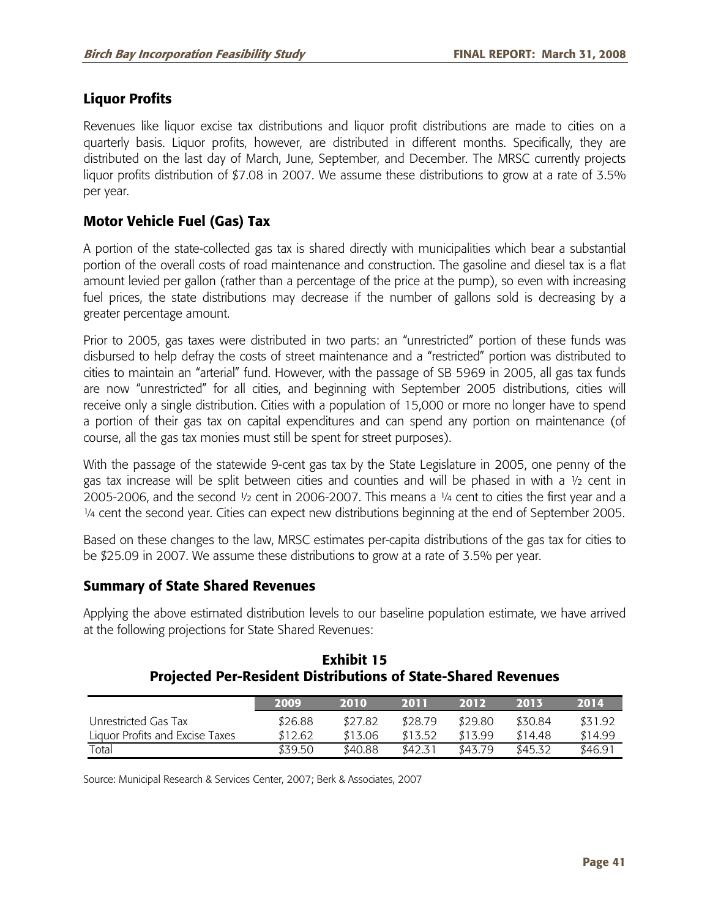## Liquor Profits

Revenues like liquor excise tax distributions and liquor profit distributions are made to cities on a quarterly basis. Liquor profits, however, are distributed in different months. Specifically, they are distributed on the last day of March, June, September, and December. The MRSC currently projects liquor profits distribution of $7.08 in 2007. We assume these distributions to grow at a rate of 3.5% per year.

## Motor Vehicle Fuel (Gas) Tax

A portion of the state-collected gas tax is shared directly with municipalities which bear a substantial portion of the overall costs of road maintenance and construction. The gasoline and diesel tax is a flat amount levied per gallon (rather than a percentage of the price at the pump), so even with increasing fuel prices, the state distributions may decrease if the number of gallons sold is decreasing by a greater percentage amount.

Prior to 2005, gas taxes were distributed in two parts: an "unrestricted" portion of these funds was disbursed to help defray the costs of street maintenance and a "restricted" portion was distributed to cities to maintain an "arterial" fund. However, with the passage of SB 5969 in 2005, all gas tax funds are now "unrestricted" for all cities, and beginning with September 2005 distributions, cities will receive only a single distribution. Cities with a population of 15,000 or more no longer have to spend a portion of their gas tax on capital expenditures and can spend any portion on maintenance (of course, all the gas tax monies must still be spent for street purposes).

With the passage of the statewide 9-cent gas tax by the State Legislature in 2005, one penny of the gas tax increase will be split between cities and counties and will be phased in with a ½ cent in 2005-2006, and the second ½ cent in 2006-2007. This means a ¼ cent to cities the first year and a ¼ cent the second year. Cities can expect new distributions beginning at the end of September 2005.

Based on these changes to the law, MRSC estimates per-capita distributions of the gas tax for cities to be $25.09 in 2007. We assume these distributions to grow at a rate of 3.5% per year.

## Summary of State Shared Revenues

Applying the above estimated distribution levels to our baseline population estimate, we have arrived at the following projections for State Shared Revenues:

**Exhibit 15**
**Projected Per-Resident Distributions of State-Shared Revenues**

| | 2009 | 2010 | 2011 | 2012 | 2013 | 2014 |
|---|---|---|---|---|---|---|
| Unrestricted Gas Tax | $26.88 | $27.82 | $28.79 | $29.80 | $30.84 | $31.92 |
| Liquor Profits and Excise Taxes | $12.62 | $13.06 | $13.52 | $13.99 | $14.48 | $14.99 |
| Total | $39.50 | $40.88 | $42.31 | $43.79 | $45.32 | $46.91 |

Source: Municipal Research & Services Center, 2007; Berk & Associates, 2007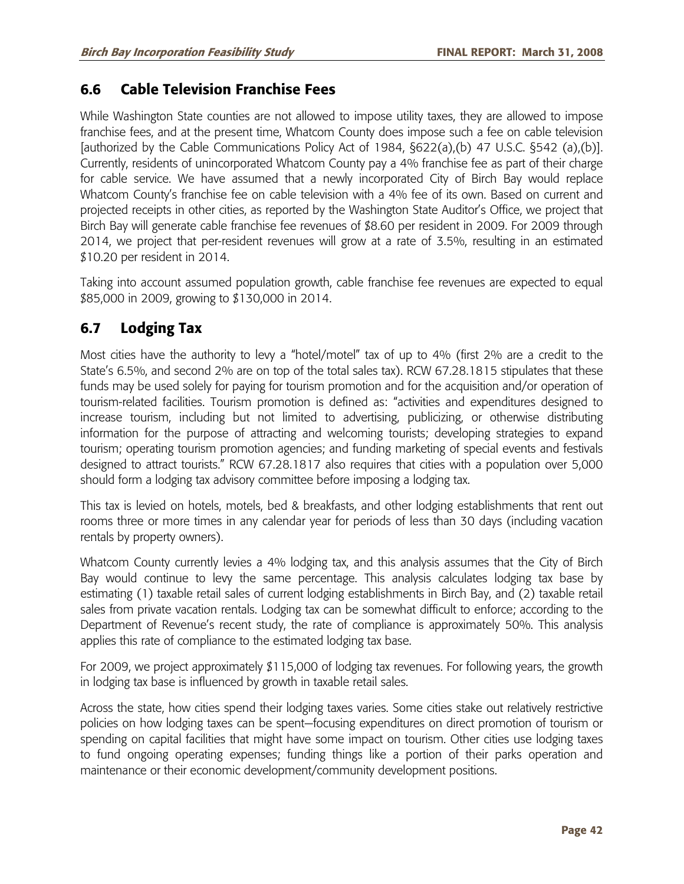## 6.6 Cable Television Franchise Fees

While Washington State counties are not allowed to impose utility taxes, they are allowed to impose franchise fees, and at the present time, Whatcom County does impose such a fee on cable television [authorized by the Cable Communications Policy Act of 1984, §622(a),(b) 47 U.S.C. §542 (a),(b)]. Currently, residents of unincorporated Whatcom County pay a 4% franchise fee as part of their charge for cable service. We have assumed that a newly incorporated City of Birch Bay would replace Whatcom County's franchise fee on cable television with a 4% fee of its own. Based on current and projected receipts in other cities, as reported by the Washington State Auditor's Office, we project that Birch Bay will generate cable franchise fee revenues of $8.60 per resident in 2009. For 2009 through 2014, we project that per-resident revenues will grow at a rate of 3.5%, resulting in an estimated $10.20 per resident in 2014.

Taking into account assumed population growth, cable franchise fee revenues are expected to equal $85,000 in 2009, growing to $130,000 in 2014.

## 6.7 Lodging Tax

Most cities have the authority to levy a "hotel/motel" tax of up to 4% (first 2% are a credit to the State's 6.5%, and second 2% are on top of the total sales tax). RCW 67.28.1815 stipulates that these funds may be used solely for paying for tourism promotion and for the acquisition and/or operation of tourism-related facilities. Tourism promotion is defined as: "activities and expenditures designed to increase tourism, including but not limited to advertising, publicizing, or otherwise distributing information for the purpose of attracting and welcoming tourists; developing strategies to expand tourism; operating tourism promotion agencies; and funding marketing of special events and festivals designed to attract tourists." RCW 67.28.1817 also requires that cities with a population over 5,000 should form a lodging tax advisory committee before imposing a lodging tax.

This tax is levied on hotels, motels, bed & breakfasts, and other lodging establishments that rent out rooms three or more times in any calendar year for periods of less than 30 days (including vacation rentals by property owners).

Whatcom County currently levies a 4% lodging tax, and this analysis assumes that the City of Birch Bay would continue to levy the same percentage. This analysis calculates lodging tax base by estimating (1) taxable retail sales of current lodging establishments in Birch Bay, and (2) taxable retail sales from private vacation rentals. Lodging tax can be somewhat difficult to enforce; according to the Department of Revenue's recent study, the rate of compliance is approximately 50%. This analysis applies this rate of compliance to the estimated lodging tax base.

For 2009, we project approximately $115,000 of lodging tax revenues. For following years, the growth in lodging tax base is influenced by growth in taxable retail sales.

Across the state, how cities spend their lodging taxes varies. Some cities stake out relatively restrictive policies on how lodging taxes can be spent—focusing expenditures on direct promotion of tourism or spending on capital facilities that might have some impact on tourism. Other cities use lodging taxes to fund ongoing operating expenses; funding things like a portion of their parks operation and maintenance or their economic development/community development positions.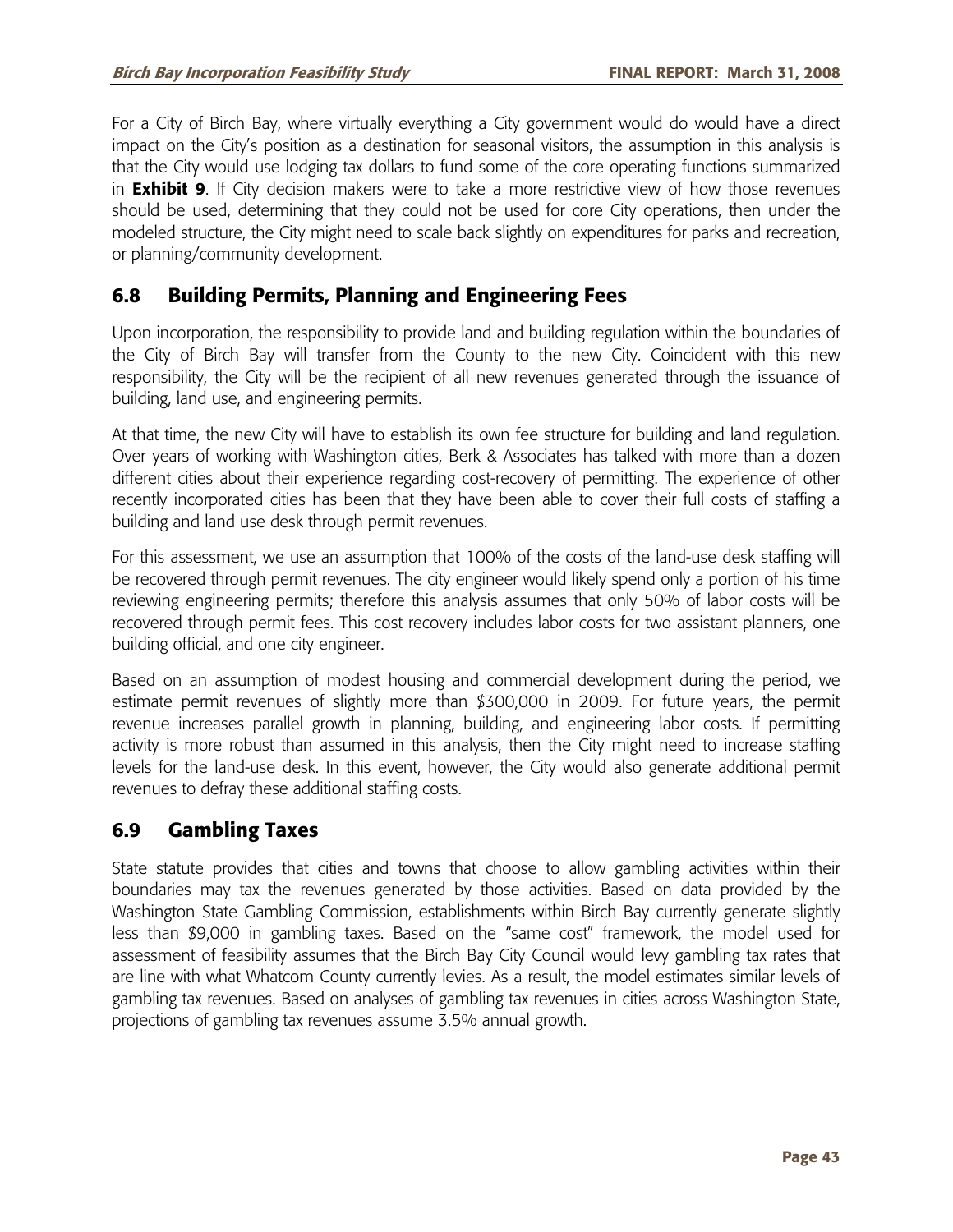For a City of Birch Bay, where virtually everything a City government would do would have a direct impact on the City's position as a destination for seasonal visitors, the assumption in this analysis is that the City would use lodging tax dollars to fund some of the core operating functions summarized in **Exhibit 9**. If City decision makers were to take a more restrictive view of how those revenues should be used, determining that they could not be used for core City operations, then under the modeled structure, the City might need to scale back slightly on expenditures for parks and recreation, or planning/community development.

## 6.8 Building Permits, Planning and Engineering Fees

Upon incorporation, the responsibility to provide land and building regulation within the boundaries of the City of Birch Bay will transfer from the County to the new City. Coincident with this new responsibility, the City will be the recipient of all new revenues generated through the issuance of building, land use, and engineering permits.

At that time, the new City will have to establish its own fee structure for building and land regulation. Over years of working with Washington cities, Berk & Associates has talked with more than a dozen different cities about their experience regarding cost-recovery of permitting. The experience of other recently incorporated cities has been that they have been able to cover their full costs of staffing a building and land use desk through permit revenues.

For this assessment, we use an assumption that 100% of the costs of the land-use desk staffing will be recovered through permit revenues. The city engineer would likely spend only a portion of his time reviewing engineering permits; therefore this analysis assumes that only 50% of labor costs will be recovered through permit fees. This cost recovery includes labor costs for two assistant planners, one building official, and one city engineer.

Based on an assumption of modest housing and commercial development during the period, we estimate permit revenues of slightly more than $300,000 in 2009. For future years, the permit revenue increases parallel growth in planning, building, and engineering labor costs. If permitting activity is more robust than assumed in this analysis, then the City might need to increase staffing levels for the land-use desk. In this event, however, the City would also generate additional permit revenues to defray these additional staffing costs.

## 6.9 Gambling Taxes

State statute provides that cities and towns that choose to allow gambling activities within their boundaries may tax the revenues generated by those activities. Based on data provided by the Washington State Gambling Commission, establishments within Birch Bay currently generate slightly less than $9,000 in gambling taxes. Based on the "same cost" framework, the model used for assessment of feasibility assumes that the Birch Bay City Council would levy gambling tax rates that are line with what Whatcom County currently levies. As a result, the model estimates similar levels of gambling tax revenues. Based on analyses of gambling tax revenues in cities across Washington State, projections of gambling tax revenues assume 3.5% annual growth.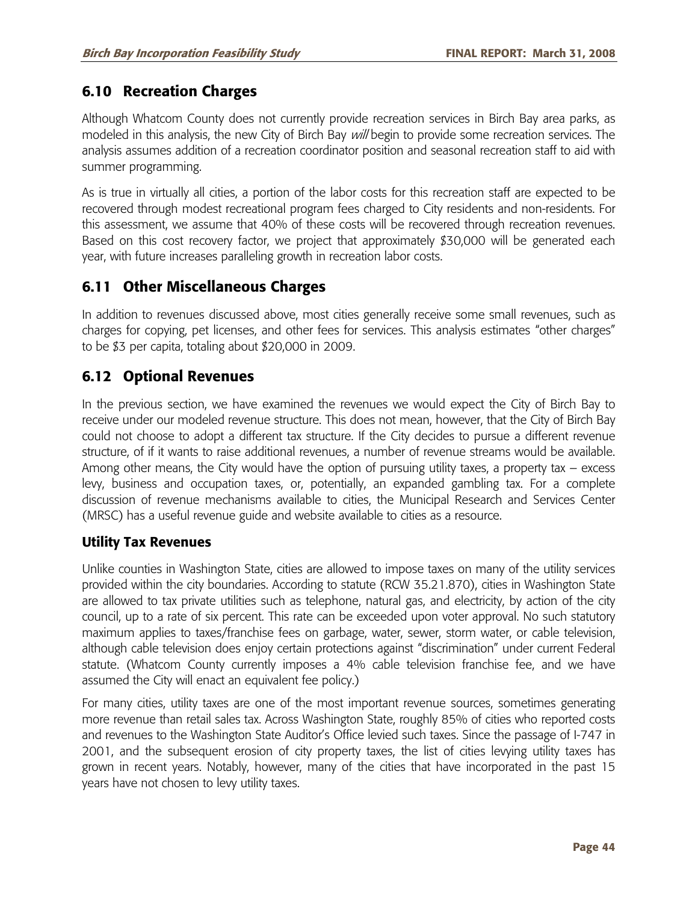## 6.10 Recreation Charges

Although Whatcom County does not currently provide recreation services in Birch Bay area parks, as modeled in this analysis, the new City of Birch Bay *will* begin to provide some recreation services. The analysis assumes addition of a recreation coordinator position and seasonal recreation staff to aid with summer programming.

As is true in virtually all cities, a portion of the labor costs for this recreation staff are expected to be recovered through modest recreational program fees charged to City residents and non-residents. For this assessment, we assume that 40% of these costs will be recovered through recreation revenues. Based on this cost recovery factor, we project that approximately $30,000 will be generated each year, with future increases paralleling growth in recreation labor costs.

## 6.11 Other Miscellaneous Charges

In addition to revenues discussed above, most cities generally receive some small revenues, such as charges for copying, pet licenses, and other fees for services. This analysis estimates "other charges" to be $3 per capita, totaling about $20,000 in 2009.

## 6.12 Optional Revenues

In the previous section, we have examined the revenues we would expect the City of Birch Bay to receive under our modeled revenue structure. This does not mean, however, that the City of Birch Bay could not choose to adopt a different tax structure. If the City decides to pursue a different revenue structure, of if it wants to raise additional revenues, a number of revenue streams would be available. Among other means, the City would have the option of pursuing utility taxes, a property tax – excess levy, business and occupation taxes, or, potentially, an expanded gambling tax. For a complete discussion of revenue mechanisms available to cities, the Municipal Research and Services Center (MRSC) has a useful revenue guide and website available to cities as a resource.

### Utility Tax Revenues

Unlike counties in Washington State, cities are allowed to impose taxes on many of the utility services provided within the city boundaries. According to statute (RCW 35.21.870), cities in Washington State are allowed to tax private utilities such as telephone, natural gas, and electricity, by action of the city council, up to a rate of six percent. This rate can be exceeded upon voter approval. No such statutory maximum applies to taxes/franchise fees on garbage, water, sewer, storm water, or cable television, although cable television does enjoy certain protections against "discrimination" under current Federal statute. (Whatcom County currently imposes a 4% cable television franchise fee, and we have assumed the City will enact an equivalent fee policy.)

For many cities, utility taxes are one of the most important revenue sources, sometimes generating more revenue than retail sales tax. Across Washington State, roughly 85% of cities who reported costs and revenues to the Washington State Auditor's Office levied such taxes. Since the passage of I-747 in 2001, and the subsequent erosion of city property taxes, the list of cities levying utility taxes has grown in recent years. Notably, however, many of the cities that have incorporated in the past 15 years have not chosen to levy utility taxes.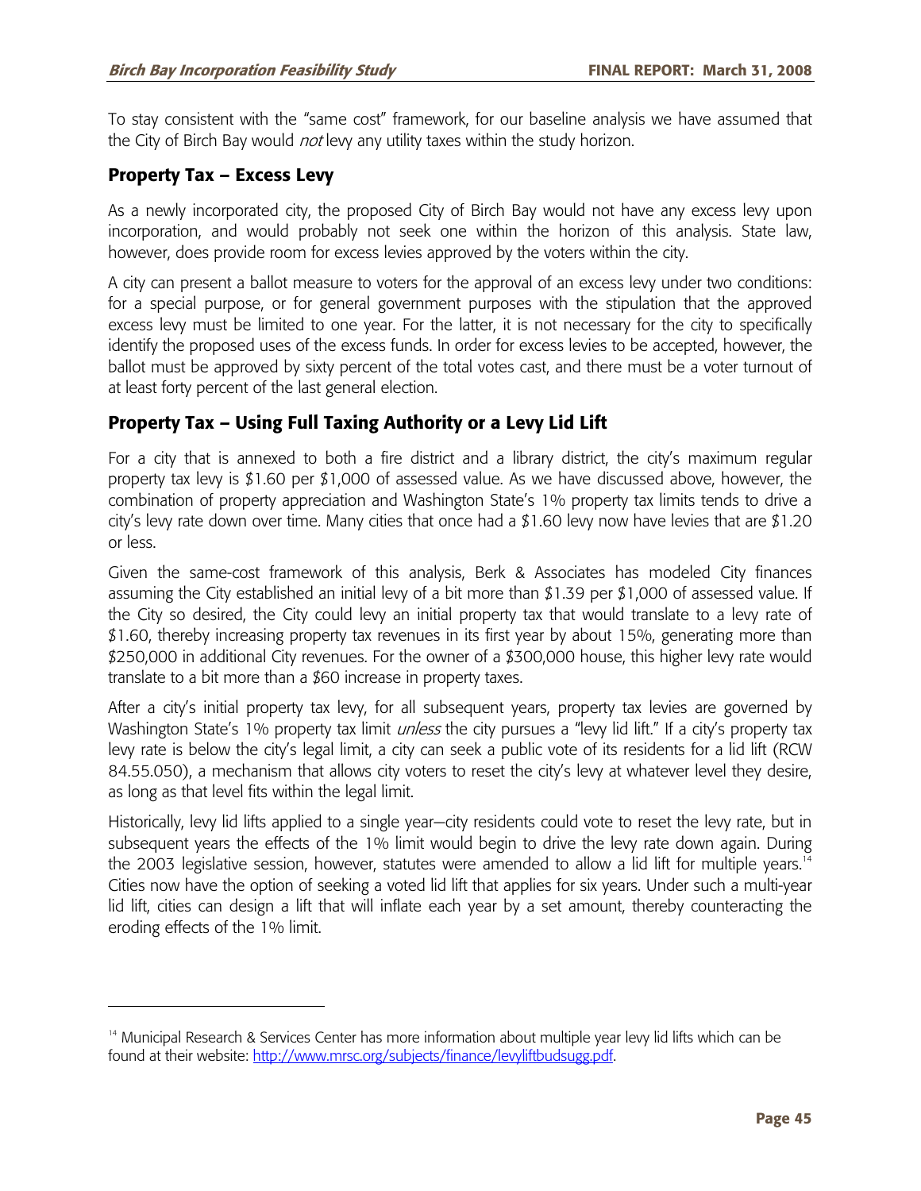To stay consistent with the "same cost" framework, for our baseline analysis we have assumed that the City of Birch Bay would *not* levy any utility taxes within the study horizon.

## Property Tax – Excess Levy

As a newly incorporated city, the proposed City of Birch Bay would not have any excess levy upon incorporation, and would probably not seek one within the horizon of this analysis. State law, however, does provide room for excess levies approved by the voters within the city.

A city can present a ballot measure to voters for the approval of an excess levy under two conditions: for a special purpose, or for general government purposes with the stipulation that the approved excess levy must be limited to one year. For the latter, it is not necessary for the city to specifically identify the proposed uses of the excess funds. In order for excess levies to be accepted, however, the ballot must be approved by sixty percent of the total votes cast, and there must be a voter turnout of at least forty percent of the last general election.

## Property Tax – Using Full Taxing Authority or a Levy Lid Lift

For a city that is annexed to both a fire district and a library district, the city's maximum regular property tax levy is $1.60 per $1,000 of assessed value. As we have discussed above, however, the combination of property appreciation and Washington State's 1% property tax limits tends to drive a city's levy rate down over time. Many cities that once had a $1.60 levy now have levies that are $1.20 or less.

Given the same-cost framework of this analysis, Berk & Associates has modeled City finances assuming the City established an initial levy of a bit more than $1.39 per $1,000 of assessed value. If the City so desired, the City could levy an initial property tax that would translate to a levy rate of $1.60, thereby increasing property tax revenues in its first year by about 15%, generating more than $250,000 in additional City revenues. For the owner of a $300,000 house, this higher levy rate would translate to a bit more than a $60 increase in property taxes.

After a city's initial property tax levy, for all subsequent years, property tax levies are governed by Washington State's 1% property tax limit *unless* the city pursues a "levy lid lift." If a city's property tax levy rate is below the city's legal limit, a city can seek a public vote of its residents for a lid lift (RCW 84.55.050), a mechanism that allows city voters to reset the city's levy at whatever level they desire, as long as that level fits within the legal limit.

Historically, levy lid lifts applied to a single year—city residents could vote to reset the levy rate, but in subsequent years the effects of the 1% limit would begin to drive the levy rate down again. During the 2003 legislative session, however, statutes were amended to allow a lid lift for multiple years.[14] Cities now have the option of seeking a voted lid lift that applies for six years. Under such a multi-year lid lift, cities can design a lift that will inflate each year by a set amount, thereby counteracting the eroding effects of the 1% limit.

---

[14] Municipal Research & Services Center has more information about multiple year levy lid lifts which can be found at their website: http://www.mrsc.org/subjects/finance/levyliftbudsugg.pdf.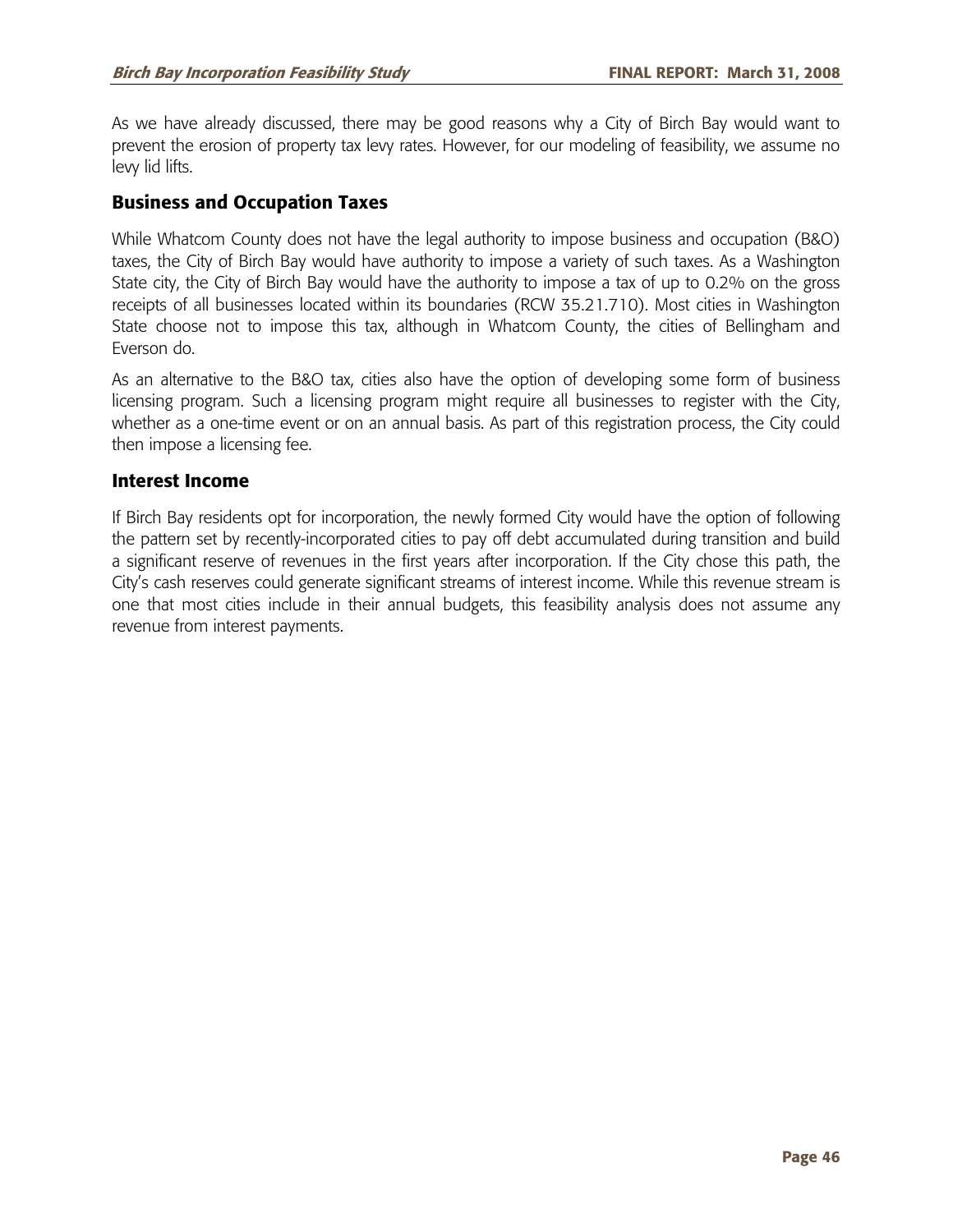As we have already discussed, there may be good reasons why a City of Birch Bay would want to prevent the erosion of property tax levy rates. However, for our modeling of feasibility, we assume no levy lid lifts.

## Business and Occupation Taxes

While Whatcom County does not have the legal authority to impose business and occupation (B&O) taxes, the City of Birch Bay would have authority to impose a variety of such taxes. As a Washington State city, the City of Birch Bay would have the authority to impose a tax of up to 0.2% on the gross receipts of all businesses located within its boundaries (RCW 35.21.710). Most cities in Washington State choose not to impose this tax, although in Whatcom County, the cities of Bellingham and Everson do.

As an alternative to the B&O tax, cities also have the option of developing some form of business licensing program. Such a licensing program might require all businesses to register with the City, whether as a one-time event or on an annual basis. As part of this registration process, the City could then impose a licensing fee.

## Interest Income

If Birch Bay residents opt for incorporation, the newly formed City would have the option of following the pattern set by recently-incorporated cities to pay off debt accumulated during transition and build a significant reserve of revenues in the first years after incorporation. If the City chose this path, the City's cash reserves could generate significant streams of interest income. While this revenue stream is one that most cities include in their annual budgets, this feasibility analysis does not assume any revenue from interest payments.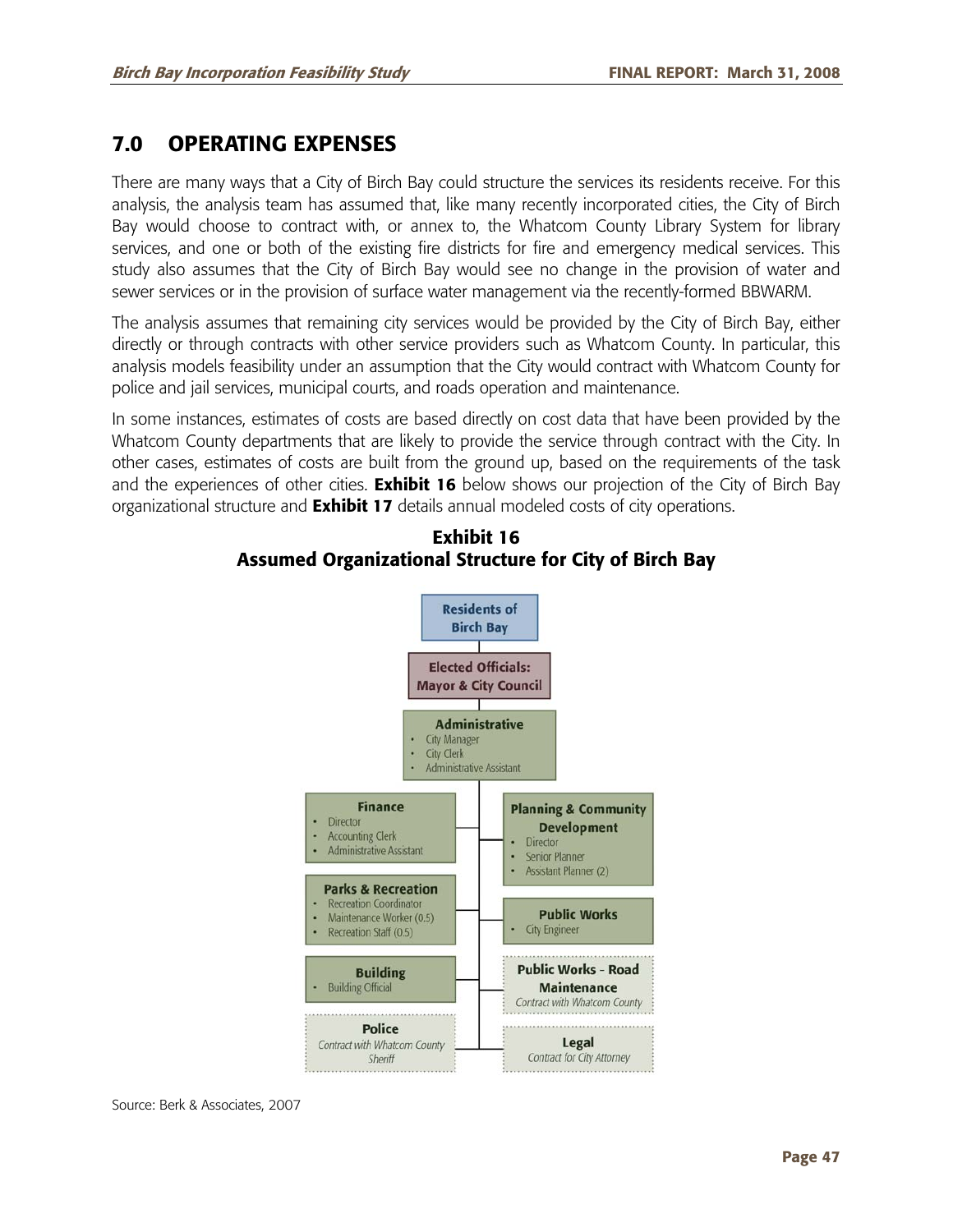## 7.0 OPERATING EXPENSES

There are many ways that a City of Birch Bay could structure the services its residents receive. For this analysis, the analysis team has assumed that, like many recently incorporated cities, the City of Birch Bay would choose to contract with, or annex to, the Whatcom County Library System for library services, and one or both of the existing fire districts for fire and emergency medical services. This study also assumes that the City of Birch Bay would see no change in the provision of water and sewer services or in the provision of surface water management via the recently-formed BBWARM.

The analysis assumes that remaining city services would be provided by the City of Birch Bay, either directly or through contracts with other service providers such as Whatcom County. In particular, this analysis models feasibility under an assumption that the City would contract with Whatcom County for police and jail services, municipal courts, and roads operation and maintenance.

In some instances, estimates of costs are based directly on cost data that have been provided by the Whatcom County departments that are likely to provide the service through contract with the City. In other cases, estimates of costs are built from the ground up, based on the requirements of the task and the experiences of other cities. **Exhibit 16** below shows our projection of the City of Birch Bay organizational structure and **Exhibit 17** details annual modeled costs of city operations.

**Exhibit 16**
**Assumed Organizational Structure for City of Birch Bay**

**Residents of Birch Bay**

**Elected Officials: Mayor & City Council**

**Administrative**
- City Manager
- City Clerk
- Administrative Assistant

**Finance**
- Director
- Accounting Clerk
- Administrative Assistant

**Planning & Community Development**
- Director
- Senior Planner
- Assistant Planner (2)

**Parks & Recreation**
- Recreation Coordinator
- Maintenance Worker (0.5)
- Recreation Staff (0.5)

**Public Works**
- City Engineer

**Building**
- Building Official

**Public Works - Road Maintenance**
*Contract with Whatcom County*

**Police**
*Contract with Whatcom County Sheriff*

**Legal**
*Contract for City Attorney*

Source: Berk & Associates, 2007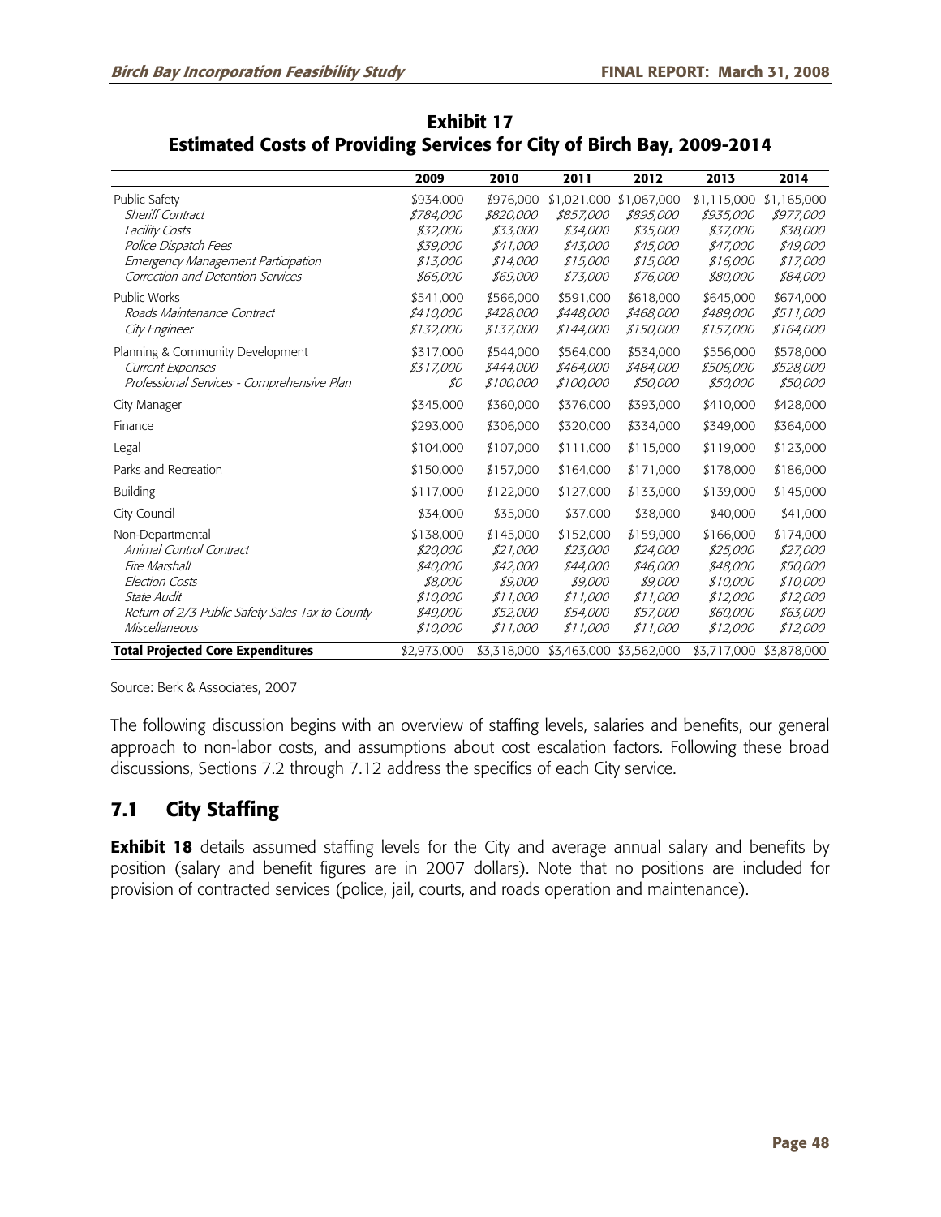**Exhibit 17**
**Estimated Costs of Providing Services for City of Birch Bay, 2009-2014**

| | 2009 | 2010 | 2011 | 2012 | 2013 | 2014 |
|---|---|---|---|---|---|---|
| Public Safety | $934,000 | $976,000 | $1,021,000 | $1,067,000 | $1,115,000 | $1,165,000 |
| *Sheriff Contract* | *$784,000* | *$820,000* | *$857,000* | *$895,000* | *$935,000* | *$977,000* |
| *Facility Costs* | *$32,000* | *$33,000* | *$34,000* | *$35,000* | *$37,000* | *$38,000* |
| *Police Dispatch Fees* | *$39,000* | *$41,000* | *$43,000* | *$45,000* | *$47,000* | *$49,000* |
| *Emergency Management Participation* | *$13,000* | *$14,000* | *$15,000* | *$15,000* | *$16,000* | *$17,000* |
| *Correction and Detention Services* | *$66,000* | *$69,000* | *$73,000* | *$76,000* | *$80,000* | *$84,000* |
| Public Works | $541,000 | $566,000 | $591,000 | $618,000 | $645,000 | $674,000 |
| *Roads Maintenance Contract* | *$410,000* | *$428,000* | *$448,000* | *$468,000* | *$489,000* | *$511,000* |
| *City Engineer* | *$132,000* | *$137,000* | *$144,000* | *$150,000* | *$157,000* | *$164,000* |
| Planning & Community Development | $317,000 | $544,000 | $564,000 | $534,000 | $556,000 | $578,000 |
| *Current Expenses* | *$317,000* | *$444,000* | *$464,000* | *$484,000* | *$506,000* | *$528,000* |
| *Professional Services - Comprehensive Plan* | *$0* | *$100,000* | *$100,000* | *$50,000* | *$50,000* | *$50,000* |
| City Manager | $345,000 | $360,000 | $376,000 | $393,000 | $410,000 | $428,000 |
| Finance | $293,000 | $306,000 | $320,000 | $334,000 | $349,000 | $364,000 |
| Legal | $104,000 | $107,000 | $111,000 | $115,000 | $119,000 | $123,000 |
| Parks and Recreation | $150,000 | $157,000 | $164,000 | $171,000 | $178,000 | $186,000 |
| Building | $117,000 | $122,000 | $127,000 | $133,000 | $139,000 | $145,000 |
| City Council | $34,000 | $35,000 | $37,000 | $38,000 | $40,000 | $41,000 |
| Non-Departmental | $138,000 | $145,000 | $152,000 | $159,000 | $166,000 | $174,000 |
| *Animal Control Contract* | *$20,000* | *$21,000* | *$23,000* | *$24,000* | *$25,000* | *$27,000* |
| *Fire Marshall* | *$40,000* | *$42,000* | *$44,000* | *$46,000* | *$48,000* | *$50,000* |
| *Election Costs* | *$8,000* | *$9,000* | *$9,000* | *$9,000* | *$10,000* | *$10,000* |
| *State Audit* | *$10,000* | *$11,000* | *$11,000* | *$11,000* | *$12,000* | *$12,000* |
| *Return of 2/3 Public Safety Sales Tax to County* | *$49,000* | *$52,000* | *$54,000* | *$57,000* | *$60,000* | *$63,000* |
| *Miscellaneous* | *$10,000* | *$11,000* | *$11,000* | *$11,000* | *$12,000* | *$12,000* |
| **Total Projected Core Expenditures** | $2,973,000 | $3,318,000 | $3,463,000 | $3,562,000 | $3,717,000 | $3,878,000 |

Source: Berk & Associates, 2007

The following discussion begins with an overview of staffing levels, salaries and benefits, our general approach to non-labor costs, and assumptions about cost escalation factors. Following these broad discussions, Sections 7.2 through 7.12 address the specifics of each City service.

## 7.1 City Staffing

**Exhibit 18** details assumed staffing levels for the City and average annual salary and benefits by position (salary and benefit figures are in 2007 dollars). Note that no positions are included for provision of contracted services (police, jail, courts, and roads operation and maintenance).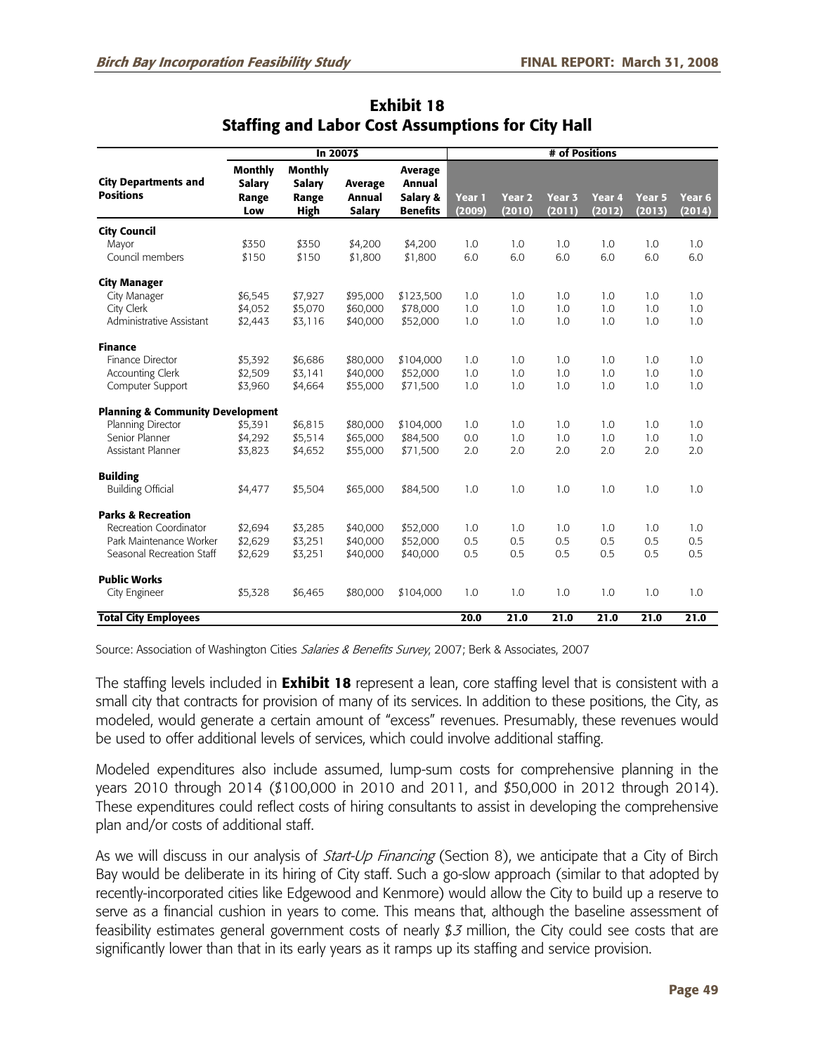## Exhibit 18
## Staffing and Labor Cost Assumptions for City Hall

| City Departments and Positions | In 2007$ | | | | # of Positions | | | | | |
|---|---|---|---|---|---|---|---|---|---|---|
| | Monthly Salary Range Low | Monthly Salary Range High | Average Annual Salary | Average Annual Salary & Benefits | Year 1 (2009) | Year 2 (2010) | Year 3 (2011) | Year 4 (2012) | Year 5 (2013) | Year 6 (2014) |
| **City Council** | | | | | | | | | | |
| Mayor | $350 | $350 | $4,200 | $4,200 | 1.0 | 1.0 | 1.0 | 1.0 | 1.0 | 1.0 |
| Council members | $150 | $150 | $1,800 | $1,800 | 6.0 | 6.0 | 6.0 | 6.0 | 6.0 | 6.0 |
| **City Manager** | | | | | | | | | | |
| City Manager | $6,545 | $7,927 | $95,000 | $123,500 | 1.0 | 1.0 | 1.0 | 1.0 | 1.0 | 1.0 |
| City Clerk | $4,052 | $5,070 | $60,000 | $78,000 | 1.0 | 1.0 | 1.0 | 1.0 | 1.0 | 1.0 |
| Administrative Assistant | $2,443 | $3,116 | $40,000 | $52,000 | 1.0 | 1.0 | 1.0 | 1.0 | 1.0 | 1.0 |
| **Finance** | | | | | | | | | | |
| Finance Director | $5,392 | $6,686 | $80,000 | $104,000 | 1.0 | 1.0 | 1.0 | 1.0 | 1.0 | 1.0 |
| Accounting Clerk | $2,509 | $3,141 | $40,000 | $52,000 | 1.0 | 1.0 | 1.0 | 1.0 | 1.0 | 1.0 |
| Computer Support | $3,960 | $4,664 | $55,000 | $71,500 | 1.0 | 1.0 | 1.0 | 1.0 | 1.0 | 1.0 |
| **Planning & Community Development** | | | | | | | | | | |
| Planning Director | $5,391 | $6,815 | $80,000 | $104,000 | 1.0 | 1.0 | 1.0 | 1.0 | 1.0 | 1.0 |
| Senior Planner | $4,292 | $5,514 | $65,000 | $84,500 | 0.0 | 1.0 | 1.0 | 1.0 | 1.0 | 1.0 |
| Assistant Planner | $3,823 | $4,652 | $55,000 | $71,500 | 2.0 | 2.0 | 2.0 | 2.0 | 2.0 | 2.0 |
| **Building** | | | | | | | | | | |
| Building Official | $4,477 | $5,504 | $65,000 | $84,500 | 1.0 | 1.0 | 1.0 | 1.0 | 1.0 | 1.0 |
| **Parks & Recreation** | | | | | | | | | | |
| Recreation Coordinator | $2,694 | $3,285 | $40,000 | $52,000 | 1.0 | 1.0 | 1.0 | 1.0 | 1.0 | 1.0 |
| Park Maintenance Worker | $2,629 | $3,251 | $40,000 | $52,000 | 0.5 | 0.5 | 0.5 | 0.5 | 0.5 | 0.5 |
| Seasonal Recreation Staff | $2,629 | $3,251 | $40,000 | $40,000 | 0.5 | 0.5 | 0.5 | 0.5 | 0.5 | 0.5 |
| **Public Works** | | | | | | | | | | |
| City Engineer | $5,328 | $6,465 | $80,000 | $104,000 | 1.0 | 1.0 | 1.0 | 1.0 | 1.0 | 1.0 |
| **Total City Employees** | | | | | **20.0** | **21.0** | **21.0** | **21.0** | **21.0** | **21.0** |

Source: Association of Washington Cities *Salaries & Benefits Survey*, 2007; Berk & Associates, 2007

The staffing levels included in **Exhibit 18** represent a lean, core staffing level that is consistent with a small city that contracts for provision of many of its services. In addition to these positions, the City, as modeled, would generate a certain amount of "excess" revenues. Presumably, these revenues would be used to offer additional levels of services, which could involve additional staffing.

Modeled expenditures also include assumed, lump-sum costs for comprehensive planning in the years 2010 through 2014 ($100,000 in 2010 and 2011, and $50,000 in 2012 through 2014). These expenditures could reflect costs of hiring consultants to assist in developing the comprehensive plan and/or costs of additional staff.

As we will discuss in our analysis of *Start-Up Financing* (Section 8), we anticipate that a City of Birch Bay would be deliberate in its hiring of City staff. Such a go-slow approach (similar to that adopted by recently-incorporated cities like Edgewood and Kenmore) would allow the City to build up a reserve to serve as a financial cushion in years to come. This means that, although the baseline assessment of feasibility estimates general government costs of nearly $3 million, the City could see costs that are significantly lower than that in its early years as it ramps up its staffing and service provision.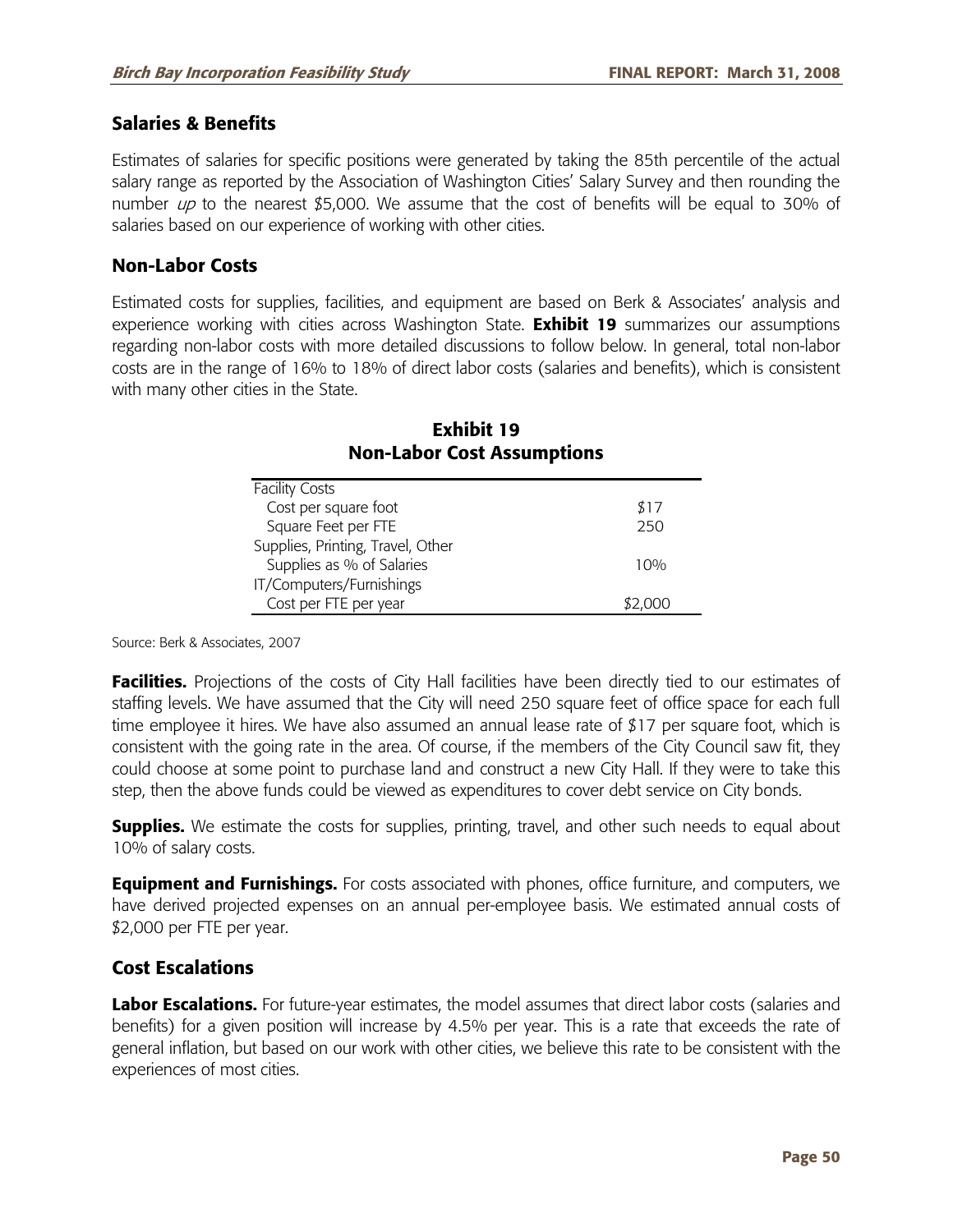## Salaries & Benefits

Estimates of salaries for specific positions were generated by taking the 85th percentile of the actual salary range as reported by the Association of Washington Cities' Salary Survey and then rounding the number *up* to the nearest $5,000. We assume that the cost of benefits will be equal to 30% of salaries based on our experience of working with other cities.

## Non-Labor Costs

Estimated costs for supplies, facilities, and equipment are based on Berk & Associates' analysis and experience working with cities across Washington State. **Exhibit 19** summarizes our assumptions regarding non-labor costs with more detailed discussions to follow below. In general, total non-labor costs are in the range of 16% to 18% of direct labor costs (salaries and benefits), which is consistent with many other cities in the State.

**Exhibit 19**
**Non-Labor Cost Assumptions**

| | |
|---|---|
| Facility Costs | |
| Cost per square foot | $17 |
| Square Feet per FTE | 250 |
| Supplies, Printing, Travel, Other | |
| Supplies as % of Salaries | 10% |
| IT/Computers/Furnishings | |
| Cost per FTE per year | $2,000 |

Source: Berk & Associates, 2007

**Facilities.** Projections of the costs of City Hall facilities have been directly tied to our estimates of staffing levels. We have assumed that the City will need 250 square feet of office space for each full time employee it hires. We have also assumed an annual lease rate of $17 per square foot, which is consistent with the going rate in the area. Of course, if the members of the City Council saw fit, they could choose at some point to purchase land and construct a new City Hall. If they were to take this step, then the above funds could be viewed as expenditures to cover debt service on City bonds.

**Supplies.** We estimate the costs for supplies, printing, travel, and other such needs to equal about 10% of salary costs.

**Equipment and Furnishings.** For costs associated with phones, office furniture, and computers, we have derived projected expenses on an annual per-employee basis. We estimated annual costs of $2,000 per FTE per year.

## Cost Escalations

**Labor Escalations.** For future-year estimates, the model assumes that direct labor costs (salaries and benefits) for a given position will increase by 4.5% per year. This is a rate that exceeds the rate of general inflation, but based on our work with other cities, we believe this rate to be consistent with the experiences of most cities.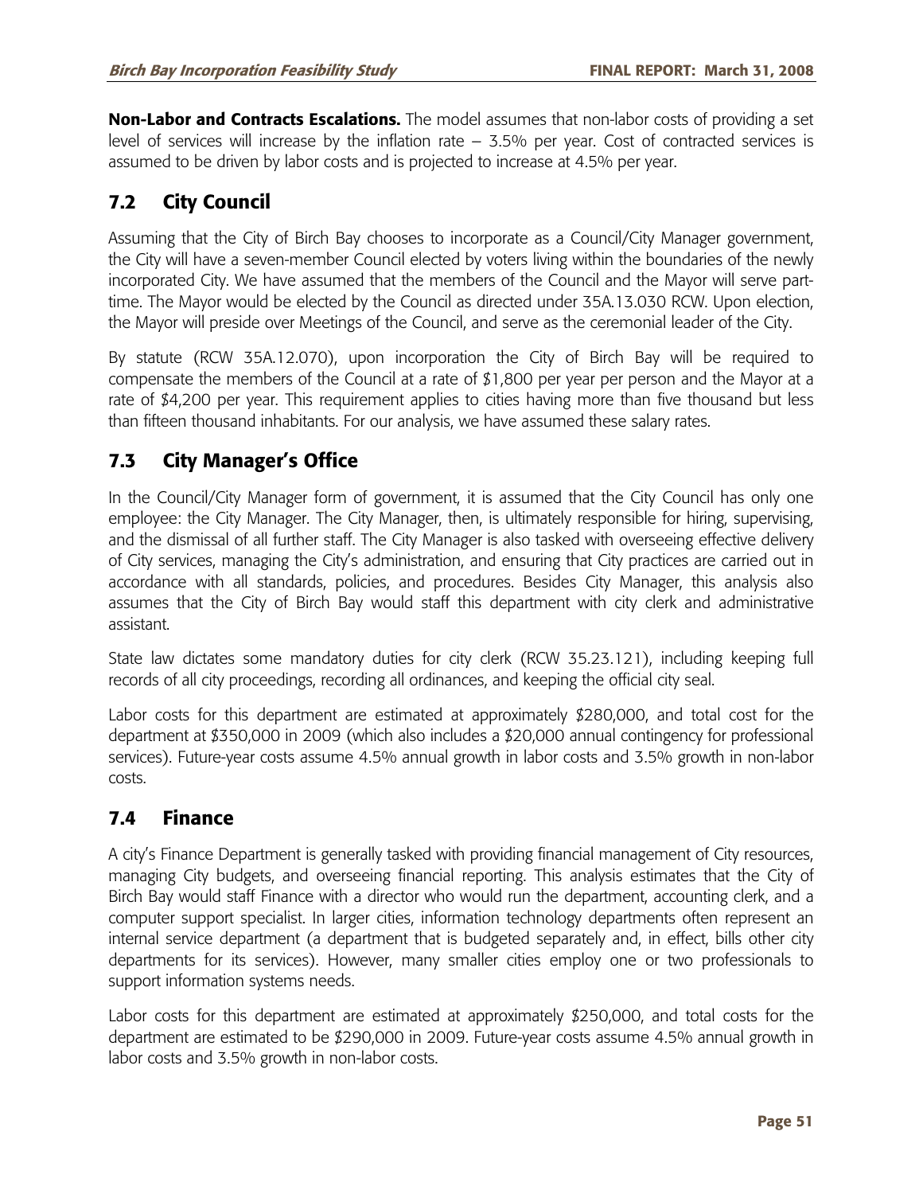**Non-Labor and Contracts Escalations.** The model assumes that non-labor costs of providing a set level of services will increase by the inflation rate – 3.5% per year. Cost of contracted services is assumed to be driven by labor costs and is projected to increase at 4.5% per year.

## 7.2 City Council

Assuming that the City of Birch Bay chooses to incorporate as a Council/City Manager government, the City will have a seven-member Council elected by voters living within the boundaries of the newly incorporated City. We have assumed that the members of the Council and the Mayor will serve part-time. The Mayor would be elected by the Council as directed under 35A.13.030 RCW. Upon election, the Mayor will preside over Meetings of the Council, and serve as the ceremonial leader of the City.

By statute (RCW 35A.12.070), upon incorporation the City of Birch Bay will be required to compensate the members of the Council at a rate of $1,800 per year per person and the Mayor at a rate of $4,200 per year. This requirement applies to cities having more than five thousand but less than fifteen thousand inhabitants. For our analysis, we have assumed these salary rates.

## 7.3 City Manager's Office

In the Council/City Manager form of government, it is assumed that the City Council has only one employee: the City Manager. The City Manager, then, is ultimately responsible for hiring, supervising, and the dismissal of all further staff. The City Manager is also tasked with overseeing effective delivery of City services, managing the City's administration, and ensuring that City practices are carried out in accordance with all standards, policies, and procedures. Besides City Manager, this analysis also assumes that the City of Birch Bay would staff this department with city clerk and administrative assistant.

State law dictates some mandatory duties for city clerk (RCW 35.23.121), including keeping full records of all city proceedings, recording all ordinances, and keeping the official city seal.

Labor costs for this department are estimated at approximately $280,000, and total cost for the department at $350,000 in 2009 (which also includes a $20,000 annual contingency for professional services). Future-year costs assume 4.5% annual growth in labor costs and 3.5% growth in non-labor costs.

## 7.4 Finance

A city's Finance Department is generally tasked with providing financial management of City resources, managing City budgets, and overseeing financial reporting. This analysis estimates that the City of Birch Bay would staff Finance with a director who would run the department, accounting clerk, and a computer support specialist. In larger cities, information technology departments often represent an internal service department (a department that is budgeted separately and, in effect, bills other city departments for its services). However, many smaller cities employ one or two professionals to support information systems needs.

Labor costs for this department are estimated at approximately $250,000, and total costs for the department are estimated to be $290,000 in 2009. Future-year costs assume 4.5% annual growth in labor costs and 3.5% growth in non-labor costs.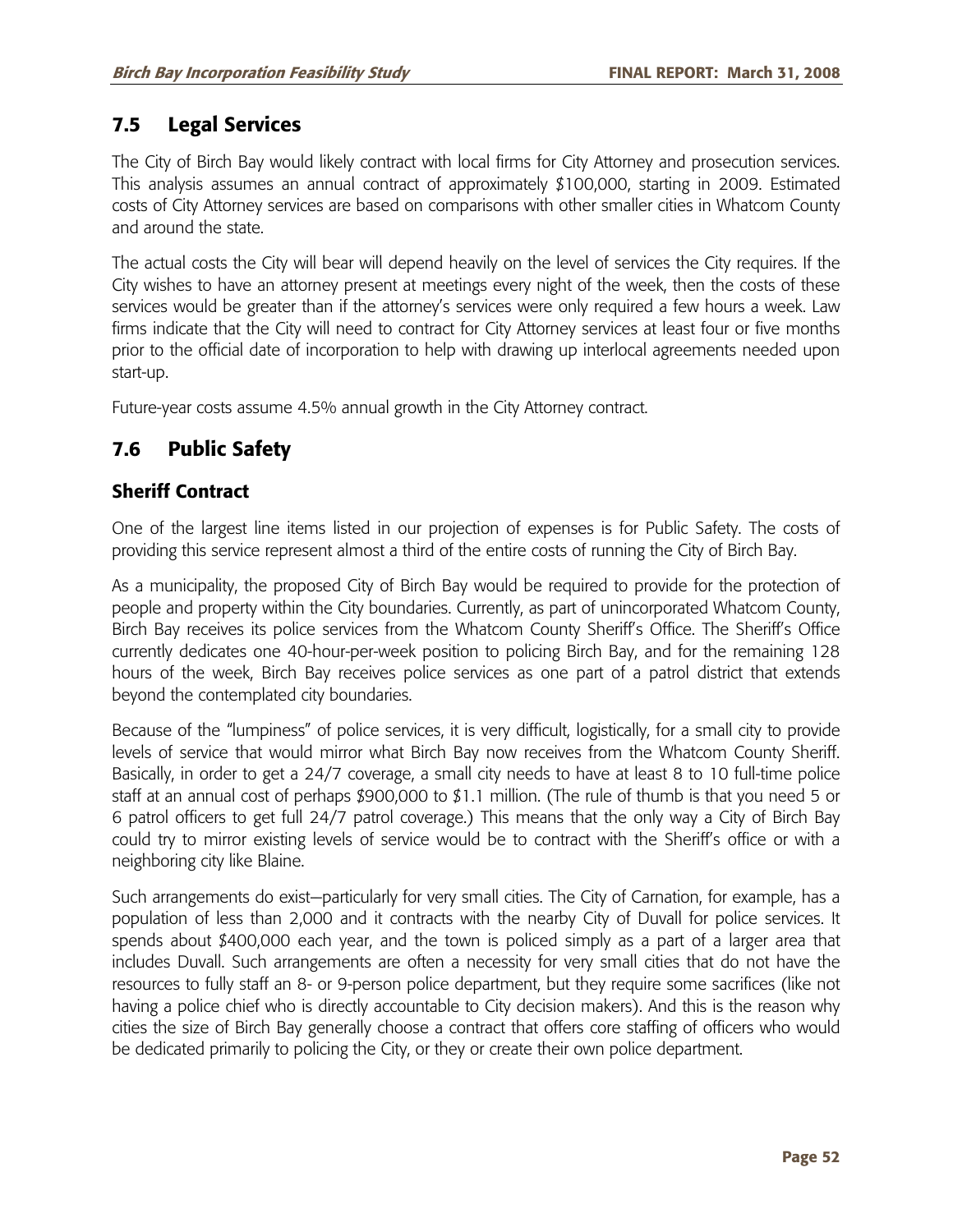## 7.5 Legal Services

The City of Birch Bay would likely contract with local firms for City Attorney and prosecution services. This analysis assumes an annual contract of approximately $100,000, starting in 2009. Estimated costs of City Attorney services are based on comparisons with other smaller cities in Whatcom County and around the state.

The actual costs the City will bear will depend heavily on the level of services the City requires. If the City wishes to have an attorney present at meetings every night of the week, then the costs of these services would be greater than if the attorney's services were only required a few hours a week. Law firms indicate that the City will need to contract for City Attorney services at least four or five months prior to the official date of incorporation to help with drawing up interlocal agreements needed upon start-up.

Future-year costs assume 4.5% annual growth in the City Attorney contract.

## 7.6 Public Safety

### Sheriff Contract

One of the largest line items listed in our projection of expenses is for Public Safety. The costs of providing this service represent almost a third of the entire costs of running the City of Birch Bay.

As a municipality, the proposed City of Birch Bay would be required to provide for the protection of people and property within the City boundaries. Currently, as part of unincorporated Whatcom County, Birch Bay receives its police services from the Whatcom County Sheriff's Office. The Sheriff's Office currently dedicates one 40-hour-per-week position to policing Birch Bay, and for the remaining 128 hours of the week, Birch Bay receives police services as one part of a patrol district that extends beyond the contemplated city boundaries.

Because of the "lumpiness" of police services, it is very difficult, logistically, for a small city to provide levels of service that would mirror what Birch Bay now receives from the Whatcom County Sheriff. Basically, in order to get a 24/7 coverage, a small city needs to have at least 8 to 10 full-time police staff at an annual cost of perhaps $900,000 to $1.1 million. (The rule of thumb is that you need 5 or 6 patrol officers to get full 24/7 patrol coverage.) This means that the only way a City of Birch Bay could try to mirror existing levels of service would be to contract with the Sheriff's office or with a neighboring city like Blaine.

Such arrangements do exist—particularly for very small cities. The City of Carnation, for example, has a population of less than 2,000 and it contracts with the nearby City of Duvall for police services. It spends about $400,000 each year, and the town is policed simply as a part of a larger area that includes Duvall. Such arrangements are often a necessity for very small cities that do not have the resources to fully staff an 8- or 9-person police department, but they require some sacrifices (like not having a police chief who is directly accountable to City decision makers). And this is the reason why cities the size of Birch Bay generally choose a contract that offers core staffing of officers who would be dedicated primarily to policing the City, or they or create their own police department.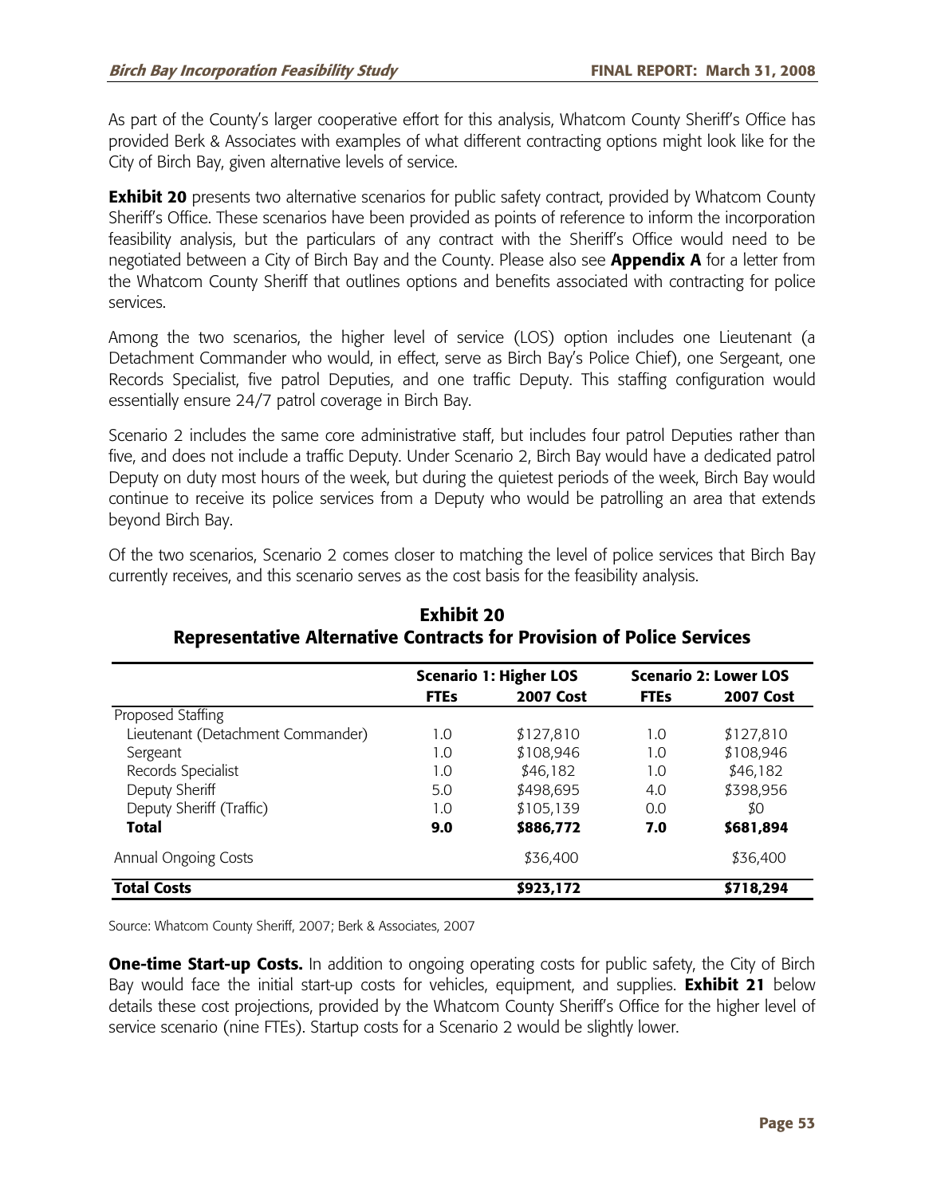As part of the County's larger cooperative effort for this analysis, Whatcom County Sheriff's Office has provided Berk & Associates with examples of what different contracting options might look like for the City of Birch Bay, given alternative levels of service.

**Exhibit 20** presents two alternative scenarios for public safety contract, provided by Whatcom County Sheriff's Office. These scenarios have been provided as points of reference to inform the incorporation feasibility analysis, but the particulars of any contract with the Sheriff's Office would need to be negotiated between a City of Birch Bay and the County. Please also see **Appendix A** for a letter from the Whatcom County Sheriff that outlines options and benefits associated with contracting for police services.

Among the two scenarios, the higher level of service (LOS) option includes one Lieutenant (a Detachment Commander who would, in effect, serve as Birch Bay's Police Chief), one Sergeant, one Records Specialist, five patrol Deputies, and one traffic Deputy. This staffing configuration would essentially ensure 24/7 patrol coverage in Birch Bay.

Scenario 2 includes the same core administrative staff, but includes four patrol Deputies rather than five, and does not include a traffic Deputy. Under Scenario 2, Birch Bay would have a dedicated patrol Deputy on duty most hours of the week, but during the quietest periods of the week, Birch Bay would continue to receive its police services from a Deputy who would be patrolling an area that extends beyond Birch Bay.

Of the two scenarios, Scenario 2 comes closer to matching the level of police services that Birch Bay currently receives, and this scenario serves as the cost basis for the feasibility analysis.

## Exhibit 20
## Representative Alternative Contracts for Provision of Police Services

| | Scenario 1: Higher LOS | | Scenario 2: Lower LOS | |
|---|---|---|---|---|
| | **FTEs** | **2007 Cost** | **FTEs** | **2007 Cost** |
| Proposed Staffing | | | | |
| Lieutenant (Detachment Commander) | 1.0 | $127,810 | 1.0 | $127,810 |
| Sergeant | 1.0 | $108,946 | 1.0 | $108,946 |
| Records Specialist | 1.0 | $46,182 | 1.0 | $46,182 |
| Deputy Sheriff | 5.0 | $498,695 | 4.0 | $398,956 |
| Deputy Sheriff (Traffic) | 1.0 | $105,139 | 0.0 | $0 |
| **Total** | **9.0** | **$886,772** | **7.0** | **$681,894** |
| Annual Ongoing Costs | | $36,400 | | $36,400 |
| **Total Costs** | | **$923,172** | | **$718,294** |

Source: Whatcom County Sheriff, 2007; Berk & Associates, 2007

**One-time Start-up Costs.** In addition to ongoing operating costs for public safety, the City of Birch Bay would face the initial start-up costs for vehicles, equipment, and supplies. **Exhibit 21** below details these cost projections, provided by the Whatcom County Sheriff's Office for the higher level of service scenario (nine FTEs). Startup costs for a Scenario 2 would be slightly lower.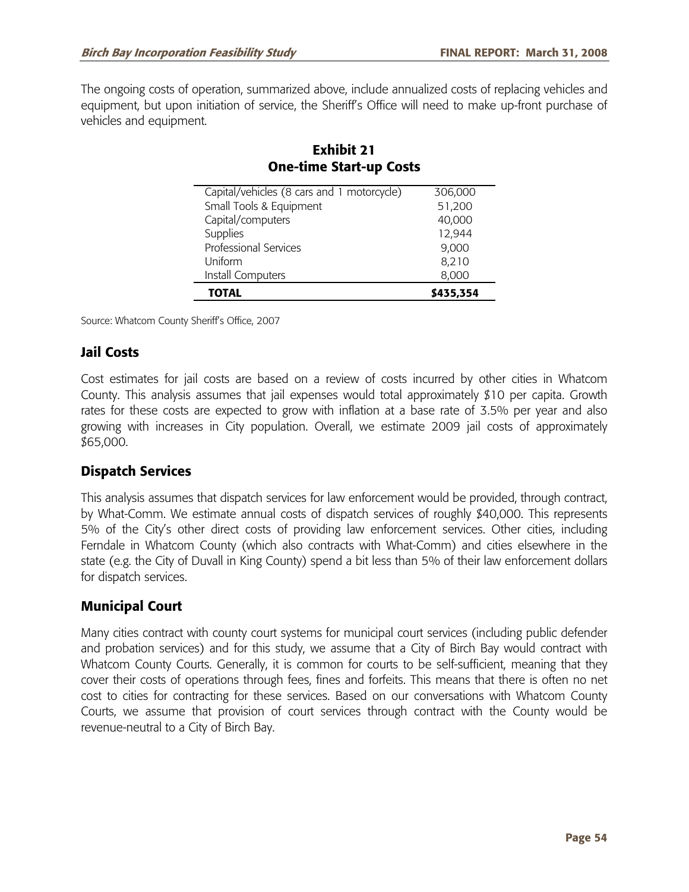The ongoing costs of operation, summarized above, include annualized costs of replacing vehicles and equipment, but upon initiation of service, the Sheriff's Office will need to make up-front purchase of vehicles and equipment.

**Exhibit 21**
**One-time Start-up Costs**

| | |
|---|---|
| Capital/vehicles (8 cars and 1 motorcycle) | 306,000 |
| Small Tools & Equipment | 51,200 |
| Capital/computers | 40,000 |
| Supplies | 12,944 |
| Professional Services | 9,000 |
| Uniform | 8,210 |
| Install Computers | 8,000 |
| **TOTAL** | **$435,354** |

Source: Whatcom County Sheriff's Office, 2007

## Jail Costs

Cost estimates for jail costs are based on a review of costs incurred by other cities in Whatcom County. This analysis assumes that jail expenses would total approximately $10 per capita. Growth rates for these costs are expected to grow with inflation at a base rate of 3.5% per year and also growing with increases in City population. Overall, we estimate 2009 jail costs of approximately $65,000.

## Dispatch Services

This analysis assumes that dispatch services for law enforcement would be provided, through contract, by What-Comm. We estimate annual costs of dispatch services of roughly $40,000. This represents 5% of the City's other direct costs of providing law enforcement services. Other cities, including Ferndale in Whatcom County (which also contracts with What-Comm) and cities elsewhere in the state (e.g. the City of Duvall in King County) spend a bit less than 5% of their law enforcement dollars for dispatch services.

## Municipal Court

Many cities contract with county court systems for municipal court services (including public defender and probation services) and for this study, we assume that a City of Birch Bay would contract with Whatcom County Courts. Generally, it is common for courts to be self-sufficient, meaning that they cover their costs of operations through fees, fines and forfeits. This means that there is often no net cost to cities for contracting for these services. Based on our conversations with Whatcom County Courts, we assume that provision of court services through contract with the County would be revenue-neutral to a City of Birch Bay.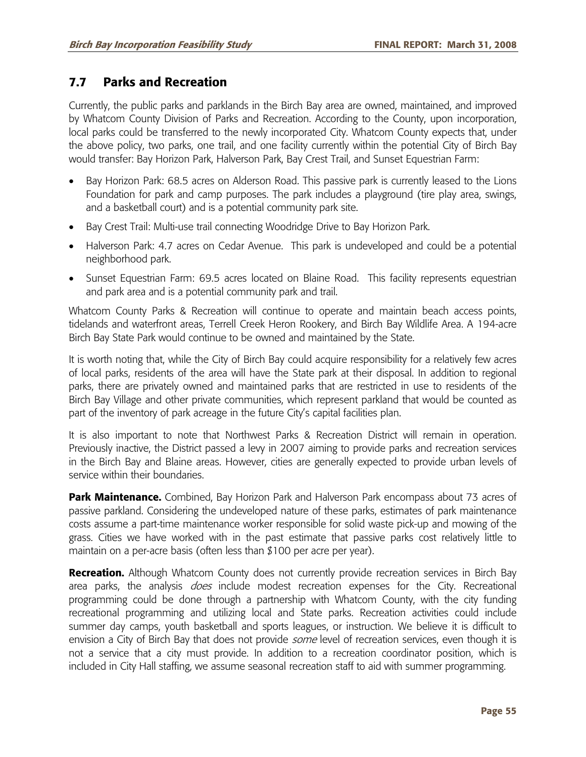## 7.7 Parks and Recreation

Currently, the public parks and parklands in the Birch Bay area are owned, maintained, and improved by Whatcom County Division of Parks and Recreation. According to the County, upon incorporation, local parks could be transferred to the newly incorporated City. Whatcom County expects that, under the above policy, two parks, one trail, and one facility currently within the potential City of Birch Bay would transfer: Bay Horizon Park, Halverson Park, Bay Crest Trail, and Sunset Equestrian Farm:

- Bay Horizon Park: 68.5 acres on Alderson Road. This passive park is currently leased to the Lions Foundation for park and camp purposes. The park includes a playground (tire play area, swings, and a basketball court) and is a potential community park site.
- Bay Crest Trail: Multi-use trail connecting Woodridge Drive to Bay Horizon Park.
- Halverson Park: 4.7 acres on Cedar Avenue. This park is undeveloped and could be a potential neighborhood park.
- Sunset Equestrian Farm: 69.5 acres located on Blaine Road. This facility represents equestrian and park area and is a potential community park and trail.

Whatcom County Parks & Recreation will continue to operate and maintain beach access points, tidelands and waterfront areas, Terrell Creek Heron Rookery, and Birch Bay Wildlife Area. A 194-acre Birch Bay State Park would continue to be owned and maintained by the State.

It is worth noting that, while the City of Birch Bay could acquire responsibility for a relatively few acres of local parks, residents of the area will have the State park at their disposal. In addition to regional parks, there are privately owned and maintained parks that are restricted in use to residents of the Birch Bay Village and other private communities, which represent parkland that would be counted as part of the inventory of park acreage in the future City's capital facilities plan.

It is also important to note that Northwest Parks & Recreation District will remain in operation. Previously inactive, the District passed a levy in 2007 aiming to provide parks and recreation services in the Birch Bay and Blaine areas. However, cities are generally expected to provide urban levels of service within their boundaries.

**Park Maintenance.** Combined, Bay Horizon Park and Halverson Park encompass about 73 acres of passive parkland. Considering the undeveloped nature of these parks, estimates of park maintenance costs assume a part-time maintenance worker responsible for solid waste pick-up and mowing of the grass. Cities we have worked with in the past estimate that passive parks cost relatively little to maintain on a per-acre basis (often less than $100 per acre per year).

**Recreation.** Although Whatcom County does not currently provide recreation services in Birch Bay area parks, the analysis *does* include modest recreation expenses for the City. Recreational programming could be done through a partnership with Whatcom County, with the city funding recreational programming and utilizing local and State parks. Recreation activities could include summer day camps, youth basketball and sports leagues, or instruction. We believe it is difficult to envision a City of Birch Bay that does not provide *some* level of recreation services, even though it is not a service that a city must provide. In addition to a recreation coordinator position, which is included in City Hall staffing, we assume seasonal recreation staff to aid with summer programming.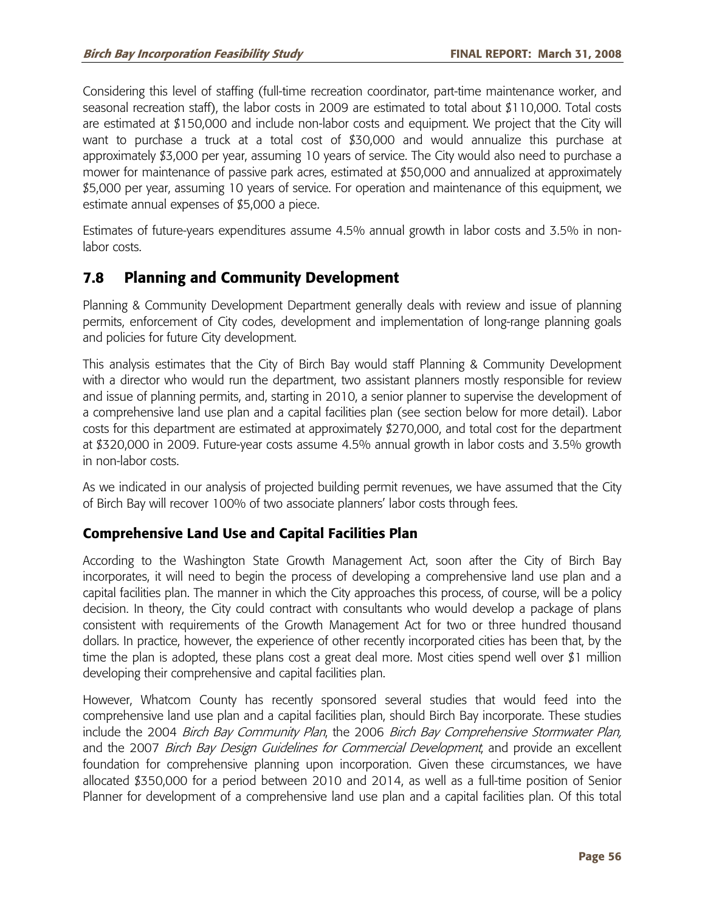Considering this level of staffing (full-time recreation coordinator, part-time maintenance worker, and seasonal recreation staff), the labor costs in 2009 are estimated to total about $110,000. Total costs are estimated at $150,000 and include non-labor costs and equipment. We project that the City will want to purchase a truck at a total cost of $30,000 and would annualize this purchase at approximately $3,000 per year, assuming 10 years of service. The City would also need to purchase a mower for maintenance of passive park acres, estimated at $50,000 and annualized at approximately $5,000 per year, assuming 10 years of service. For operation and maintenance of this equipment, we estimate annual expenses of $5,000 a piece.

Estimates of future-years expenditures assume 4.5% annual growth in labor costs and 3.5% in non-labor costs.

## 7.8 Planning and Community Development

Planning & Community Development Department generally deals with review and issue of planning permits, enforcement of City codes, development and implementation of long-range planning goals and policies for future City development.

This analysis estimates that the City of Birch Bay would staff Planning & Community Development with a director who would run the department, two assistant planners mostly responsible for review and issue of planning permits, and, starting in 2010, a senior planner to supervise the development of a comprehensive land use plan and a capital facilities plan (see section below for more detail). Labor costs for this department are estimated at approximately $270,000, and total cost for the department at $320,000 in 2009. Future-year costs assume 4.5% annual growth in labor costs and 3.5% growth in non-labor costs.

As we indicated in our analysis of projected building permit revenues, we have assumed that the City of Birch Bay will recover 100% of two associate planners' labor costs through fees.

### Comprehensive Land Use and Capital Facilities Plan

According to the Washington State Growth Management Act, soon after the City of Birch Bay incorporates, it will need to begin the process of developing a comprehensive land use plan and a capital facilities plan. The manner in which the City approaches this process, of course, will be a policy decision. In theory, the City could contract with consultants who would develop a package of plans consistent with requirements of the Growth Management Act for two or three hundred thousand dollars. In practice, however, the experience of other recently incorporated cities has been that, by the time the plan is adopted, these plans cost a great deal more. Most cities spend well over $1 million developing their comprehensive and capital facilities plan.

However, Whatcom County has recently sponsored several studies that would feed into the comprehensive land use plan and a capital facilities plan, should Birch Bay incorporate. These studies include the 2004 *Birch Bay Community Plan*, the 2006 *Birch Bay Comprehensive Stormwater Plan,* and the 2007 *Birch Bay Design Guidelines for Commercial Development*, and provide an excellent foundation for comprehensive planning upon incorporation. Given these circumstances, we have allocated $350,000 for a period between 2010 and 2014, as well as a full-time position of Senior Planner for development of a comprehensive land use plan and a capital facilities plan. Of this total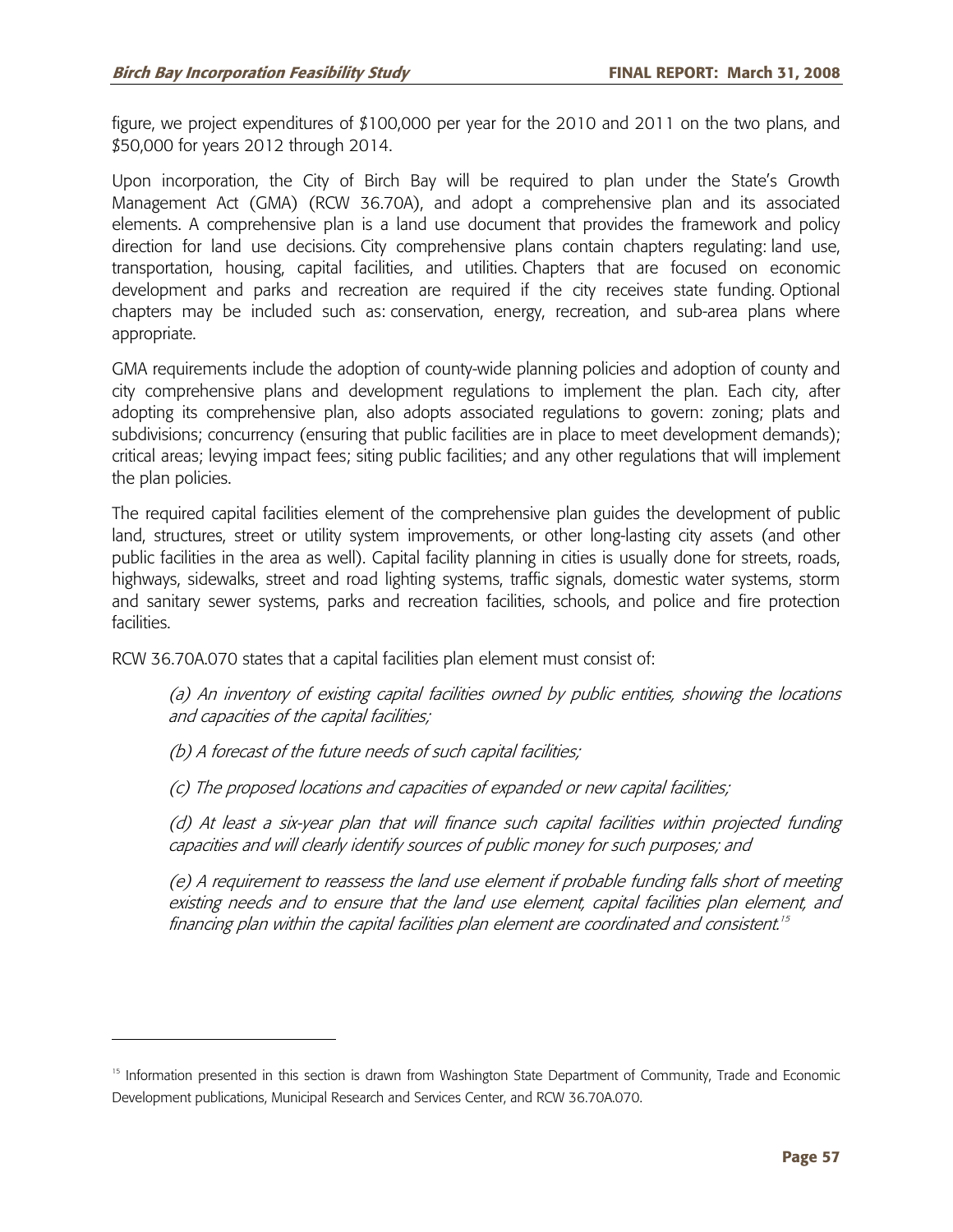figure, we project expenditures of $100,000 per year for the 2010 and 2011 on the two plans, and $50,000 for years 2012 through 2014.

Upon incorporation, the City of Birch Bay will be required to plan under the State's Growth Management Act (GMA) (RCW 36.70A), and adopt a comprehensive plan and its associated elements. A comprehensive plan is a land use document that provides the framework and policy direction for land use decisions. City comprehensive plans contain chapters regulating: land use, transportation, housing, capital facilities, and utilities. Chapters that are focused on economic development and parks and recreation are required if the city receives state funding. Optional chapters may be included such as: conservation, energy, recreation, and sub-area plans where appropriate.

GMA requirements include the adoption of county-wide planning policies and adoption of county and city comprehensive plans and development regulations to implement the plan. Each city, after adopting its comprehensive plan, also adopts associated regulations to govern: zoning; plats and subdivisions; concurrency (ensuring that public facilities are in place to meet development demands); critical areas; levying impact fees; siting public facilities; and any other regulations that will implement the plan policies.

The required capital facilities element of the comprehensive plan guides the development of public land, structures, street or utility system improvements, or other long-lasting city assets (and other public facilities in the area as well). Capital facility planning in cities is usually done for streets, roads, highways, sidewalks, street and road lighting systems, traffic signals, domestic water systems, storm and sanitary sewer systems, parks and recreation facilities, schools, and police and fire protection facilities.

RCW 36.70A.070 states that a capital facilities plan element must consist of:

> *(a) An inventory of existing capital facilities owned by public entities, showing the locations and capacities of the capital facilities;*
>
> *(b) A forecast of the future needs of such capital facilities;*
>
> *(c) The proposed locations and capacities of expanded or new capital facilities;*
>
> *(d) At least a six-year plan that will finance such capital facilities within projected funding capacities and will clearly identify sources of public money for such purposes; and*
>
> *(e) A requirement to reassess the land use element if probable funding falls short of meeting existing needs and to ensure that the land use element, capital facilities plan element, and financing plan within the capital facilities plan element are coordinated and consistent.*[15]

---

[15] Information presented in this section is drawn from Washington State Department of Community, Trade and Economic Development publications, Municipal Research and Services Center, and RCW 36.70A.070.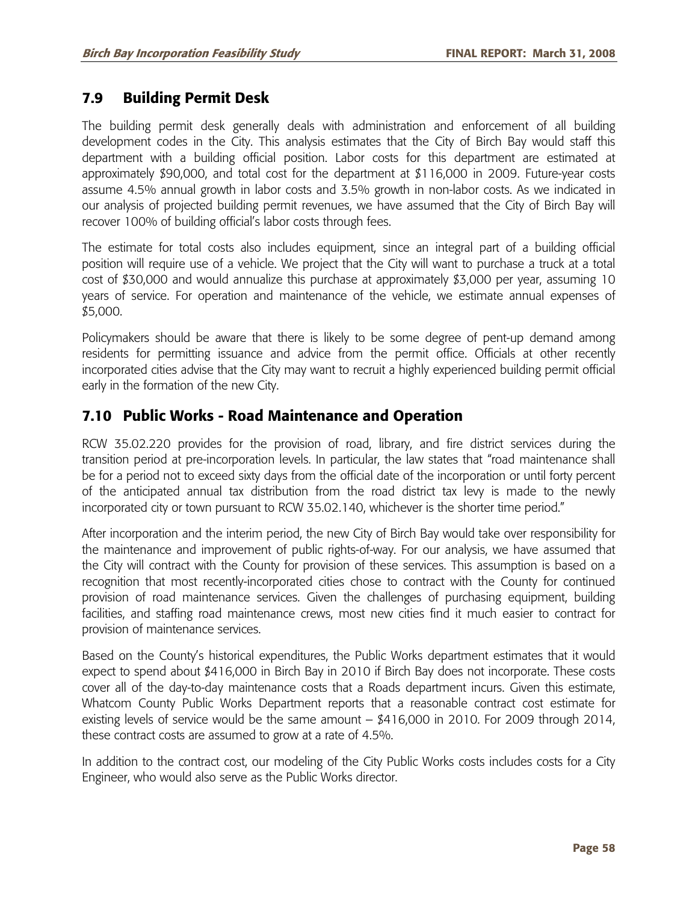## 7.9 Building Permit Desk

The building permit desk generally deals with administration and enforcement of all building development codes in the City. This analysis estimates that the City of Birch Bay would staff this department with a building official position. Labor costs for this department are estimated at approximately $90,000, and total cost for the department at $116,000 in 2009. Future-year costs assume 4.5% annual growth in labor costs and 3.5% growth in non-labor costs. As we indicated in our analysis of projected building permit revenues, we have assumed that the City of Birch Bay will recover 100% of building official's labor costs through fees.

The estimate for total costs also includes equipment, since an integral part of a building official position will require use of a vehicle. We project that the City will want to purchase a truck at a total cost of $30,000 and would annualize this purchase at approximately $3,000 per year, assuming 10 years of service. For operation and maintenance of the vehicle, we estimate annual expenses of $5,000.

Policymakers should be aware that there is likely to be some degree of pent-up demand among residents for permitting issuance and advice from the permit office. Officials at other recently incorporated cities advise that the City may want to recruit a highly experienced building permit official early in the formation of the new City.

## 7.10 Public Works - Road Maintenance and Operation

RCW 35.02.220 provides for the provision of road, library, and fire district services during the transition period at pre-incorporation levels. In particular, the law states that "road maintenance shall be for a period not to exceed sixty days from the official date of the incorporation or until forty percent of the anticipated annual tax distribution from the road district tax levy is made to the newly incorporated city or town pursuant to RCW 35.02.140, whichever is the shorter time period."

After incorporation and the interim period, the new City of Birch Bay would take over responsibility for the maintenance and improvement of public rights-of-way. For our analysis, we have assumed that the City will contract with the County for provision of these services. This assumption is based on a recognition that most recently-incorporated cities chose to contract with the County for continued provision of road maintenance services. Given the challenges of purchasing equipment, building facilities, and staffing road maintenance crews, most new cities find it much easier to contract for provision of maintenance services.

Based on the County's historical expenditures, the Public Works department estimates that it would expect to spend about $416,000 in Birch Bay in 2010 if Birch Bay does not incorporate. These costs cover all of the day-to-day maintenance costs that a Roads department incurs. Given this estimate, Whatcom County Public Works Department reports that a reasonable contract cost estimate for existing levels of service would be the same amount – $416,000 in 2010. For 2009 through 2014, these contract costs are assumed to grow at a rate of 4.5%.

In addition to the contract cost, our modeling of the City Public Works costs includes costs for a City Engineer, who would also serve as the Public Works director.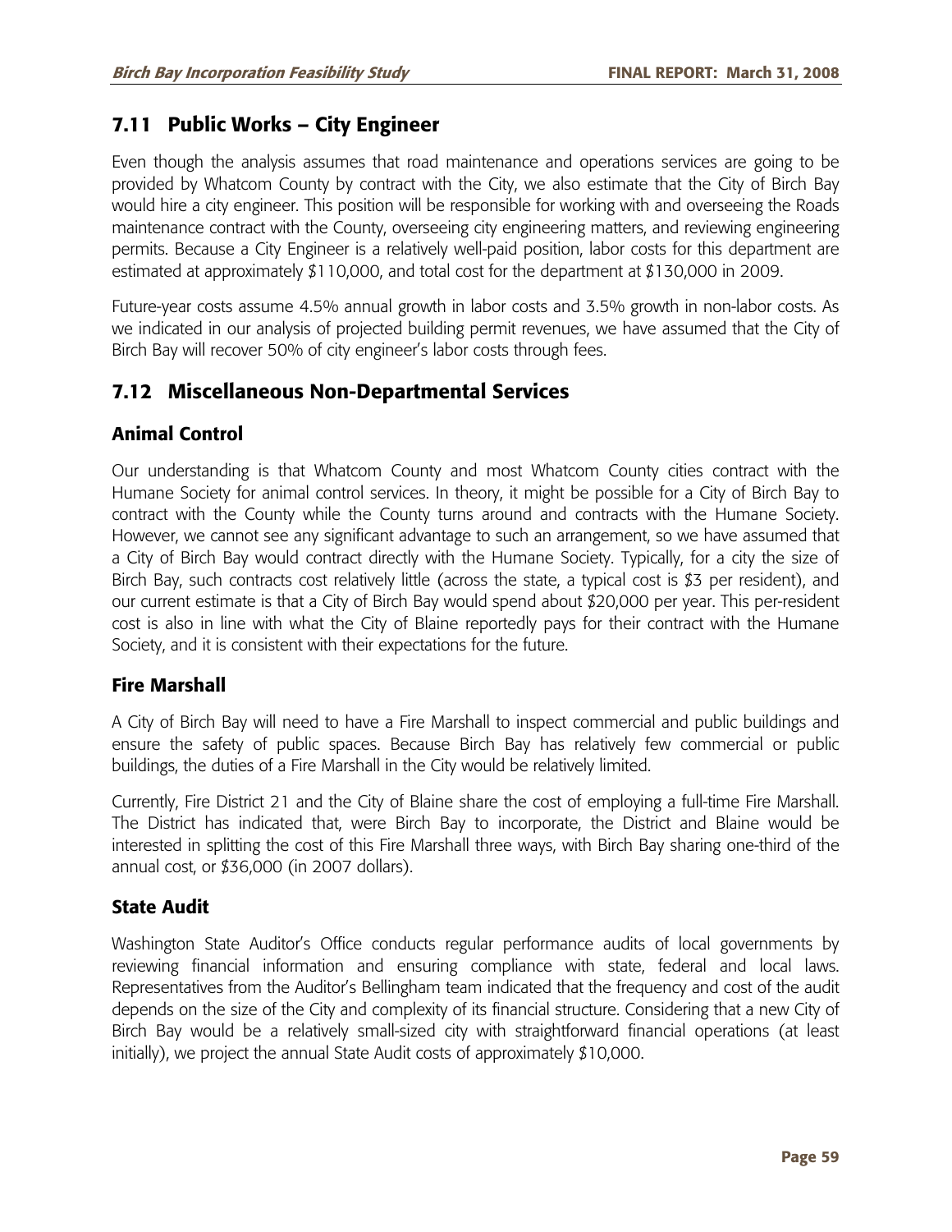## 7.11 Public Works – City Engineer

Even though the analysis assumes that road maintenance and operations services are going to be provided by Whatcom County by contract with the City, we also estimate that the City of Birch Bay would hire a city engineer. This position will be responsible for working with and overseeing the Roads maintenance contract with the County, overseeing city engineering matters, and reviewing engineering permits. Because a City Engineer is a relatively well-paid position, labor costs for this department are estimated at approximately $110,000, and total cost for the department at $130,000 in 2009.

Future-year costs assume 4.5% annual growth in labor costs and 3.5% growth in non-labor costs. As we indicated in our analysis of projected building permit revenues, we have assumed that the City of Birch Bay will recover 50% of city engineer's labor costs through fees.

## 7.12 Miscellaneous Non-Departmental Services

### Animal Control

Our understanding is that Whatcom County and most Whatcom County cities contract with the Humane Society for animal control services. In theory, it might be possible for a City of Birch Bay to contract with the County while the County turns around and contracts with the Humane Society. However, we cannot see any significant advantage to such an arrangement, so we have assumed that a City of Birch Bay would contract directly with the Humane Society. Typically, for a city the size of Birch Bay, such contracts cost relatively little (across the state, a typical cost is $3 per resident), and our current estimate is that a City of Birch Bay would spend about $20,000 per year. This per-resident cost is also in line with what the City of Blaine reportedly pays for their contract with the Humane Society, and it is consistent with their expectations for the future.

### Fire Marshall

A City of Birch Bay will need to have a Fire Marshall to inspect commercial and public buildings and ensure the safety of public spaces. Because Birch Bay has relatively few commercial or public buildings, the duties of a Fire Marshall in the City would be relatively limited.

Currently, Fire District 21 and the City of Blaine share the cost of employing a full-time Fire Marshall. The District has indicated that, were Birch Bay to incorporate, the District and Blaine would be interested in splitting the cost of this Fire Marshall three ways, with Birch Bay sharing one-third of the annual cost, or $36,000 (in 2007 dollars).

### State Audit

Washington State Auditor's Office conducts regular performance audits of local governments by reviewing financial information and ensuring compliance with state, federal and local laws. Representatives from the Auditor's Bellingham team indicated that the frequency and cost of the audit depends on the size of the City and complexity of its financial structure. Considering that a new City of Birch Bay would be a relatively small-sized city with straightforward financial operations (at least initially), we project the annual State Audit costs of approximately $10,000.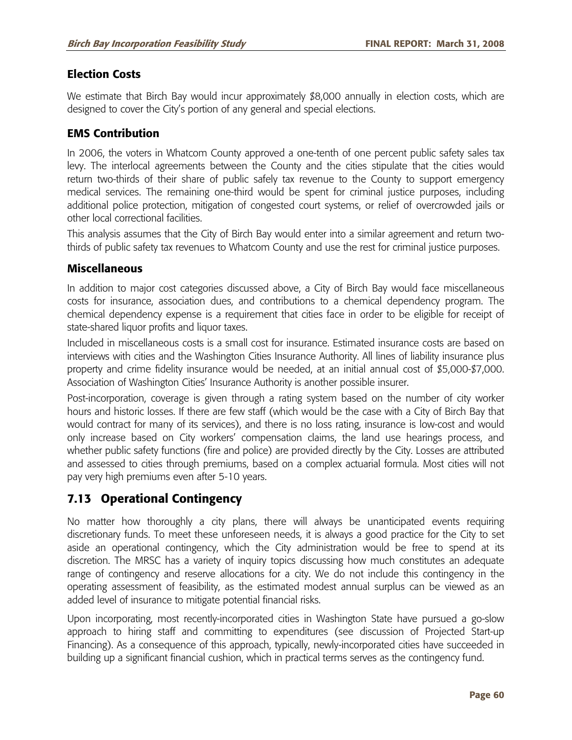### Election Costs

We estimate that Birch Bay would incur approximately $8,000 annually in election costs, which are designed to cover the City's portion of any general and special elections.

### EMS Contribution

In 2006, the voters in Whatcom County approved a one-tenth of one percent public safety sales tax levy. The interlocal agreements between the County and the cities stipulate that the cities would return two-thirds of their share of public safely tax revenue to the County to support emergency medical services. The remaining one-third would be spent for criminal justice purposes, including additional police protection, mitigation of congested court systems, or relief of overcrowded jails or other local correctional facilities.

This analysis assumes that the City of Birch Bay would enter into a similar agreement and return two-thirds of public safety tax revenues to Whatcom County and use the rest for criminal justice purposes.

### Miscellaneous

In addition to major cost categories discussed above, a City of Birch Bay would face miscellaneous costs for insurance, association dues, and contributions to a chemical dependency program. The chemical dependency expense is a requirement that cities face in order to be eligible for receipt of state-shared liquor profits and liquor taxes.

Included in miscellaneous costs is a small cost for insurance. Estimated insurance costs are based on interviews with cities and the Washington Cities Insurance Authority. All lines of liability insurance plus property and crime fidelity insurance would be needed, at an initial annual cost of $5,000-$7,000. Association of Washington Cities' Insurance Authority is another possible insurer.

Post-incorporation, coverage is given through a rating system based on the number of city worker hours and historic losses. If there are few staff (which would be the case with a City of Birch Bay that would contract for many of its services), and there is no loss rating, insurance is low-cost and would only increase based on City workers' compensation claims, the land use hearings process, and whether public safety functions (fire and police) are provided directly by the City. Losses are attributed and assessed to cities through premiums, based on a complex actuarial formula. Most cities will not pay very high premiums even after 5-10 years.

## 7.13 Operational Contingency

No matter how thoroughly a city plans, there will always be unanticipated events requiring discretionary funds. To meet these unforeseen needs, it is always a good practice for the City to set aside an operational contingency, which the City administration would be free to spend at its discretion. The MRSC has a variety of inquiry topics discussing how much constitutes an adequate range of contingency and reserve allocations for a city. We do not include this contingency in the operating assessment of feasibility, as the estimated modest annual surplus can be viewed as an added level of insurance to mitigate potential financial risks.

Upon incorporating, most recently-incorporated cities in Washington State have pursued a go-slow approach to hiring staff and committing to expenditures (see discussion of Projected Start-up Financing). As a consequence of this approach, typically, newly-incorporated cities have succeeded in building up a significant financial cushion, which in practical terms serves as the contingency fund.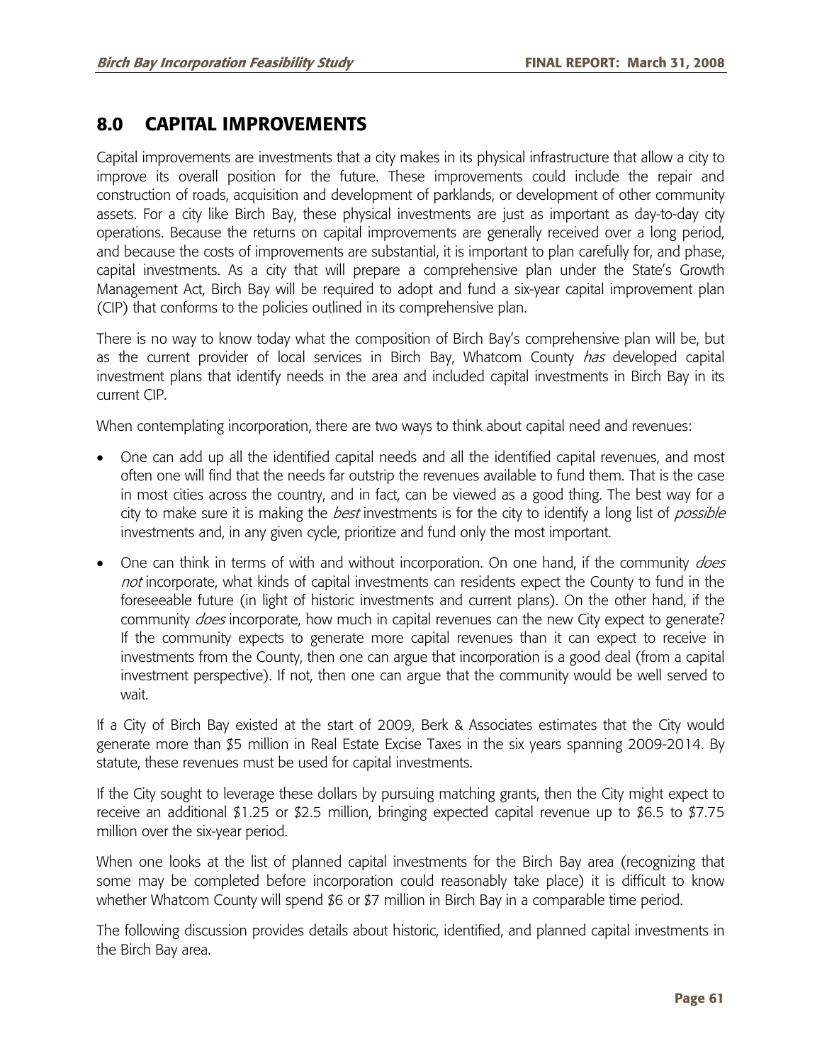## 8.0 CAPITAL IMPROVEMENTS

Capital improvements are investments that a city makes in its physical infrastructure that allow a city to improve its overall position for the future. These improvements could include the repair and construction of roads, acquisition and development of parklands, or development of other community assets. For a city like Birch Bay, these physical investments are just as important as day-to-day city operations. Because the returns on capital improvements are generally received over a long period, and because the costs of improvements are substantial, it is important to plan carefully for, and phase, capital investments. As a city that will prepare a comprehensive plan under the State's Growth Management Act, Birch Bay will be required to adopt and fund a six-year capital improvement plan (CIP) that conforms to the policies outlined in its comprehensive plan.

There is no way to know today what the composition of Birch Bay's comprehensive plan will be, but as the current provider of local services in Birch Bay, Whatcom County *has* developed capital investment plans that identify needs in the area and included capital investments in Birch Bay in its current CIP.

When contemplating incorporation, there are two ways to think about capital need and revenues:

- One can add up all the identified capital needs and all the identified capital revenues, and most often one will find that the needs far outstrip the revenues available to fund them. That is the case in most cities across the country, and in fact, can be viewed as a good thing. The best way for a city to make sure it is making the *best* investments is for the city to identify a long list of *possible* investments and, in any given cycle, prioritize and fund only the most important.
- One can think in terms of with and without incorporation. On one hand, if the community *does not* incorporate, what kinds of capital investments can residents expect the County to fund in the foreseeable future (in light of historic investments and current plans). On the other hand, if the community *does* incorporate, how much in capital revenues can the new City expect to generate? If the community expects to generate more capital revenues than it can expect to receive in investments from the County, then one can argue that incorporation is a good deal (from a capital investment perspective). If not, then one can argue that the community would be well served to wait.

If a City of Birch Bay existed at the start of 2009, Berk & Associates estimates that the City would generate more than $5 million in Real Estate Excise Taxes in the six years spanning 2009-2014. By statute, these revenues must be used for capital investments.

If the City sought to leverage these dollars by pursuing matching grants, then the City might expect to receive an additional $1.25 or $2.5 million, bringing expected capital revenue up to $6.5 to $7.75 million over the six-year period.

When one looks at the list of planned capital investments for the Birch Bay area (recognizing that some may be completed before incorporation could reasonably take place) it is difficult to know whether Whatcom County will spend $6 or $7 million in Birch Bay in a comparable time period.

The following discussion provides details about historic, identified, and planned capital investments in the Birch Bay area.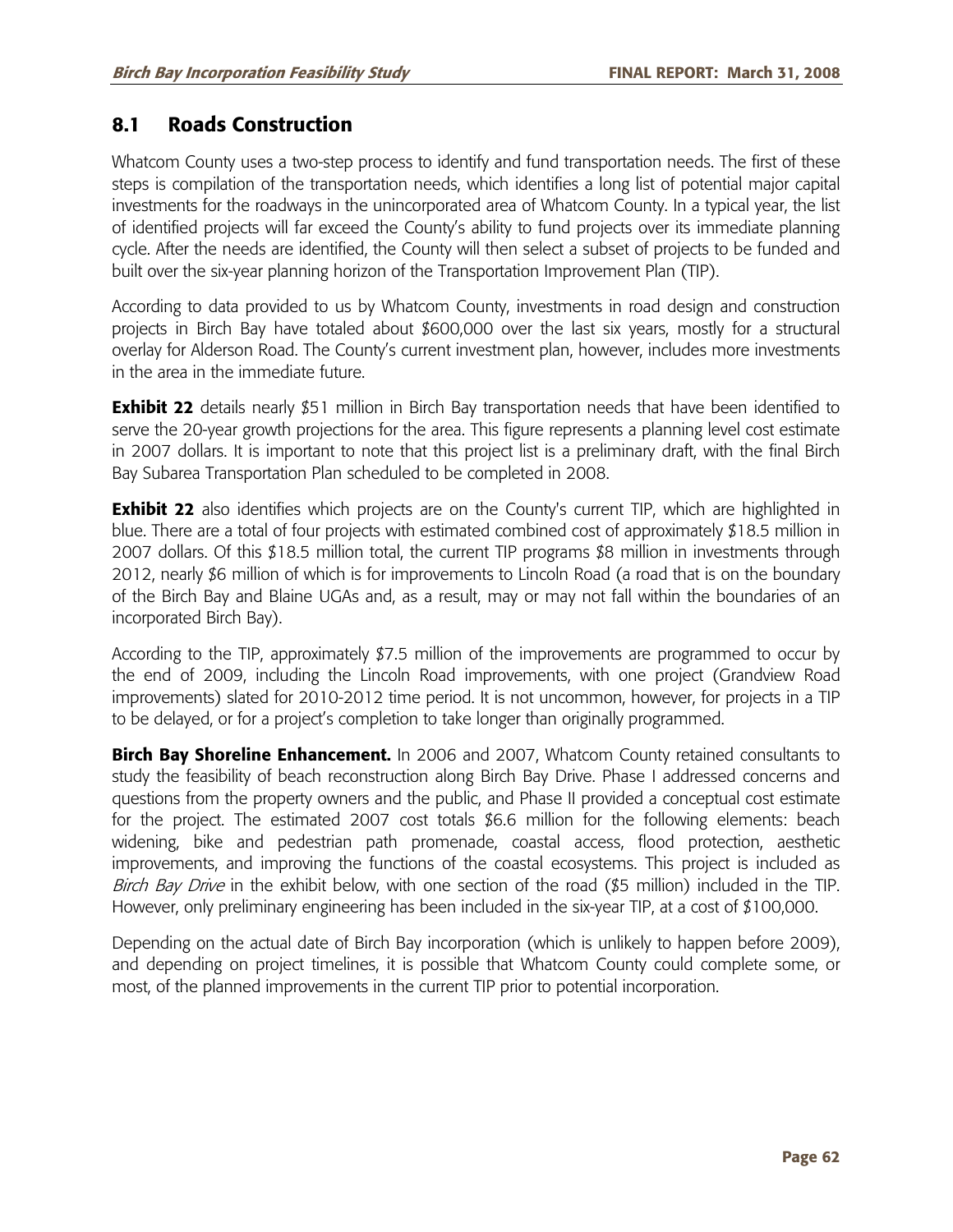## 8.1 Roads Construction

Whatcom County uses a two-step process to identify and fund transportation needs. The first of these steps is compilation of the transportation needs, which identifies a long list of potential major capital investments for the roadways in the unincorporated area of Whatcom County. In a typical year, the list of identified projects will far exceed the County's ability to fund projects over its immediate planning cycle. After the needs are identified, the County will then select a subset of projects to be funded and built over the six-year planning horizon of the Transportation Improvement Plan (TIP).

According to data provided to us by Whatcom County, investments in road design and construction projects in Birch Bay have totaled about $600,000 over the last six years, mostly for a structural overlay for Alderson Road. The County's current investment plan, however, includes more investments in the area in the immediate future.

**Exhibit 22** details nearly $51 million in Birch Bay transportation needs that have been identified to serve the 20-year growth projections for the area. This figure represents a planning level cost estimate in 2007 dollars. It is important to note that this project list is a preliminary draft, with the final Birch Bay Subarea Transportation Plan scheduled to be completed in 2008.

**Exhibit 22** also identifies which projects are on the County's current TIP, which are highlighted in blue. There are a total of four projects with estimated combined cost of approximately $18.5 million in 2007 dollars. Of this $18.5 million total, the current TIP programs $8 million in investments through 2012, nearly $6 million of which is for improvements to Lincoln Road (a road that is on the boundary of the Birch Bay and Blaine UGAs and, as a result, may or may not fall within the boundaries of an incorporated Birch Bay).

According to the TIP, approximately $7.5 million of the improvements are programmed to occur by the end of 2009, including the Lincoln Road improvements, with one project (Grandview Road improvements) slated for 2010-2012 time period. It is not uncommon, however, for projects in a TIP to be delayed, or for a project's completion to take longer than originally programmed.

**Birch Bay Shoreline Enhancement.** In 2006 and 2007, Whatcom County retained consultants to study the feasibility of beach reconstruction along Birch Bay Drive. Phase I addressed concerns and questions from the property owners and the public, and Phase II provided a conceptual cost estimate for the project. The estimated 2007 cost totals $6.6 million for the following elements: beach widening, bike and pedestrian path promenade, coastal access, flood protection, aesthetic improvements, and improving the functions of the coastal ecosystems. This project is included as *Birch Bay Drive* in the exhibit below, with one section of the road ($5 million) included in the TIP. However, only preliminary engineering has been included in the six-year TIP, at a cost of $100,000.

Depending on the actual date of Birch Bay incorporation (which is unlikely to happen before 2009), and depending on project timelines, it is possible that Whatcom County could complete some, or most, of the planned improvements in the current TIP prior to potential incorporation.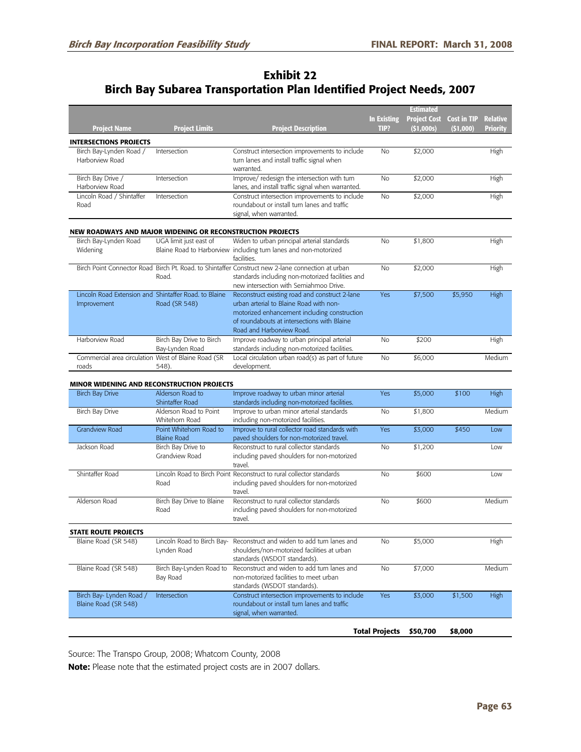## Exhibit 22
## Birch Bay Subarea Transportation Plan Identified Project Needs, 2007

| Project Name | Project Limits | Project Description | In Existing TIP? | Estimated Project Cost ($1,000s) | Cost in TIP ($1,000) | Relative Priority |
|---|---|---|---|---|---|---|
| **INTERSECTIONS PROJECTS** | | | | | | |
| Birch Bay-Lynden Road / Harborview Road | Intersection | Construct intersection improvements to include turn lanes and install traffic signal when warranted. | No | $2,000 | | High |
| Birch Bay Drive / Harborview Road | Intersection | Improve/ redesign the intersection with turn lanes, and install traffic signal when warranted. | No | $2,000 | | High |
| Lincoln Road / Shintaffer Road | Intersection | Construct intersection improvements to include roundabout or install turn lanes and traffic signal, when warranted. | No | $2,000 | | High |
| **NEW ROADWAYS AND MAJOR WIDENING OR RECONSTRUCTION PROJECTS** | | | | | | |
| Birch Bay-Lynden Road Widening | UGA limit just east of Blaine Road to Harborview | Widen to urban principal arterial standards including turn lanes and non-motorized facilities. | No | $1,800 | | High |
| Birch Point Connector Road | Birch Pt. Road. to Shintaffer Road. | Construct new 2-lane connection at urban standards including non-motorized facilities and new intersection with Semiahmoo Drive. | No | $2,000 | | High |
| Lincoln Road Extension and Improvement | Shintaffer Road. to Blaine Road (SR 548) | Reconstruct existing road and construct 2-lane urban arterial to Blaine Road with non-motorized enhancement including construction of roundabouts at intersections with Blaine Road and Harborview Road. | Yes | $7,500 | $5,950 | High |
| Harborview Road | Birch Bay Drive to Birch Bay-Lynden Road | Improve roadway to urban principal arterial standards including non-motorized facilities. | No | $200 | | High |
| Commercial area circulation roads | West of Blaine Road (SR 548). | Local circulation urban road(s) as part of future development. | No | $6,000 | | Medium |
| **MINOR WIDENING AND RECONSTRUCTION PROJECTS** | | | | | | |
| Birch Bay Drive | Alderson Road to Shintaffer Road | Improve roadway to urban minor arterial standards including non-motorized facilities. | Yes | $5,000 | $100 | High |
| Birch Bay Drive | Alderson Road to Point Whitehorn Road | Improve to urban minor arterial standards including non-motorized facilities. | No | $1,800 | | Medium |
| Grandview Road | Point Whitehorn Road to Blaine Road | Improve to rural collector road standards with paved shoulders for non-motorized travel. | Yes | $3,000 | $450 | Low |
| Jackson Road | Birch Bay Drive to Grandview Road | Reconstruct to rural collector standards including paved shoulders for non-motorized travel. | No | $1,200 | | Low |
| Shintaffer Road | Lincoln Road to Birch Point Road | Reconstruct to rural collector standards including paved shoulders for non-motorized travel. | No | $600 | | Low |
| Alderson Road | Birch Bay Drive to Blaine Road | Reconstruct to rural collector standards including paved shoulders for non-motorized travel. | No | $600 | | Medium |
| **STATE ROUTE PROJECTS** | | | | | | |
| Blaine Road (SR 548) | Lincoln Road to Birch Bay-Lynden Road | Reconstruct and widen to add turn lanes and shoulders/non-motorized facilities at urban standards (WSDOT standards). | No | $5,000 | | High |
| Blaine Road (SR 548) | Birch Bay-Lynden Road to Bay Road | Reconstruct and widen to add turn lanes and non-motorized facilities to meet urban standards (WSDOT standards). | No | $7,000 | | Medium |
| Birch Bay- Lynden Road / Blaine Road (SR 548) | Intersection | Construct intersection improvements to include roundabout or install turn lanes and traffic signal, when warranted. | Yes | $3,000 | $1,500 | High |
| | | | **Total Projects** | **$50,700** | **$8,000** | |

Source: The Transpo Group, 2008; Whatcom County, 2008

**Note:** Please note that the estimated project costs are in 2007 dollars.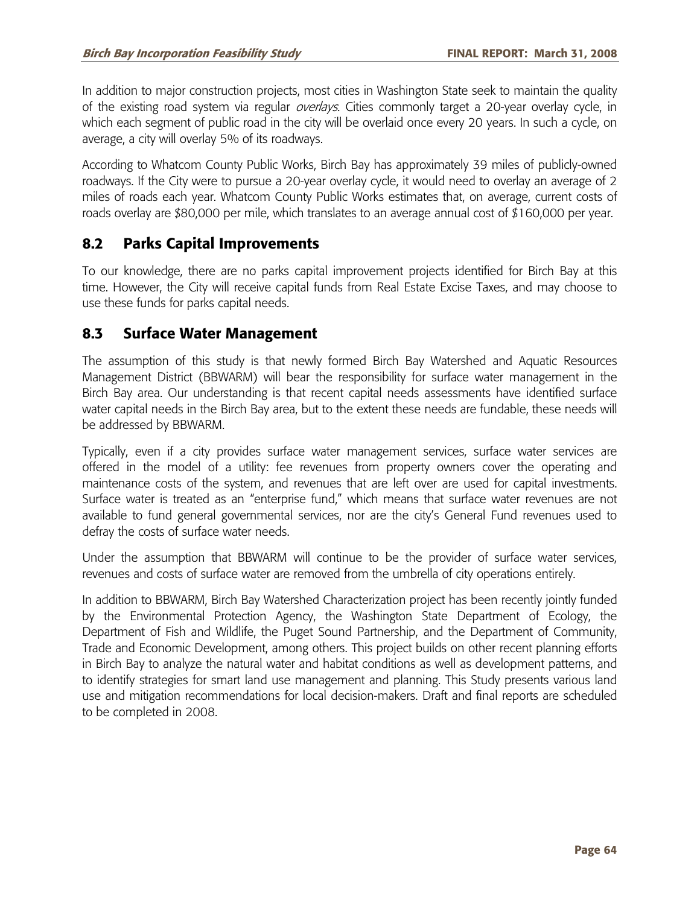In addition to major construction projects, most cities in Washington State seek to maintain the quality of the existing road system via regular *overlays*. Cities commonly target a 20-year overlay cycle, in which each segment of public road in the city will be overlaid once every 20 years. In such a cycle, on average, a city will overlay 5% of its roadways.

According to Whatcom County Public Works, Birch Bay has approximately 39 miles of publicly-owned roadways. If the City were to pursue a 20-year overlay cycle, it would need to overlay an average of 2 miles of roads each year. Whatcom County Public Works estimates that, on average, current costs of roads overlay are $80,000 per mile, which translates to an average annual cost of $160,000 per year.

## 8.2 Parks Capital Improvements

To our knowledge, there are no parks capital improvement projects identified for Birch Bay at this time. However, the City will receive capital funds from Real Estate Excise Taxes, and may choose to use these funds for parks capital needs.

## 8.3 Surface Water Management

The assumption of this study is that newly formed Birch Bay Watershed and Aquatic Resources Management District (BBWARM) will bear the responsibility for surface water management in the Birch Bay area. Our understanding is that recent capital needs assessments have identified surface water capital needs in the Birch Bay area, but to the extent these needs are fundable, these needs will be addressed by BBWARM.

Typically, even if a city provides surface water management services, surface water services are offered in the model of a utility: fee revenues from property owners cover the operating and maintenance costs of the system, and revenues that are left over are used for capital investments. Surface water is treated as an "enterprise fund," which means that surface water revenues are not available to fund general governmental services, nor are the city's General Fund revenues used to defray the costs of surface water needs.

Under the assumption that BBWARM will continue to be the provider of surface water services, revenues and costs of surface water are removed from the umbrella of city operations entirely.

In addition to BBWARM, Birch Bay Watershed Characterization project has been recently jointly funded by the Environmental Protection Agency, the Washington State Department of Ecology, the Department of Fish and Wildlife, the Puget Sound Partnership, and the Department of Community, Trade and Economic Development, among others. This project builds on other recent planning efforts in Birch Bay to analyze the natural water and habitat conditions as well as development patterns, and to identify strategies for smart land use management and planning. This Study presents various land use and mitigation recommendations for local decision-makers. Draft and final reports are scheduled to be completed in 2008.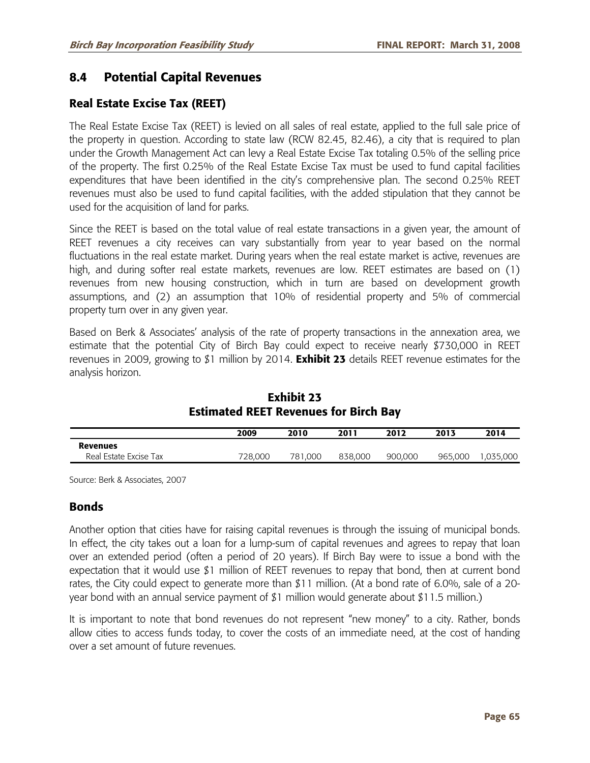## 8.4 Potential Capital Revenues

### Real Estate Excise Tax (REET)

The Real Estate Excise Tax (REET) is levied on all sales of real estate, applied to the full sale price of the property in question. According to state law (RCW 82.45, 82.46), a city that is required to plan under the Growth Management Act can levy a Real Estate Excise Tax totaling 0.5% of the selling price of the property. The first 0.25% of the Real Estate Excise Tax must be used to fund capital facilities expenditures that have been identified in the city's comprehensive plan. The second 0.25% REET revenues must also be used to fund capital facilities, with the added stipulation that they cannot be used for the acquisition of land for parks.

Since the REET is based on the total value of real estate transactions in a given year, the amount of REET revenues a city receives can vary substantially from year to year based on the normal fluctuations in the real estate market. During years when the real estate market is active, revenues are high, and during softer real estate markets, revenues are low. REET estimates are based on (1) revenues from new housing construction, which in turn are based on development growth assumptions, and (2) an assumption that 10% of residential property and 5% of commercial property turn over in any given year.

Based on Berk & Associates' analysis of the rate of property transactions in the annexation area, we estimate that the potential City of Birch Bay could expect to receive nearly $730,000 in REET revenues in 2009, growing to $1 million by 2014. **Exhibit 23** details REET revenue estimates for the analysis horizon.

**Exhibit 23**
**Estimated REET Revenues for Birch Bay**

| | 2009 | 2010 | 2011 | 2012 | 2013 | 2014 |
|---|---|---|---|---|---|---|
| **Revenues** | | | | | | |
| Real Estate Excise Tax | 728,000 | 781,000 | 838,000 | 900,000 | 965,000 | 1,035,000 |

Source: Berk & Associates, 2007

### Bonds

Another option that cities have for raising capital revenues is through the issuing of municipal bonds. In effect, the city takes out a loan for a lump-sum of capital revenues and agrees to repay that loan over an extended period (often a period of 20 years). If Birch Bay were to issue a bond with the expectation that it would use $1 million of REET revenues to repay that bond, then at current bond rates, the City could expect to generate more than $11 million. (At a bond rate of 6.0%, sale of a 20-year bond with an annual service payment of $1 million would generate about $11.5 million.)

It is important to note that bond revenues do not represent "new money" to a city. Rather, bonds allow cities to access funds today, to cover the costs of an immediate need, at the cost of handing over a set amount of future revenues.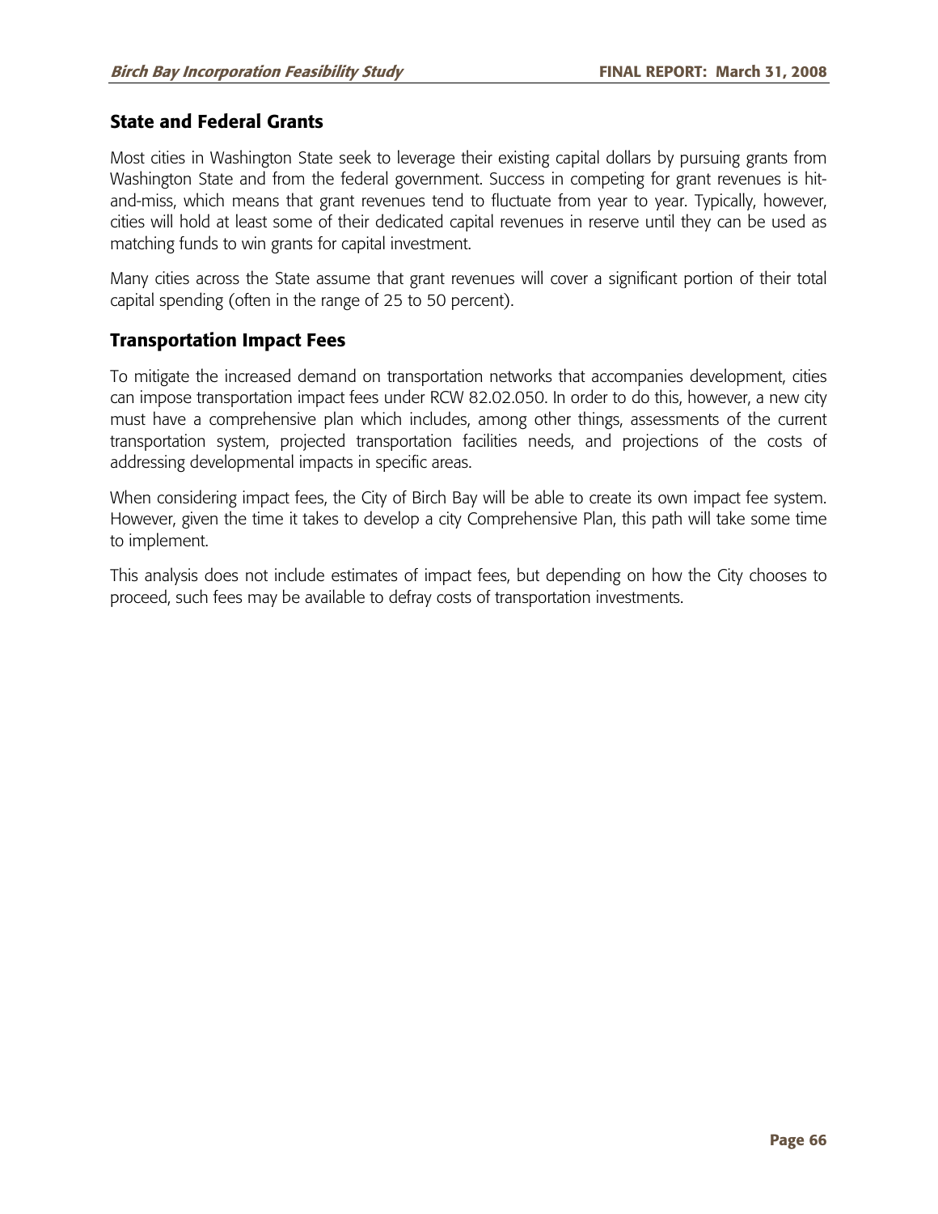## State and Federal Grants

Most cities in Washington State seek to leverage their existing capital dollars by pursuing grants from Washington State and from the federal government. Success in competing for grant revenues is hit-and-miss, which means that grant revenues tend to fluctuate from year to year. Typically, however, cities will hold at least some of their dedicated capital revenues in reserve until they can be used as matching funds to win grants for capital investment.

Many cities across the State assume that grant revenues will cover a significant portion of their total capital spending (often in the range of 25 to 50 percent).

## Transportation Impact Fees

To mitigate the increased demand on transportation networks that accompanies development, cities can impose transportation impact fees under RCW 82.02.050. In order to do this, however, a new city must have a comprehensive plan which includes, among other things, assessments of the current transportation system, projected transportation facilities needs, and projections of the costs of addressing developmental impacts in specific areas.

When considering impact fees, the City of Birch Bay will be able to create its own impact fee system. However, given the time it takes to develop a city Comprehensive Plan, this path will take some time to implement.

This analysis does not include estimates of impact fees, but depending on how the City chooses to proceed, such fees may be available to defray costs of transportation investments.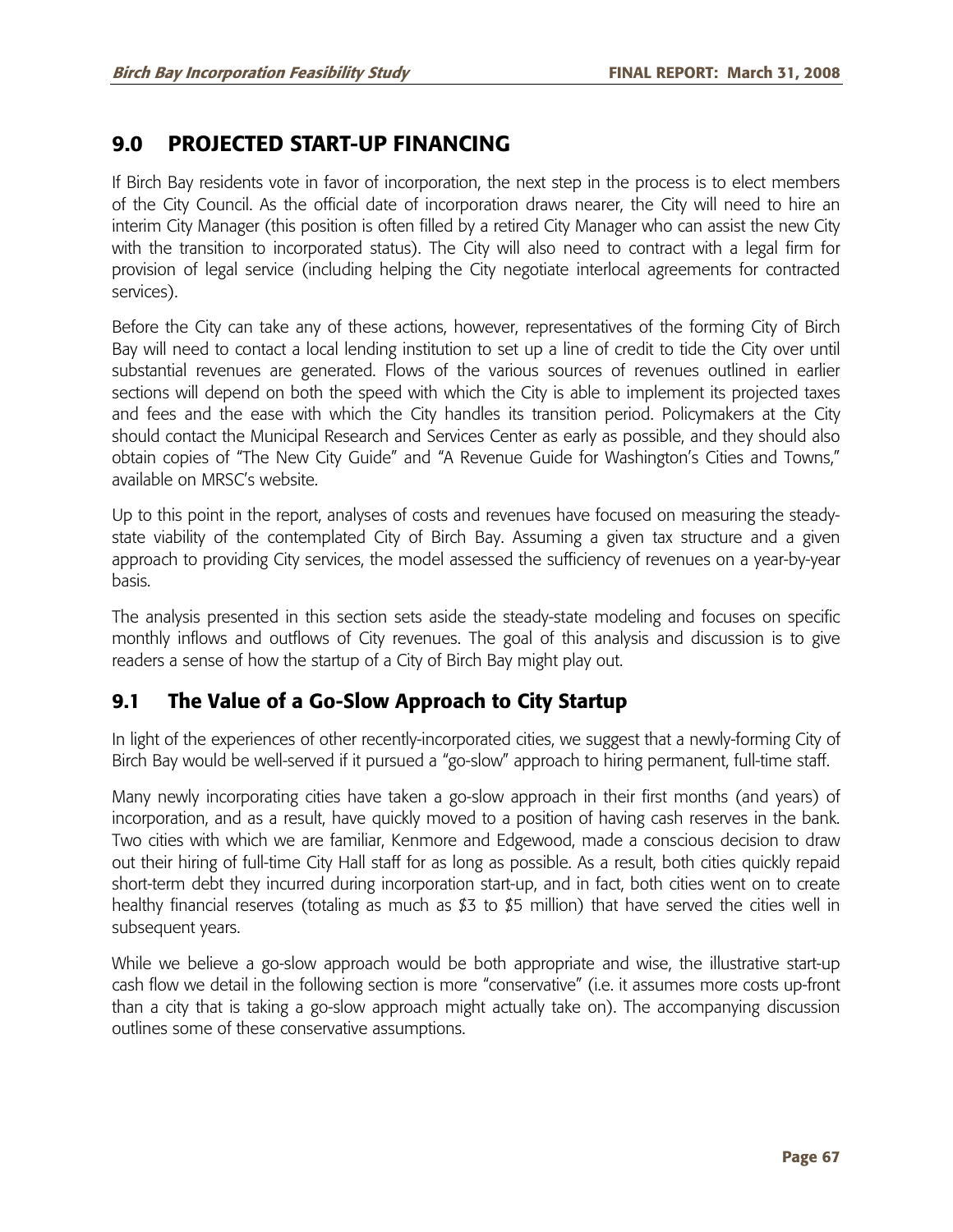## 9.0 PROJECTED START-UP FINANCING

If Birch Bay residents vote in favor of incorporation, the next step in the process is to elect members of the City Council. As the official date of incorporation draws nearer, the City will need to hire an interim City Manager (this position is often filled by a retired City Manager who can assist the new City with the transition to incorporated status). The City will also need to contract with a legal firm for provision of legal service (including helping the City negotiate interlocal agreements for contracted services).

Before the City can take any of these actions, however, representatives of the forming City of Birch Bay will need to contact a local lending institution to set up a line of credit to tide the City over until substantial revenues are generated. Flows of the various sources of revenues outlined in earlier sections will depend on both the speed with which the City is able to implement its projected taxes and fees and the ease with which the City handles its transition period. Policymakers at the City should contact the Municipal Research and Services Center as early as possible, and they should also obtain copies of "The New City Guide" and "A Revenue Guide for Washington's Cities and Towns," available on MRSC's website.

Up to this point in the report, analyses of costs and revenues have focused on measuring the steady-state viability of the contemplated City of Birch Bay. Assuming a given tax structure and a given approach to providing City services, the model assessed the sufficiency of revenues on a year-by-year basis.

The analysis presented in this section sets aside the steady-state modeling and focuses on specific monthly inflows and outflows of City revenues. The goal of this analysis and discussion is to give readers a sense of how the startup of a City of Birch Bay might play out.

### 9.1 The Value of a Go-Slow Approach to City Startup

In light of the experiences of other recently-incorporated cities, we suggest that a newly-forming City of Birch Bay would be well-served if it pursued a "go-slow" approach to hiring permanent, full-time staff.

Many newly incorporating cities have taken a go-slow approach in their first months (and years) of incorporation, and as a result, have quickly moved to a position of having cash reserves in the bank. Two cities with which we are familiar, Kenmore and Edgewood, made a conscious decision to draw out their hiring of full-time City Hall staff for as long as possible. As a result, both cities quickly repaid short-term debt they incurred during incorporation start-up, and in fact, both cities went on to create healthy financial reserves (totaling as much as $3 to $5 million) that have served the cities well in subsequent years.

While we believe a go-slow approach would be both appropriate and wise, the illustrative start-up cash flow we detail in the following section is more "conservative" (i.e. it assumes more costs up-front than a city that is taking a go-slow approach might actually take on). The accompanying discussion outlines some of these conservative assumptions.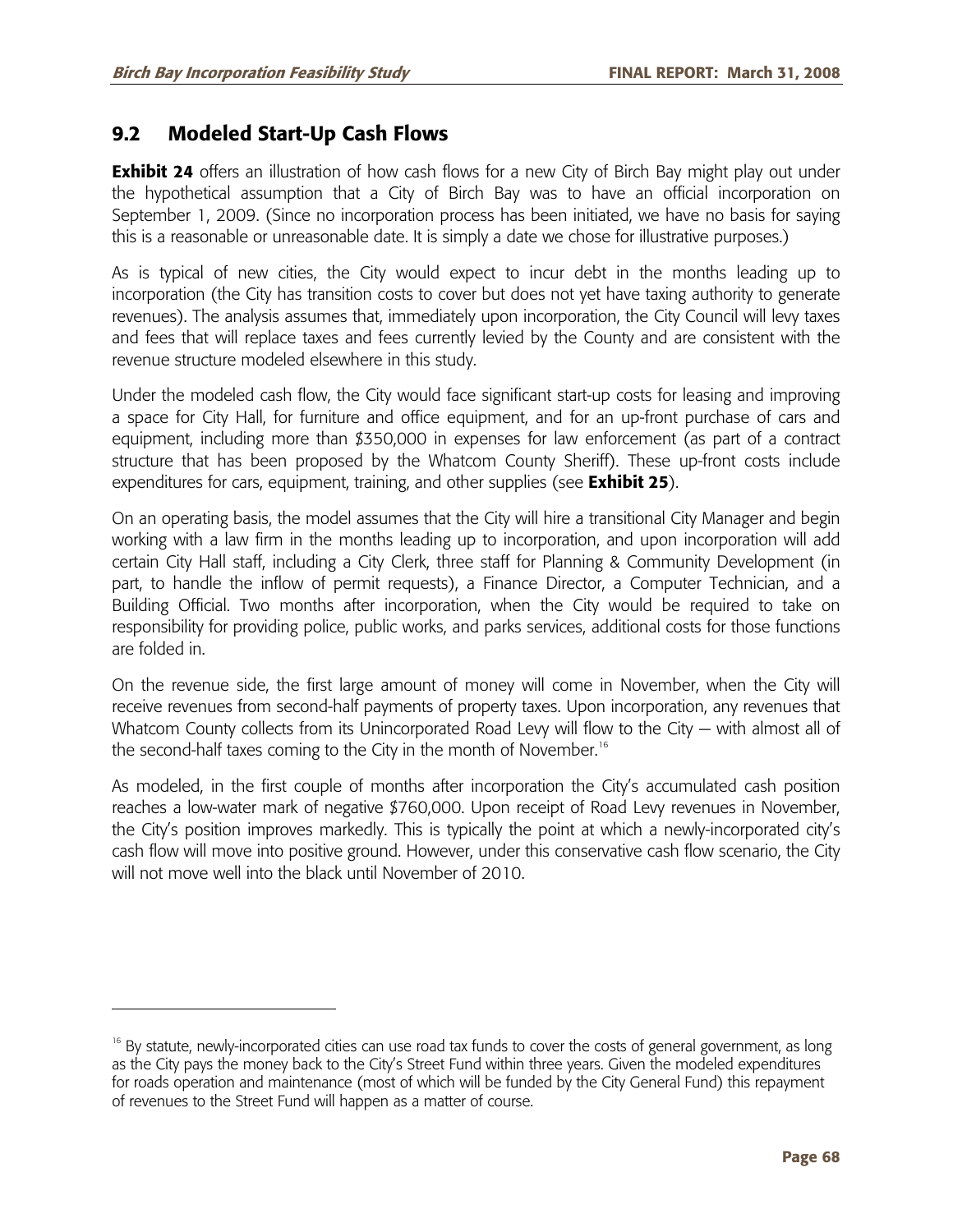## 9.2 Modeled Start-Up Cash Flows

**Exhibit 24** offers an illustration of how cash flows for a new City of Birch Bay might play out under the hypothetical assumption that a City of Birch Bay was to have an official incorporation on September 1, 2009. (Since no incorporation process has been initiated, we have no basis for saying this is a reasonable or unreasonable date. It is simply a date we chose for illustrative purposes.)

As is typical of new cities, the City would expect to incur debt in the months leading up to incorporation (the City has transition costs to cover but does not yet have taxing authority to generate revenues). The analysis assumes that, immediately upon incorporation, the City Council will levy taxes and fees that will replace taxes and fees currently levied by the County and are consistent with the revenue structure modeled elsewhere in this study.

Under the modeled cash flow, the City would face significant start-up costs for leasing and improving a space for City Hall, for furniture and office equipment, and for an up-front purchase of cars and equipment, including more than $350,000 in expenses for law enforcement (as part of a contract structure that has been proposed by the Whatcom County Sheriff). These up-front costs include expenditures for cars, equipment, training, and other supplies (see **Exhibit 25**).

On an operating basis, the model assumes that the City will hire a transitional City Manager and begin working with a law firm in the months leading up to incorporation, and upon incorporation will add certain City Hall staff, including a City Clerk, three staff for Planning & Community Development (in part, to handle the inflow of permit requests), a Finance Director, a Computer Technician, and a Building Official. Two months after incorporation, when the City would be required to take on responsibility for providing police, public works, and parks services, additional costs for those functions are folded in.

On the revenue side, the first large amount of money will come in November, when the City will receive revenues from second-half payments of property taxes. Upon incorporation, any revenues that Whatcom County collects from its Unincorporated Road Levy will flow to the City — with almost all of the second-half taxes coming to the City in the month of November.[16]

As modeled, in the first couple of months after incorporation the City's accumulated cash position reaches a low-water mark of negative $760,000. Upon receipt of Road Levy revenues in November, the City's position improves markedly. This is typically the point at which a newly-incorporated city's cash flow will move into positive ground. However, under this conservative cash flow scenario, the City will not move well into the black until November of 2010.

---

[16] By statute, newly-incorporated cities can use road tax funds to cover the costs of general government, as long as the City pays the money back to the City's Street Fund within three years. Given the modeled expenditures for roads operation and maintenance (most of which will be funded by the City General Fund) this repayment of revenues to the Street Fund will happen as a matter of course.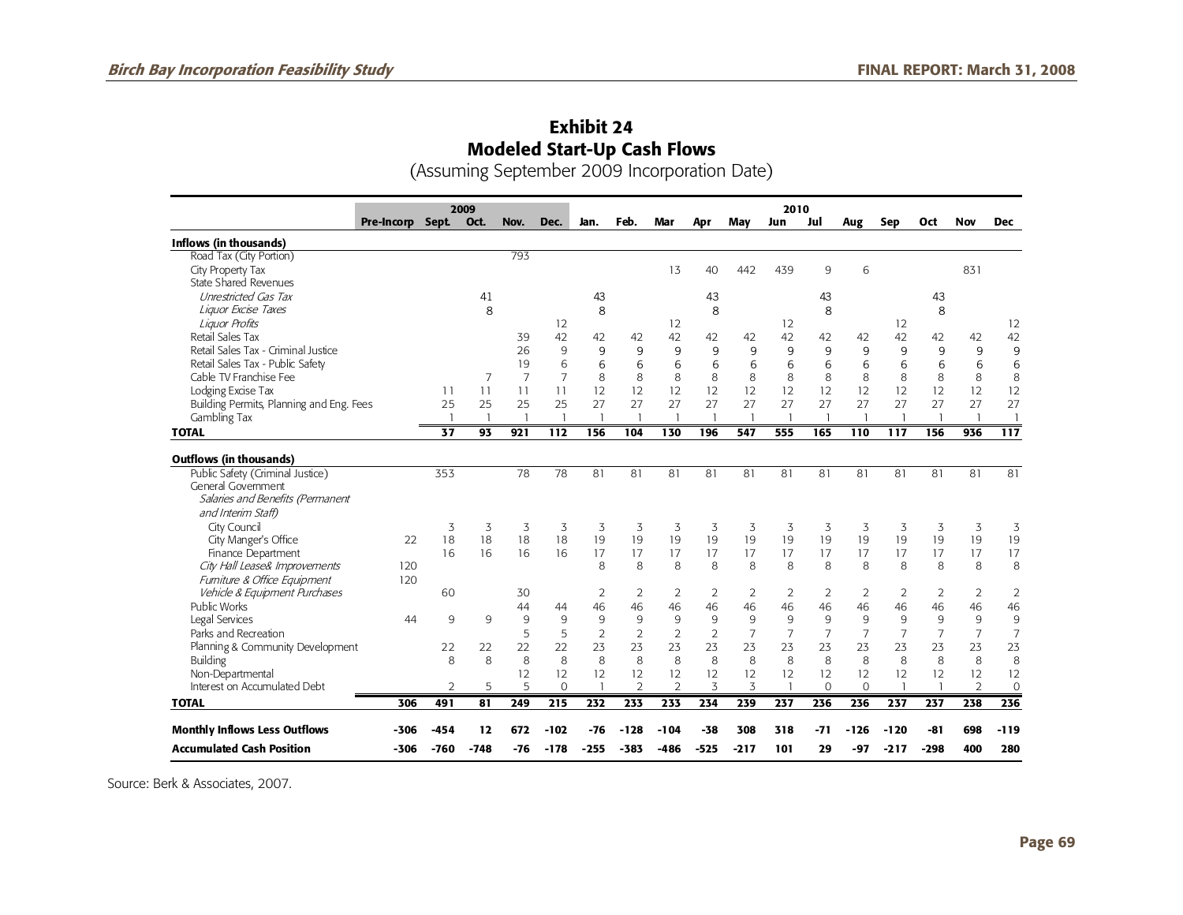# Exhibit 24
## Modeled Start-Up Cash Flows
(Assuming September 2009 Incorporation Date)

| | Pre-Incorp | 2009 Sept. | Oct. | Nov. | Dec. | 2010 Jan. | Feb. | Mar | Apr | May | Jun | Jul | Aug | Sep | Oct | Nov | Dec |
|---|---|---|---|---|---|---|---|---|---|---|---|---|---|---|---|---|---|
| **Inflows (in thousands)** | | | | | | | | | | | | | | | | | |
| Road Tax (City Portion) | | | | 793 | | | | | | | | | | | | | |
| City Property Tax | | | | | | | | 13 | 40 | 442 | 439 | 9 | 6 | | | 831 | |
| State Shared Revenues | | | | | | | | | | | | | | | | | |
| *Unrestricted Gas Tax* | | | 41 | | | 43 | | | 43 | | | 43 | | | 43 | | |
| *Liquor Excise Taxes* | | | 8 | | | 8 | | | 8 | | | 8 | | | 8 | | |
| *Liquor Profits* | | | | | 12 | | | 12 | | | 12 | | | 12 | | | 12 |
| Retail Sales Tax | | | | 39 | 42 | 42 | 42 | 42 | 42 | 42 | 42 | 42 | 42 | 42 | 42 | 42 | 42 |
| Retail Sales Tax - Criminal Justice | | | | 26 | 9 | 9 | 9 | 9 | 9 | 9 | 9 | 9 | 9 | 9 | 9 | 9 | 9 |
| Retail Sales Tax - Public Safety | | | | 19 | 6 | 6 | 6 | 6 | 6 | 6 | 6 | 6 | 6 | 6 | 6 | 6 | 6 |
| Cable TV Franchise Fee | | | 7 | 7 | 7 | 8 | 8 | 8 | 8 | 8 | 8 | 8 | 8 | 8 | 8 | 8 | 8 |
| Lodging Excise Tax | | 11 | 11 | 11 | 11 | 12 | 12 | 12 | 12 | 12 | 12 | 12 | 12 | 12 | 12 | 12 | 12 |
| Building Permits, Planning and Eng. Fees | | 25 | 25 | 25 | 25 | 27 | 27 | 27 | 27 | 27 | 27 | 27 | 27 | 27 | 27 | 27 | 27 |
| Gambling Tax | | 1 | 1 | 1 | 1 | 1 | 1 | 1 | 1 | 1 | 1 | 1 | 1 | 1 | 1 | 1 | 1 |
| **TOTAL** | | **37** | **93** | **921** | **112** | **156** | **104** | **130** | **196** | **547** | **555** | **165** | **110** | **117** | **156** | **936** | **117** |
| **Outflows (in thousands)** | | | | | | | | | | | | | | | | | |
| Public Safety (Criminal Justice) | | 353 | | 78 | 78 | 81 | 81 | 81 | 81 | 81 | 81 | 81 | 81 | 81 | 81 | 81 | 81 |
| General Government | | | | | | | | | | | | | | | | | |
| *Salaries and Benefits (Permanent and Interim Staff)* | | | | | | | | | | | | | | | | | |
| City Council | | 3 | 3 | 3 | 3 | 3 | 3 | 3 | 3 | 3 | 3 | 3 | 3 | 3 | 3 | 3 | 3 |
| City Manger's Office | 22 | 18 | 18 | 18 | 18 | 19 | 19 | 19 | 19 | 19 | 19 | 19 | 19 | 19 | 19 | 19 | 19 |
| Finance Department | | 16 | 16 | 16 | 16 | 17 | 17 | 17 | 17 | 17 | 17 | 17 | 17 | 17 | 17 | 17 | 17 |
| *City Hall Lease& Improvements* | 120 | | | | | 8 | 8 | 8 | 8 | 8 | 8 | 8 | 8 | 8 | 8 | 8 | 8 |
| *Furniture & Office Equipment* | 120 | | | | | | | | | | | | | | | | |
| *Vehicle & Equipment Purchases* | | 60 | | 30 | | 2 | 2 | 2 | 2 | 2 | 2 | 2 | 2 | 2 | 2 | 2 | 2 |
| Public Works | | | | 44 | 44 | 46 | 46 | 46 | 46 | 46 | 46 | 46 | 46 | 46 | 46 | 46 | 46 |
| Legal Services | 44 | 9 | 9 | 9 | 9 | 9 | 9 | 9 | 9 | 9 | 9 | 9 | 9 | 9 | 9 | 9 | 9 |
| Parks and Recreation | | | | 5 | 5 | 2 | 2 | 2 | 2 | 7 | 7 | 7 | 7 | 7 | 7 | 7 | 7 |
| Planning & Community Development | | 22 | 22 | 22 | 22 | 23 | 23 | 23 | 23 | 23 | 23 | 23 | 23 | 23 | 23 | 23 | 23 |
| Building | | 8 | 8 | 8 | 8 | 8 | 8 | 8 | 8 | 8 | 8 | 8 | 8 | 8 | 8 | 8 | 8 |
| Non-Departmental | | | | 12 | 12 | 12 | 12 | 12 | 12 | 12 | 12 | 12 | 12 | 12 | 12 | 12 | 12 |
| Interest on Accumulated Debt | | 2 | 5 | 5 | 0 | 1 | 2 | 2 | 3 | 3 | 1 | 0 | 0 | 1 | 1 | 2 | 0 |
| **TOTAL** | **306** | **491** | **81** | **249** | **215** | **232** | **233** | **233** | **234** | **239** | **237** | **236** | **236** | **237** | **237** | **238** | **236** |
| **Monthly Inflows Less Outflows** | **-306** | **-454** | **12** | **672** | **-102** | **-76** | **-128** | **-104** | **-38** | **308** | **318** | **-71** | **-126** | **-120** | **-81** | **698** | **-119** |
| **Accumulated Cash Position** | **-306** | **-760** | **-748** | **-76** | **-178** | **-255** | **-383** | **-486** | **-525** | **-217** | **101** | **29** | **-97** | **-217** | **-298** | **400** | **280** |

Source: Berk & Associates, 2007.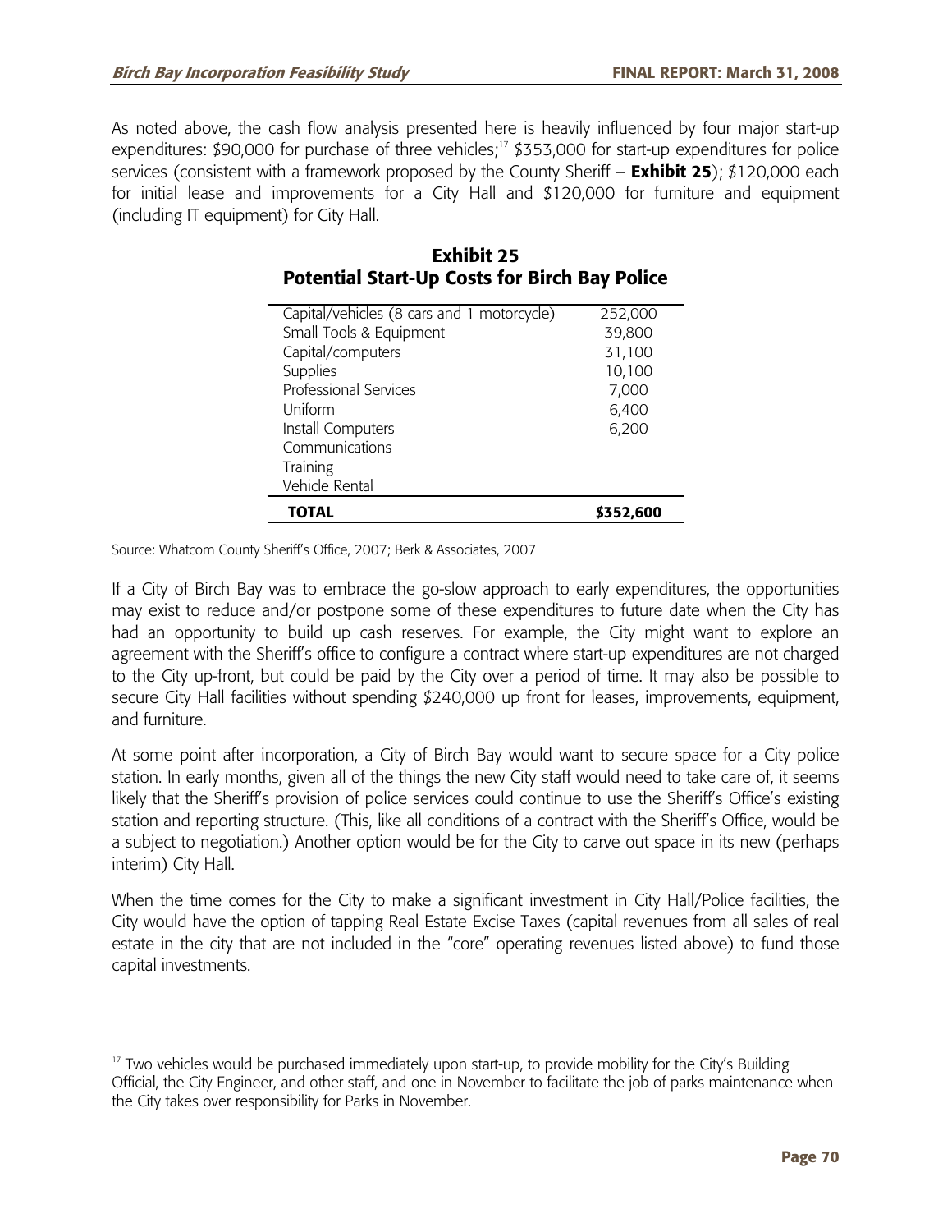As noted above, the cash flow analysis presented here is heavily influenced by four major start-up expenditures: $90,000 for purchase of three vehicles;[17] $353,000 for start-up expenditures for police services (consistent with a framework proposed by the County Sheriff – **Exhibit 25**); $120,000 each for initial lease and improvements for a City Hall and $120,000 for furniture and equipment (including IT equipment) for City Hall.

## Exhibit 25
## Potential Start-Up Costs for Birch Bay Police

| | |
|---|---|
| Capital/vehicles (8 cars and 1 motorcycle) | 252,000 |
| Small Tools & Equipment | 39,800 |
| Capital/computers | 31,100 |
| Supplies | 10,100 |
| Professional Services | 7,000 |
| Uniform | 6,400 |
| Install Computers | 6,200 |
| Communications | |
| Training | |
| Vehicle Rental | |
| **TOTAL** | **$352,600** |

Source: Whatcom County Sheriff's Office, 2007; Berk & Associates, 2007

If a City of Birch Bay was to embrace the go-slow approach to early expenditures, the opportunities may exist to reduce and/or postpone some of these expenditures to future date when the City has had an opportunity to build up cash reserves. For example, the City might want to explore an agreement with the Sheriff's office to configure a contract where start-up expenditures are not charged to the City up-front, but could be paid by the City over a period of time. It may also be possible to secure City Hall facilities without spending $240,000 up front for leases, improvements, equipment, and furniture.

At some point after incorporation, a City of Birch Bay would want to secure space for a City police station. In early months, given all of the things the new City staff would need to take care of, it seems likely that the Sheriff's provision of police services could continue to use the Sheriff's Office's existing station and reporting structure. (This, like all conditions of a contract with the Sheriff's Office, would be a subject to negotiation.) Another option would be for the City to carve out space in its new (perhaps interim) City Hall.

When the time comes for the City to make a significant investment in City Hall/Police facilities, the City would have the option of tapping Real Estate Excise Taxes (capital revenues from all sales of real estate in the city that are not included in the "core" operating revenues listed above) to fund those capital investments.

---

[17] Two vehicles would be purchased immediately upon start-up, to provide mobility for the City's Building Official, the City Engineer, and other staff, and one in November to facilitate the job of parks maintenance when the City takes over responsibility for Parks in November.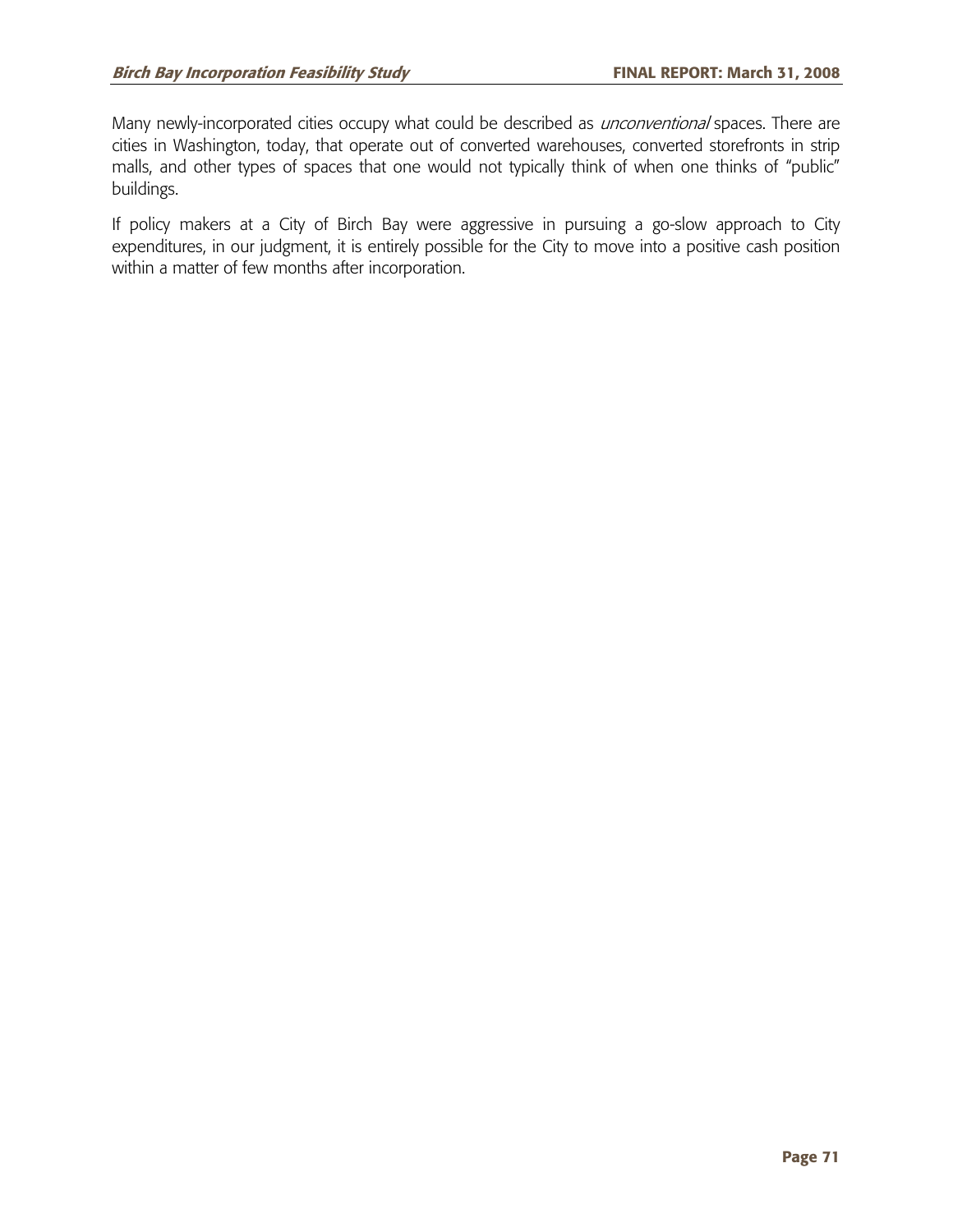Many newly-incorporated cities occupy what could be described as *unconventional* spaces. There are cities in Washington, today, that operate out of converted warehouses, converted storefronts in strip malls, and other types of spaces that one would not typically think of when one thinks of "public" buildings.

If policy makers at a City of Birch Bay were aggressive in pursuing a go-slow approach to City expenditures, in our judgment, it is entirely possible for the City to move into a positive cash position within a matter of few months after incorporation.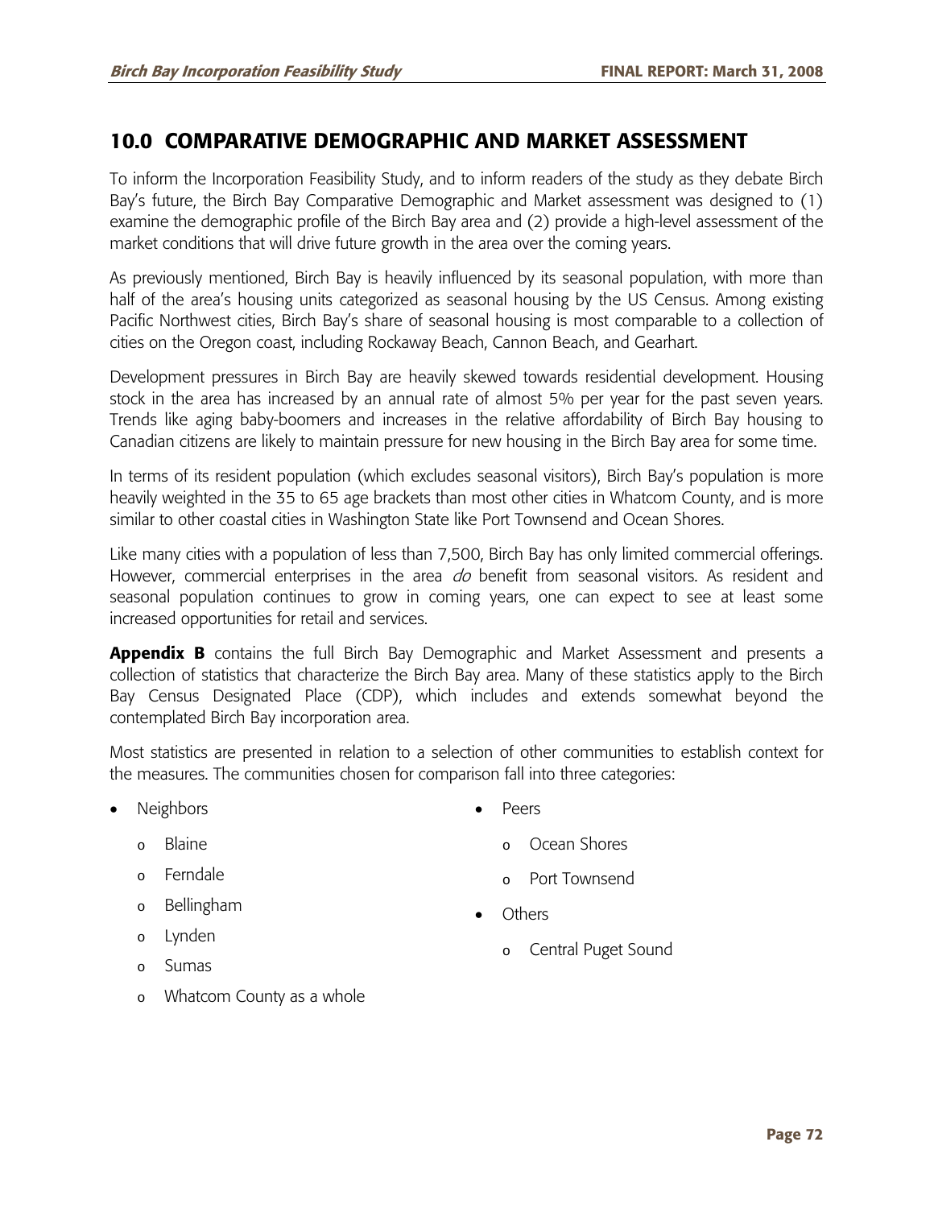## 10.0 COMPARATIVE DEMOGRAPHIC AND MARKET ASSESSMENT

To inform the Incorporation Feasibility Study, and to inform readers of the study as they debate Birch Bay's future, the Birch Bay Comparative Demographic and Market assessment was designed to (1) examine the demographic profile of the Birch Bay area and (2) provide a high-level assessment of the market conditions that will drive future growth in the area over the coming years.

As previously mentioned, Birch Bay is heavily influenced by its seasonal population, with more than half of the area's housing units categorized as seasonal housing by the US Census. Among existing Pacific Northwest cities, Birch Bay's share of seasonal housing is most comparable to a collection of cities on the Oregon coast, including Rockaway Beach, Cannon Beach, and Gearhart.

Development pressures in Birch Bay are heavily skewed towards residential development. Housing stock in the area has increased by an annual rate of almost 5% per year for the past seven years. Trends like aging baby-boomers and increases in the relative affordability of Birch Bay housing to Canadian citizens are likely to maintain pressure for new housing in the Birch Bay area for some time.

In terms of its resident population (which excludes seasonal visitors), Birch Bay's population is more heavily weighted in the 35 to 65 age brackets than most other cities in Whatcom County, and is more similar to other coastal cities in Washington State like Port Townsend and Ocean Shores.

Like many cities with a population of less than 7,500, Birch Bay has only limited commercial offerings. However, commercial enterprises in the area *do* benefit from seasonal visitors. As resident and seasonal population continues to grow in coming years, one can expect to see at least some increased opportunities for retail and services.

**Appendix B** contains the full Birch Bay Demographic and Market Assessment and presents a collection of statistics that characterize the Birch Bay area. Many of these statistics apply to the Birch Bay Census Designated Place (CDP), which includes and extends somewhat beyond the contemplated Birch Bay incorporation area.

Most statistics are presented in relation to a selection of other communities to establish context for the measures. The communities chosen for comparison fall into three categories:

- Neighbors
  - Blaine
  - Ferndale
  - Bellingham
  - Lynden
  - Sumas
  - Whatcom County as a whole
- Peers
  - Ocean Shores
  - Port Townsend
- Others
  - Central Puget Sound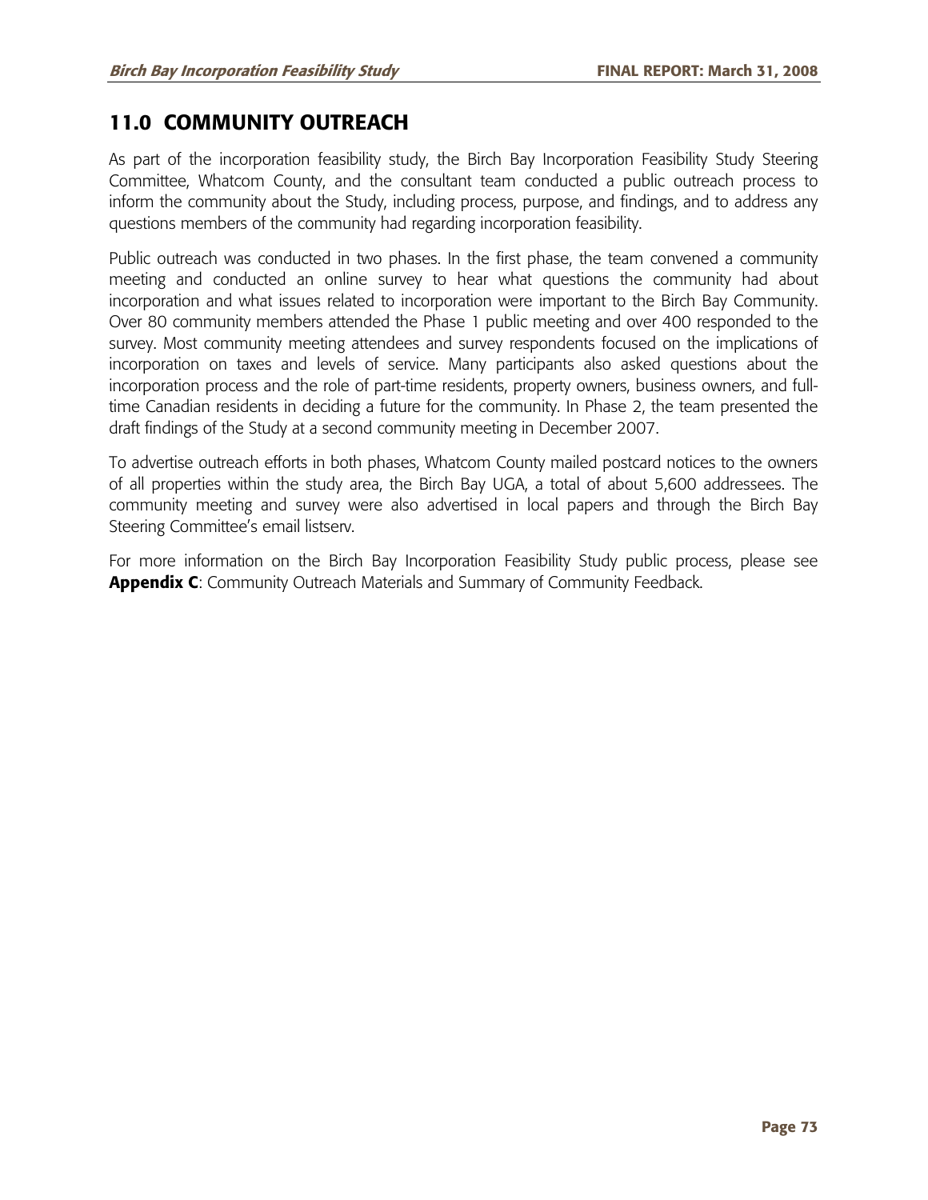## 11.0 COMMUNITY OUTREACH

As part of the incorporation feasibility study, the Birch Bay Incorporation Feasibility Study Steering Committee, Whatcom County, and the consultant team conducted a public outreach process to inform the community about the Study, including process, purpose, and findings, and to address any questions members of the community had regarding incorporation feasibility.

Public outreach was conducted in two phases. In the first phase, the team convened a community meeting and conducted an online survey to hear what questions the community had about incorporation and what issues related to incorporation were important to the Birch Bay Community. Over 80 community members attended the Phase 1 public meeting and over 400 responded to the survey. Most community meeting attendees and survey respondents focused on the implications of incorporation on taxes and levels of service. Many participants also asked questions about the incorporation process and the role of part-time residents, property owners, business owners, and full-time Canadian residents in deciding a future for the community. In Phase 2, the team presented the draft findings of the Study at a second community meeting in December 2007.

To advertise outreach efforts in both phases, Whatcom County mailed postcard notices to the owners of all properties within the study area, the Birch Bay UGA, a total of about 5,600 addressees. The community meeting and survey were also advertised in local papers and through the Birch Bay Steering Committee's email listserv.

For more information on the Birch Bay Incorporation Feasibility Study public process, please see **Appendix C**: Community Outreach Materials and Summary of Community Feedback.